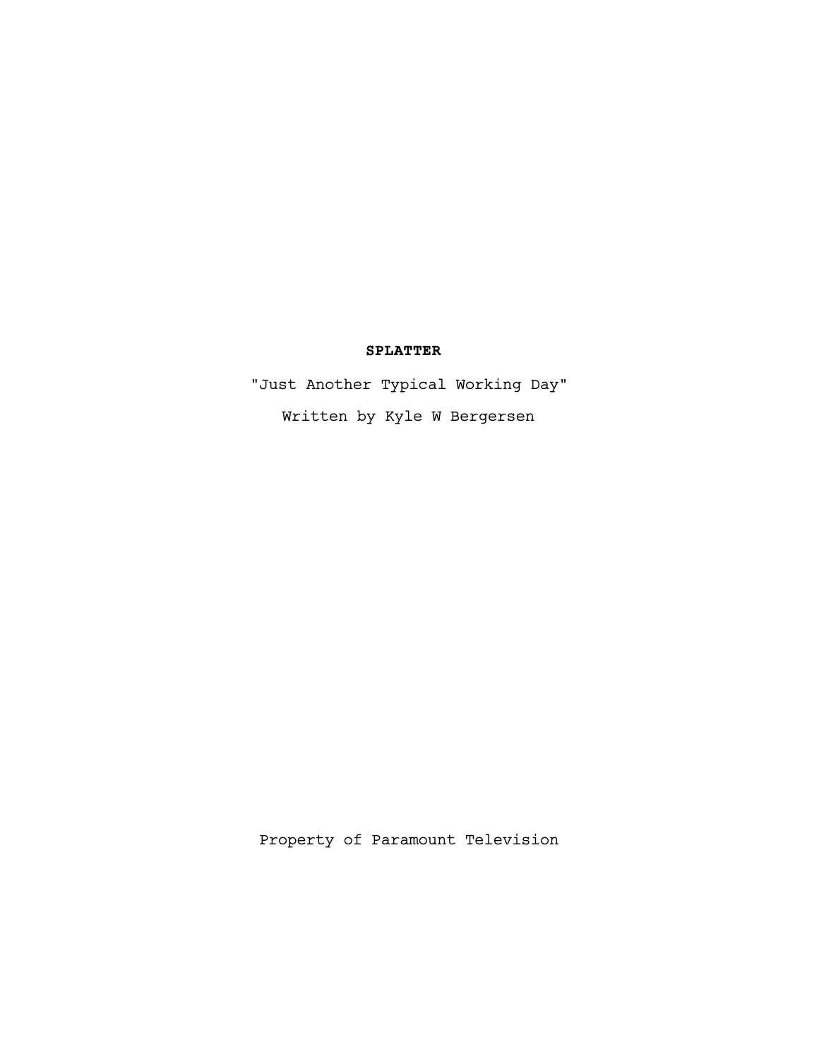**SPLATTER**

"Just Another Typical Working Day"

Written by Kyle W Bergersen

Property of Paramount Television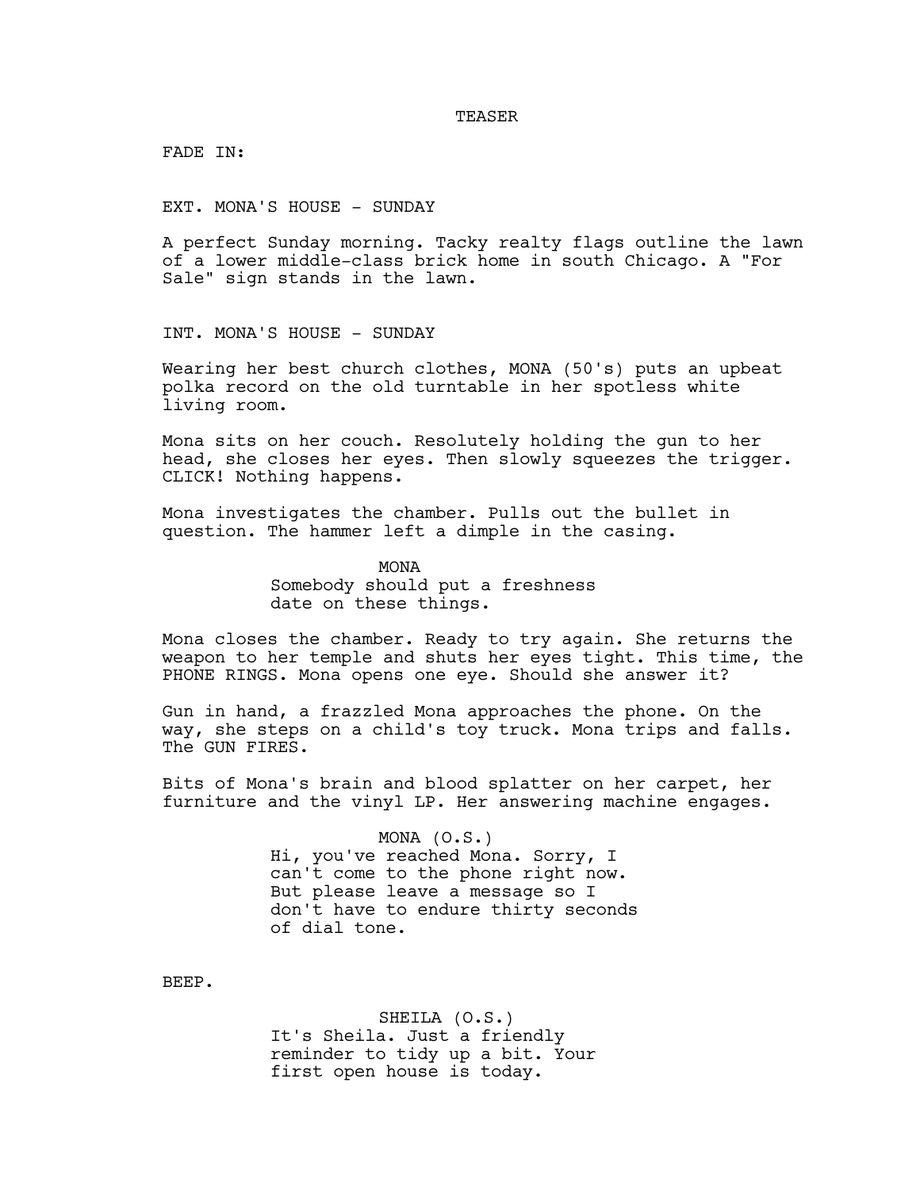TEASER

FADE IN:

EXT. MONA'S HOUSE - SUNDAY

A perfect Sunday morning. Tacky realty flags outline the lawn of a lower middle-class brick home in south Chicago. A "For Sale" sign stands in the lawn.

INT. MONA'S HOUSE - SUNDAY

Wearing her best church clothes, MONA (50's) puts an upbeat polka record on the old turntable in her spotless white living room.

Mona sits on her couch. Resolutely holding the gun to her head, she closes her eyes. Then slowly squeezes the trigger. CLICK! Nothing happens.

Mona investigates the chamber. Pulls out the bullet in question. The hammer left a dimple in the casing.

MONA
Somebody should put a freshness date on these things.

Mona closes the chamber. Ready to try again. She returns the weapon to her temple and shuts her eyes tight. This time, the PHONE RINGS. Mona opens one eye. Should she answer it?

Gun in hand, a frazzled Mona approaches the phone. On the way, she steps on a child's toy truck. Mona trips and falls. The GUN FIRES.

Bits of Mona's brain and blood splatter on her carpet, her furniture and the vinyl LP. Her answering machine engages.

MONA (O.S.)
Hi, you've reached Mona. Sorry, I can't come to the phone right now. But please leave a message so I don't have to endure thirty seconds of dial tone.

BEEP.

SHEILA (O.S.)
It's Sheila. Just a friendly reminder to tidy up a bit. Your first open house is today.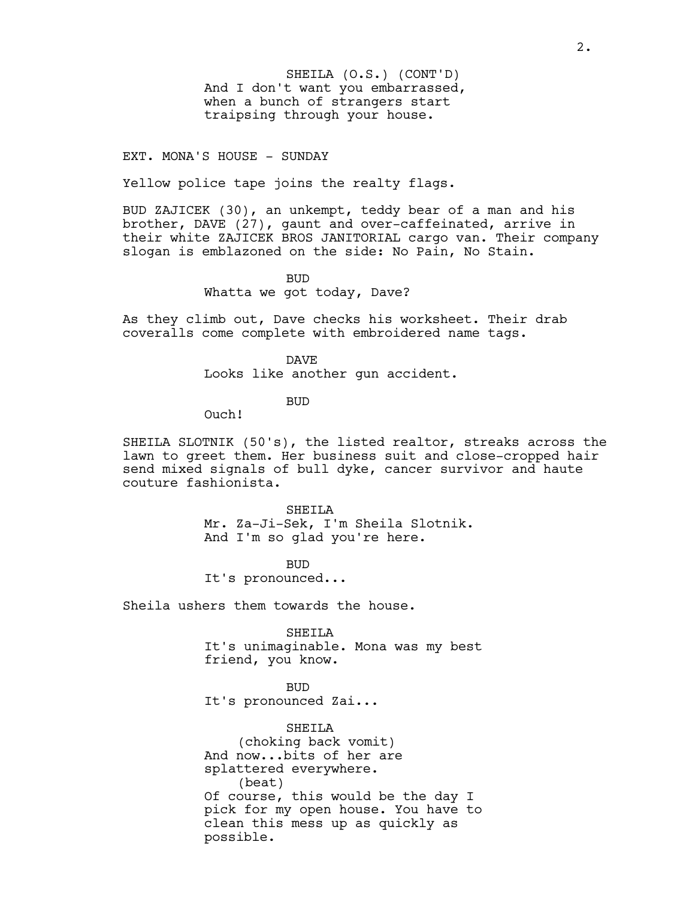SHEILA (O.S.) (CONT'D)
And I don't want you embarrassed, when a bunch of strangers start traipsing through your house.

EXT. MONA'S HOUSE - SUNDAY

Yellow police tape joins the realty flags.

BUD ZAJICEK (30), an unkempt, teddy bear of a man and his brother, DAVE (27), gaunt and over-caffeinated, arrive in their white ZAJICEK BROS JANITORIAL cargo van. Their company slogan is emblazoned on the side: No Pain, No Stain.

BUD
Whatta we got today, Dave?

As they climb out, Dave checks his worksheet. Their drab coveralls come complete with embroidered name tags.

DAVE
Looks like another gun accident.

BUD
Ouch!

SHEILA SLOTNIK (50's), the listed realtor, streaks across the lawn to greet them. Her business suit and close-cropped hair send mixed signals of bull dyke, cancer survivor and haute couture fashionista.

SHEILA
Mr. Za-Ji-Sek, I'm Sheila Slotnik. And I'm so glad you're here.

BUD
It's pronounced...

Sheila ushers them towards the house.

SHEILA
It's unimaginable. Mona was my best friend, you know.

BUD
It's pronounced Zai...

SHEILA
(choking back vomit)
And now...bits of her are splattered everywhere.
(beat)
Of course, this would be the day I pick for my open house. You have to clean this mess up as quickly as possible.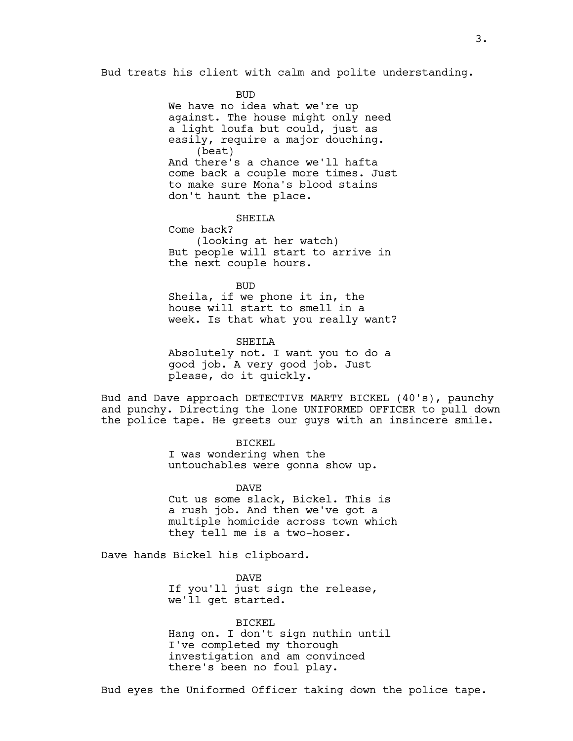Bud treats his client with calm and polite understanding.

BUD
We have no idea what we're up against. The house might only need a light loufa but could, just as easily, require a major douching.
(beat)
And there's a chance we'll hafta come back a couple more times. Just to make sure Mona's blood stains don't haunt the place.

SHEILA
Come back?
(looking at her watch)
But people will start to arrive in the next couple hours.

BUD
Sheila, if we phone it in, the house will start to smell in a week. Is that what you really want?

SHEILA
Absolutely not. I want you to do a good job. A very good job. Just please, do it quickly.

Bud and Dave approach DETECTIVE MARTY BICKEL (40's), paunchy and punchy. Directing the lone UNIFORMED OFFICER to pull down the police tape. He greets our guys with an insincere smile.

BICKEL
I was wondering when the untouchables were gonna show up.

DAVE
Cut us some slack, Bickel. This is a rush job. And then we've got a multiple homicide across town which they tell me is a two-hoser.

Dave hands Bickel his clipboard.

DAVE
If you'll just sign the release, we'll get started.

BICKEL
Hang on. I don't sign nuthin until I've completed my thorough investigation and am convinced there's been no foul play.

Bud eyes the Uniformed Officer taking down the police tape.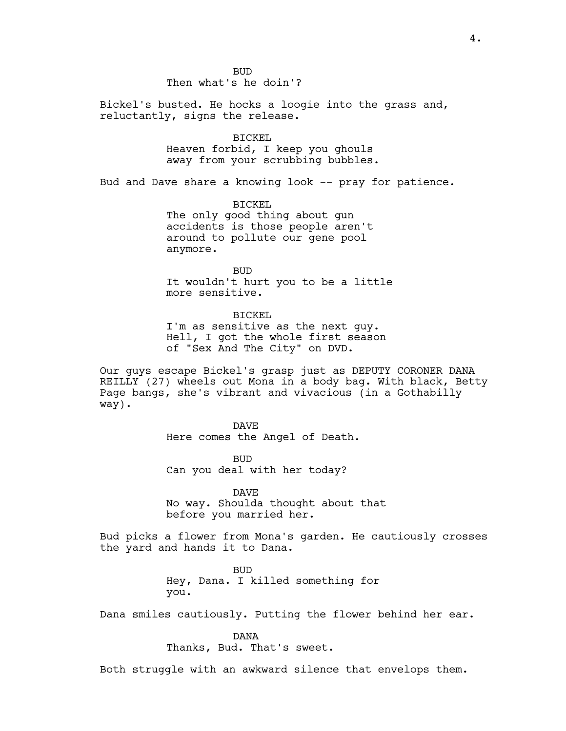BUD
Then what's he doin'?

Bickel's busted. He hocks a loogie into the grass and, reluctantly, signs the release.

BICKEL
Heaven forbid, I keep you ghouls away from your scrubbing bubbles.

Bud and Dave share a knowing look -- pray for patience.

BICKEL
The only good thing about gun accidents is those people aren't around to pollute our gene pool anymore.

BUD
It wouldn't hurt you to be a little more sensitive.

BICKEL
I'm as sensitive as the next guy. Hell, I got the whole first season of "Sex And The City" on DVD.

Our guys escape Bickel's grasp just as DEPUTY CORONER DANA REILLY (27) wheels out Mona in a body bag. With black, Betty Page bangs, she's vibrant and vivacious (in a Gothabilly way).

DAVE
Here comes the Angel of Death.

BUD
Can you deal with her today?

DAVE
No way. Shoulda thought about that before you married her.

Bud picks a flower from Mona's garden. He cautiously crosses the yard and hands it to Dana.

BUD
Hey, Dana. I killed something for you.

Dana smiles cautiously. Putting the flower behind her ear.

DANA
Thanks, Bud. That's sweet.

Both struggle with an awkward silence that envelops them.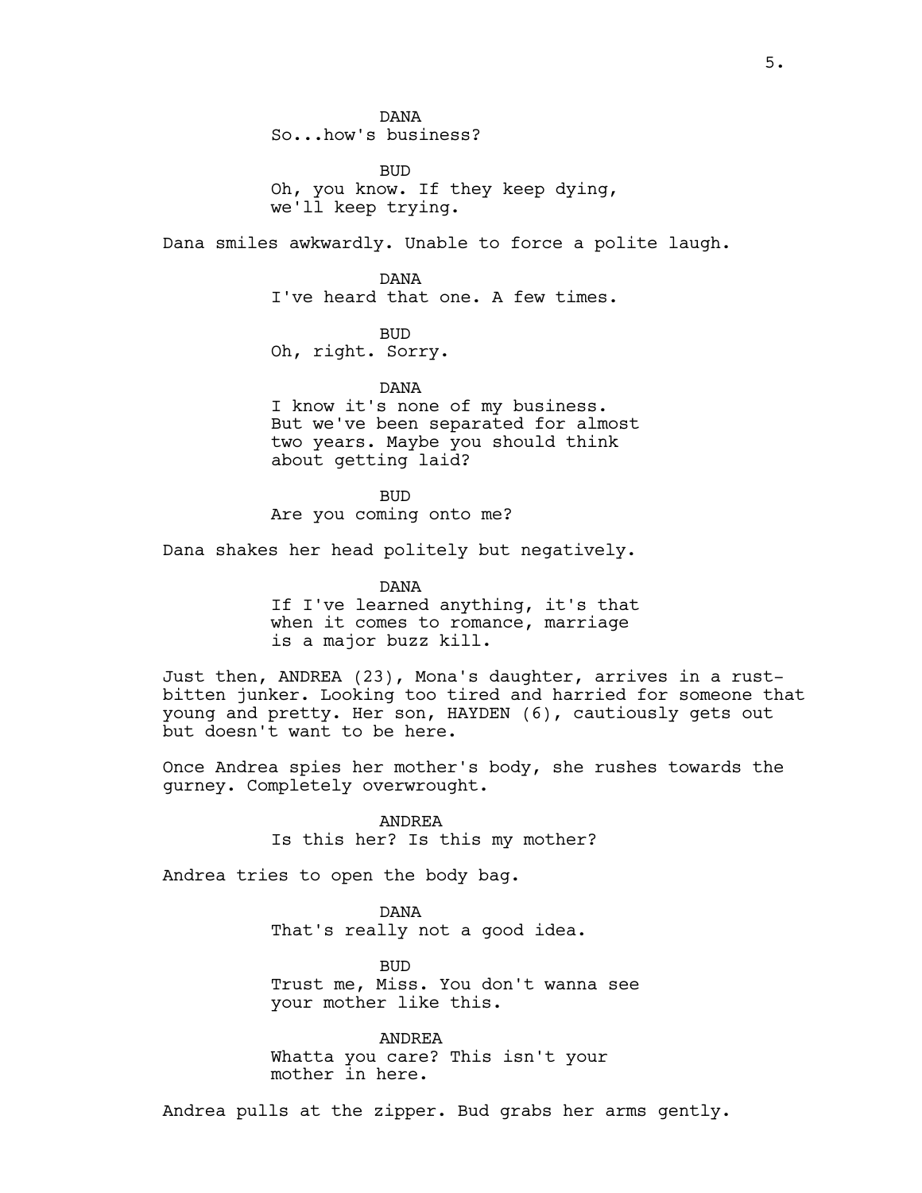DANA
So...how's business?

BUD
Oh, you know. If they keep dying, we'll keep trying.

Dana smiles awkwardly. Unable to force a polite laugh.

DANA
I've heard that one. A few times.

BUD
Oh, right. Sorry.

DANA
I know it's none of my business. But we've been separated for almost two years. Maybe you should think about getting laid?

BUD
Are you coming onto me?

Dana shakes her head politely but negatively.

DANA
If I've learned anything, it's that when it comes to romance, marriage is a major buzz kill.

Just then, ANDREA (23), Mona's daughter, arrives in a rust-bitten junker. Looking too tired and harried for someone that young and pretty. Her son, HAYDEN (6), cautiously gets out but doesn't want to be here.

Once Andrea spies her mother's body, she rushes towards the gurney. Completely overwrought.

ANDREA
Is this her? Is this my mother?

Andrea tries to open the body bag.

DANA
That's really not a good idea.

BUD
Trust me, Miss. You don't wanna see your mother like this.

ANDREA
Whatta you care? This isn't your mother in here.

Andrea pulls at the zipper. Bud grabs her arms gently.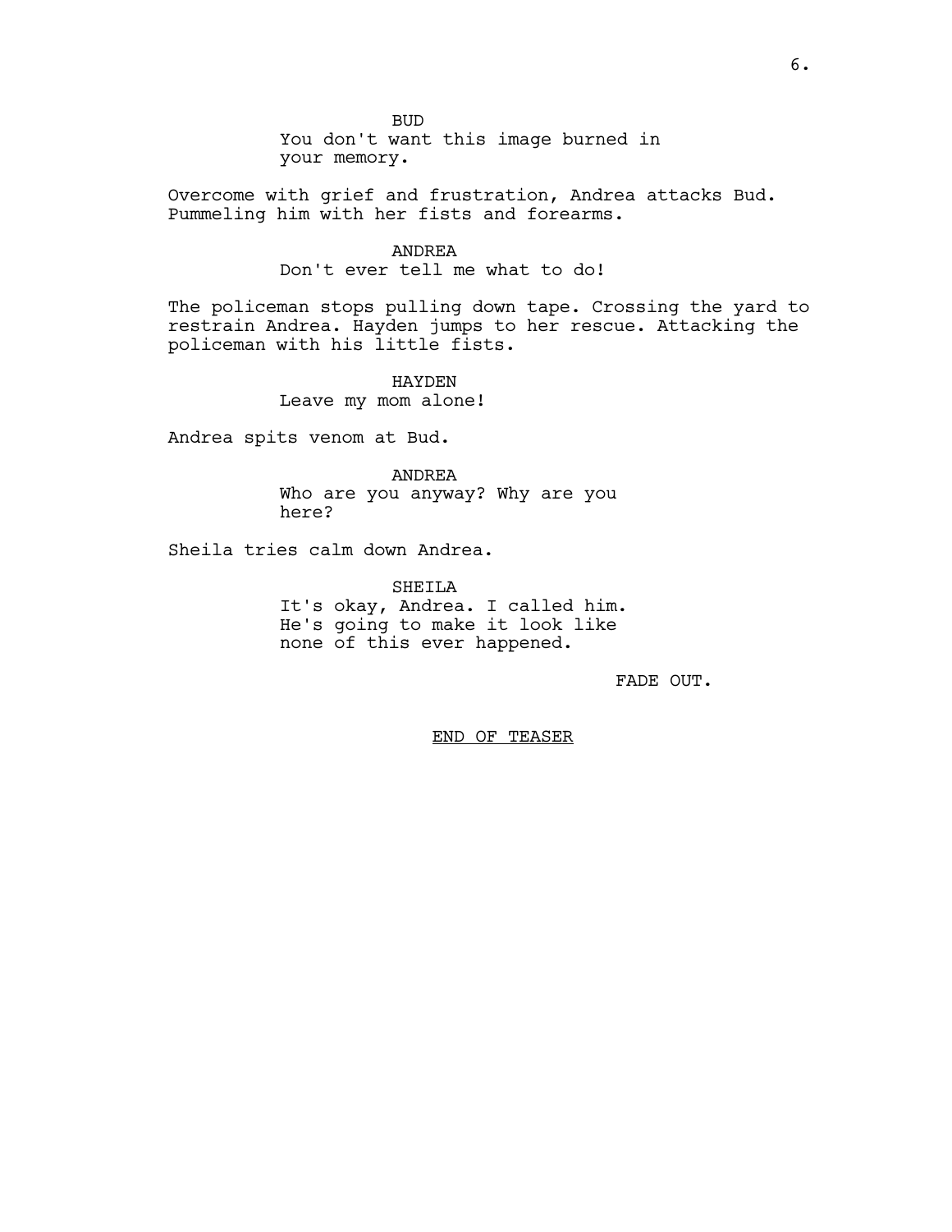BUD

You don't want this image burned in your memory.

Overcome with grief and frustration, Andrea attacks Bud. Pummeling him with her fists and forearms.

ANDREA

Don't ever tell me what to do!

The policeman stops pulling down tape. Crossing the yard to restrain Andrea. Hayden jumps to her rescue. Attacking the policeman with his little fists.

HAYDEN

Leave my mom alone!

Andrea spits venom at Bud.

ANDREA

Who are you anyway? Why are you here?

Sheila tries calm down Andrea.

SHEILA

It's okay, Andrea. I called him. He's going to make it look like none of this ever happened.

FADE OUT.

<u>END OF TEASER</u>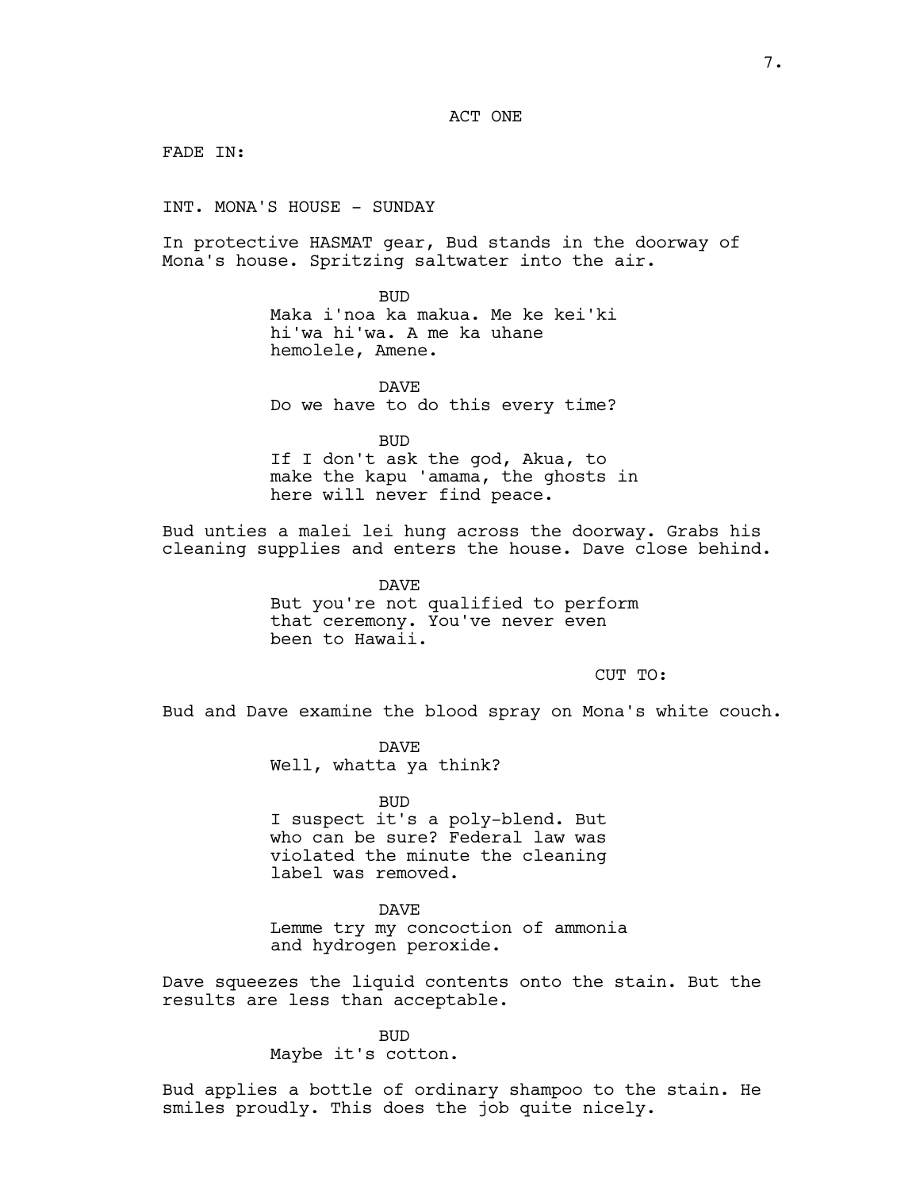ACT ONE

FADE IN:

INT. MONA'S HOUSE - SUNDAY

In protective HASMAT gear, Bud stands in the doorway of Mona's house. Spritzing saltwater into the air.

BUD

Maka i'noa ka makua. Me ke kei'ki hi'wa hi'wa. A me ka uhane hemolele, Amene.

DAVE

Do we have to do this every time?

BUD

If I don't ask the god, Akua, to make the kapu 'amama, the ghosts in here will never find peace.

Bud unties a malei lei hung across the doorway. Grabs his cleaning supplies and enters the house. Dave close behind.

DAVE

But you're not qualified to perform that ceremony. You've never even been to Hawaii.

CUT TO:

Bud and Dave examine the blood spray on Mona's white couch.

DAVE

Well, whatta ya think?

BUD

I suspect it's a poly-blend. But who can be sure? Federal law was violated the minute the cleaning label was removed.

DAVE

Lemme try my concoction of ammonia and hydrogen peroxide.

Dave squeezes the liquid contents onto the stain. But the results are less than acceptable.

BUD

Maybe it's cotton.

Bud applies a bottle of ordinary shampoo to the stain. He smiles proudly. This does the job quite nicely.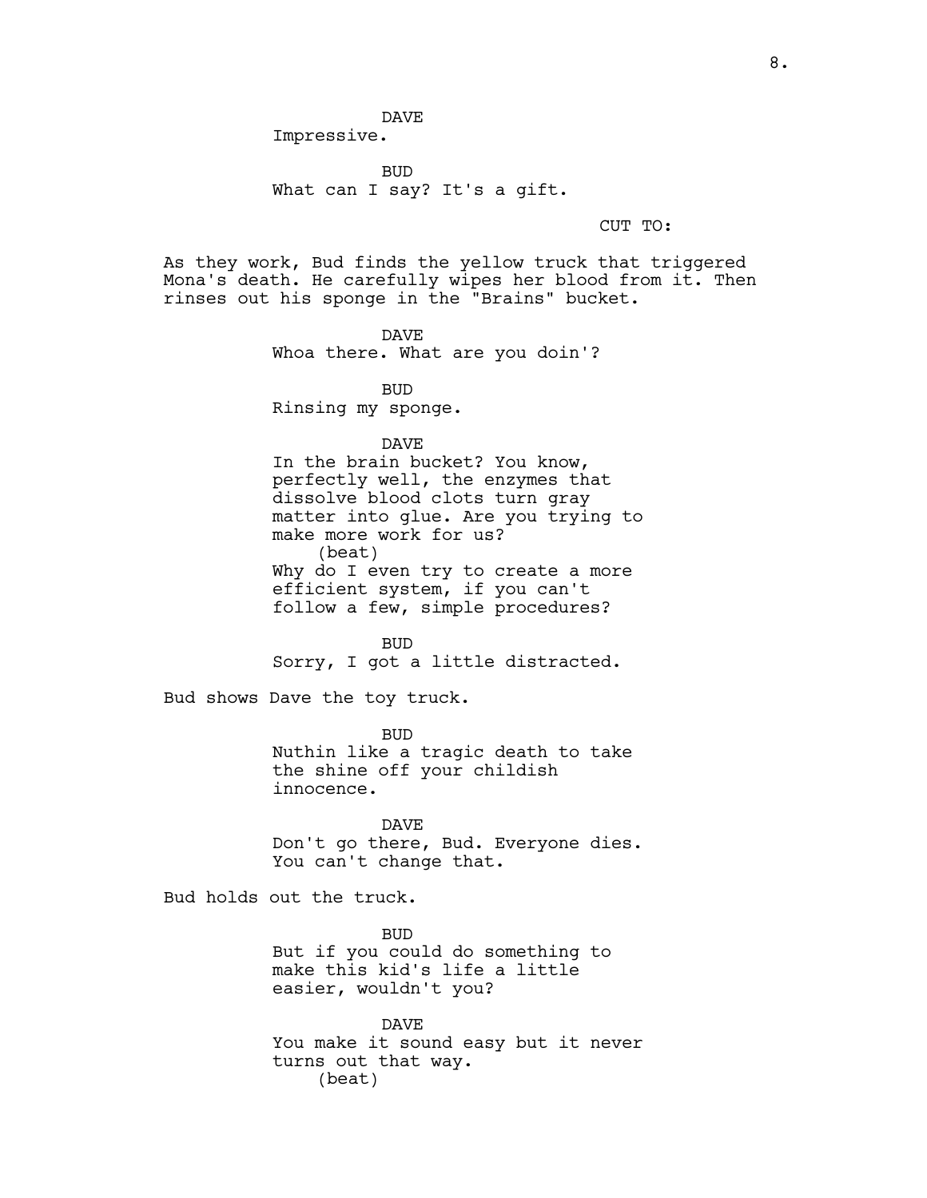DAVE
Impressive.

BUD
What can I say? It's a gift.

CUT TO:

As they work, Bud finds the yellow truck that triggered Mona's death. He carefully wipes her blood from it. Then rinses out his sponge in the "Brains" bucket.

DAVE
Whoa there. What are you doin'?

BUD
Rinsing my sponge.

DAVE
In the brain bucket? You know, perfectly well, the enzymes that dissolve blood clots turn gray matter into glue. Are you trying to make more work for us?
(beat)
Why do I even try to create a more efficient system, if you can't follow a few, simple procedures?

BUD
Sorry, I got a little distracted.

Bud shows Dave the toy truck.

BUD
Nuthin like a tragic death to take the shine off your childish innocence.

DAVE
Don't go there, Bud. Everyone dies. You can't change that.

Bud holds out the truck.

BUD
But if you could do something to make this kid's life a little easier, wouldn't you?

DAVE
You make it sound easy but it never turns out that way.
(beat)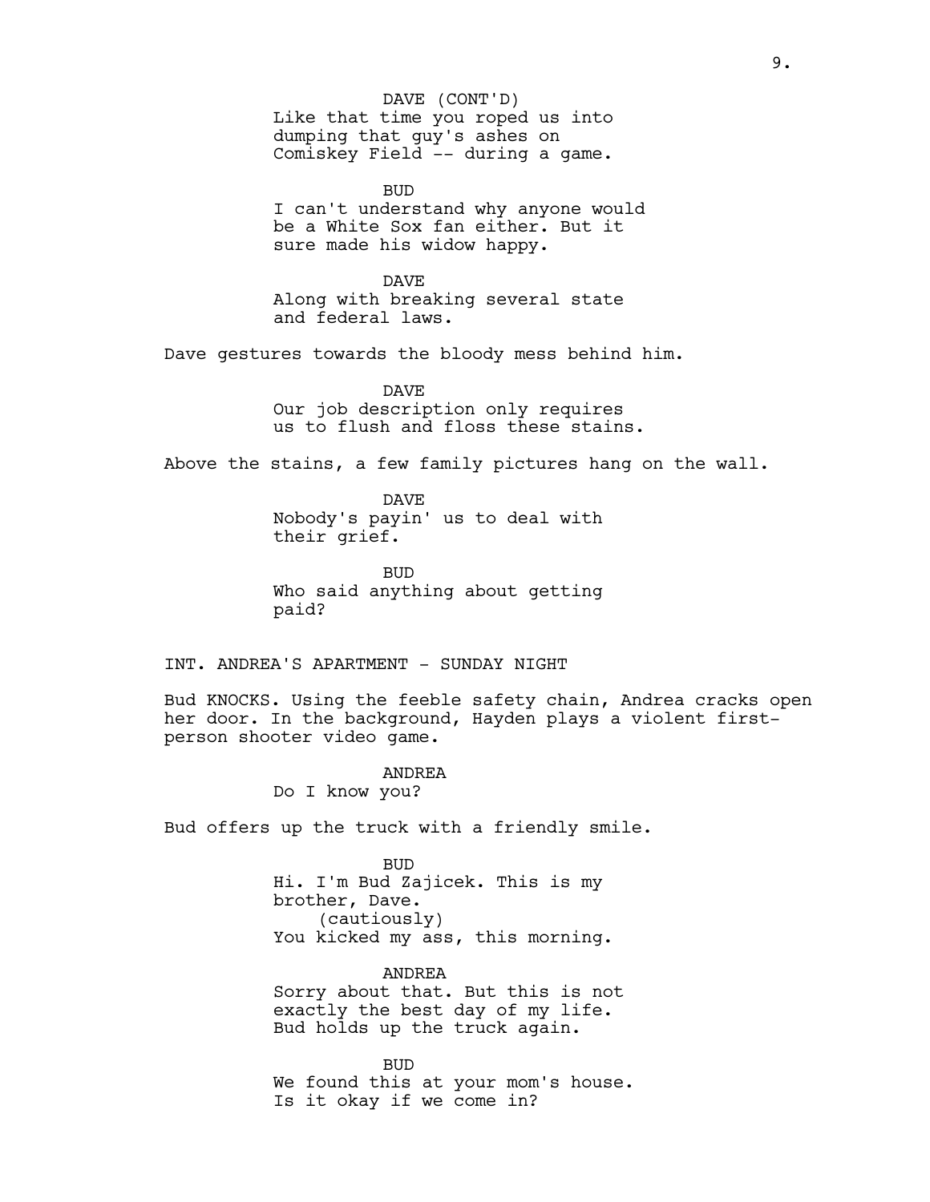DAVE (CONT'D)
Like that time you roped us into dumping that guy's ashes on Comiskey Field -- during a game.

BUD
I can't understand why anyone would be a White Sox fan either. But it sure made his widow happy.

DAVE
Along with breaking several state and federal laws.

Dave gestures towards the bloody mess behind him.

DAVE
Our job description only requires us to flush and floss these stains.

Above the stains, a few family pictures hang on the wall.

DAVE
Nobody's payin' us to deal with their grief.

BUD
Who said anything about getting paid?

INT. ANDREA'S APARTMENT - SUNDAY NIGHT

Bud KNOCKS. Using the feeble safety chain, Andrea cracks open her door. In the background, Hayden plays a violent first-person shooter video game.

ANDREA
Do I know you?

Bud offers up the truck with a friendly smile.

BUD
Hi. I'm Bud Zajicek. This is my brother, Dave.
(cautiously)
You kicked my ass, this morning.

ANDREA
Sorry about that. But this is not exactly the best day of my life.
Bud holds up the truck again.

BUD
We found this at your mom's house. Is it okay if we come in?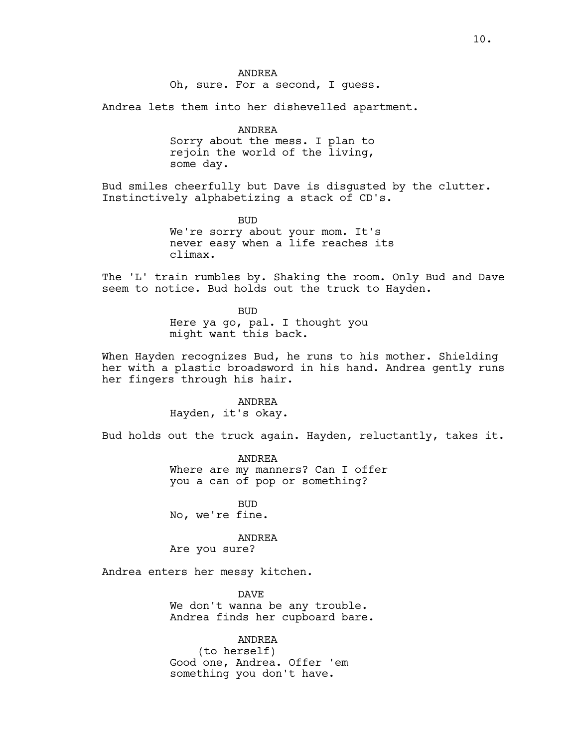ANDREA
Oh, sure. For a second, I guess.

Andrea lets them into her dishevelled apartment.

ANDREA
Sorry about the mess. I plan to rejoin the world of the living, some day.

Bud smiles cheerfully but Dave is disgusted by the clutter. Instinctively alphabetizing a stack of CD's.

BUD
We're sorry about your mom. It's never easy when a life reaches its climax.

The 'L' train rumbles by. Shaking the room. Only Bud and Dave seem to notice. Bud holds out the truck to Hayden.

BUD
Here ya go, pal. I thought you might want this back.

When Hayden recognizes Bud, he runs to his mother. Shielding her with a plastic broadsword in his hand. Andrea gently runs her fingers through his hair.

ANDREA
Hayden, it's okay.

Bud holds out the truck again. Hayden, reluctantly, takes it.

ANDREA
Where are my manners? Can I offer you a can of pop or something?

BUD
No, we're fine.

ANDREA
Are you sure?

Andrea enters her messy kitchen.

DAVE
We don't wanna be any trouble.
Andrea finds her cupboard bare.

ANDREA
(to herself)
Good one, Andrea. Offer 'em something you don't have.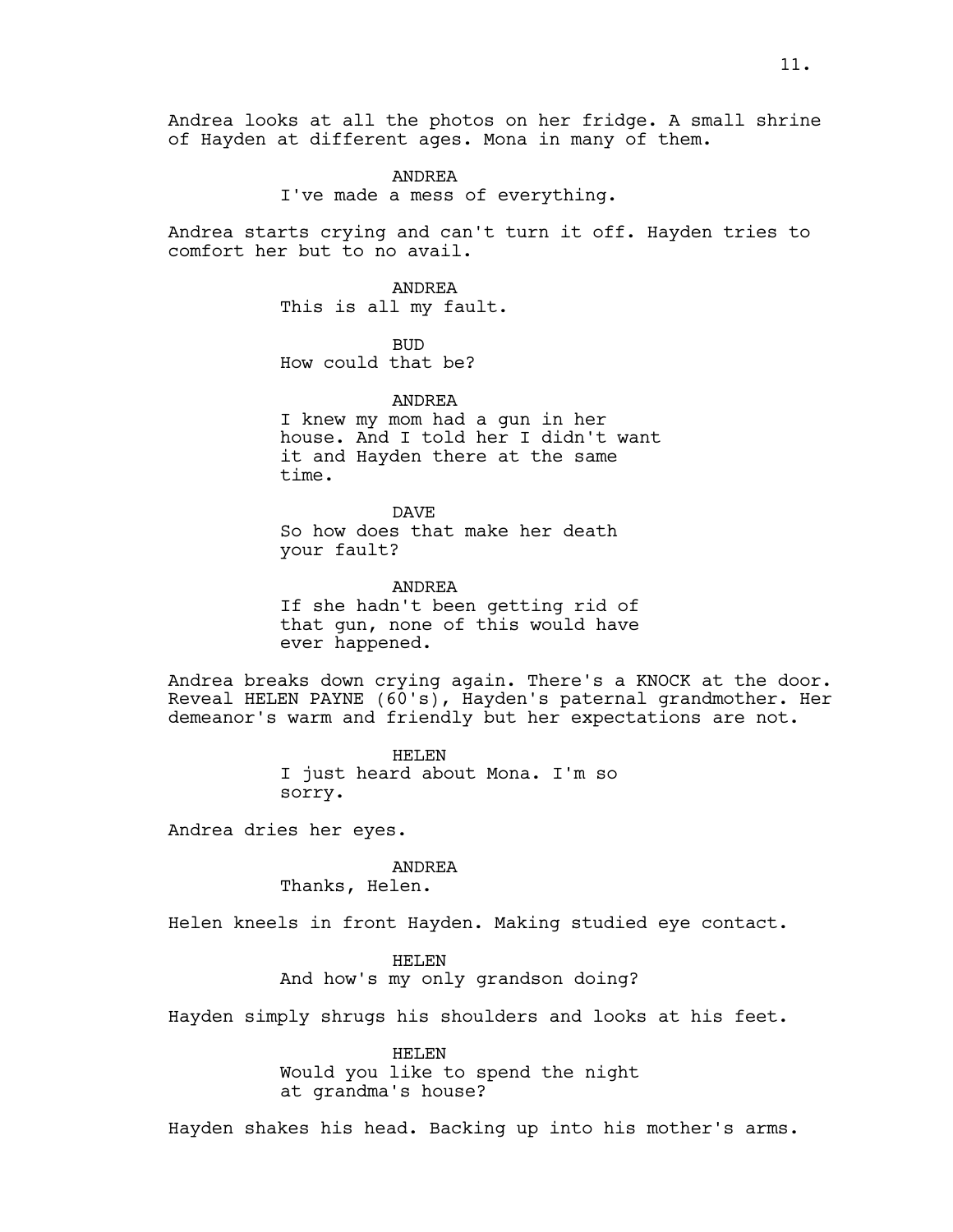Andrea looks at all the photos on her fridge. A small shrine of Hayden at different ages. Mona in many of them.

ANDREA
I've made a mess of everything.

Andrea starts crying and can't turn it off. Hayden tries to comfort her but to no avail.

ANDREA
This is all my fault.

BUD
How could that be?

ANDREA
I knew my mom had a gun in her house. And I told her I didn't want it and Hayden there at the same time.

DAVE
So how does that make her death your fault?

ANDREA
If she hadn't been getting rid of that gun, none of this would have ever happened.

Andrea breaks down crying again. There's a KNOCK at the door. Reveal HELEN PAYNE (60's), Hayden's paternal grandmother. Her demeanor's warm and friendly but her expectations are not.

HELEN
I just heard about Mona. I'm so sorry.

Andrea dries her eyes.

ANDREA
Thanks, Helen.

Helen kneels in front Hayden. Making studied eye contact.

HELEN
And how's my only grandson doing?

Hayden simply shrugs his shoulders and looks at his feet.

HELEN
Would you like to spend the night at grandma's house?

Hayden shakes his head. Backing up into his mother's arms.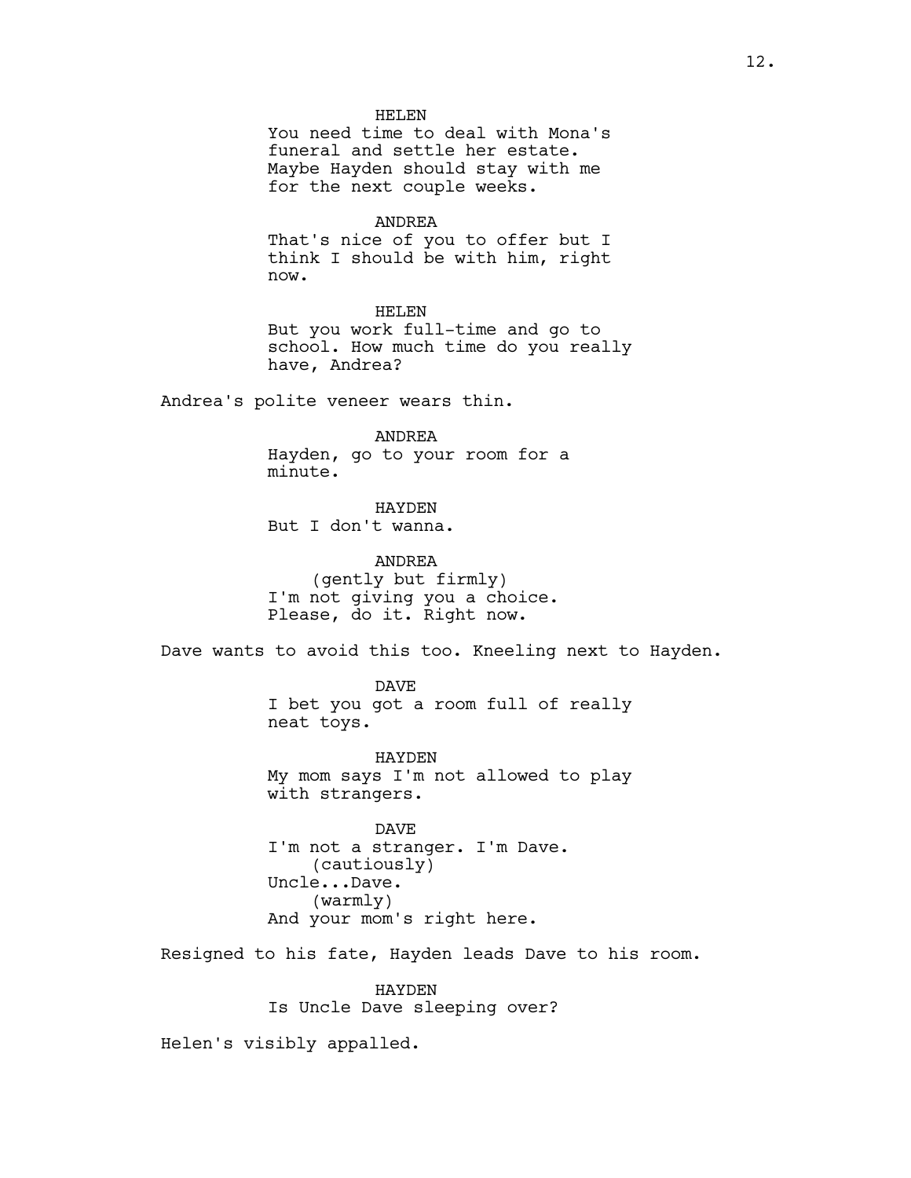HELEN
You need time to deal with Mona's funeral and settle her estate. Maybe Hayden should stay with me for the next couple weeks.

ANDREA
That's nice of you to offer but I think I should be with him, right now.

HELEN
But you work full-time and go to school. How much time do you really have, Andrea?

Andrea's polite veneer wears thin.

ANDREA
Hayden, go to your room for a minute.

HAYDEN
But I don't wanna.

ANDREA
(gently but firmly)
I'm not giving you a choice. Please, do it. Right now.

Dave wants to avoid this too. Kneeling next to Hayden.

DAVE
I bet you got a room full of really neat toys.

HAYDEN
My mom says I'm not allowed to play with strangers.

DAVE
I'm not a stranger. I'm Dave.
(cautiously)
Uncle...Dave.
(warmly)
And your mom's right here.

Resigned to his fate, Hayden leads Dave to his room.

HAYDEN
Is Uncle Dave sleeping over?

Helen's visibly appalled.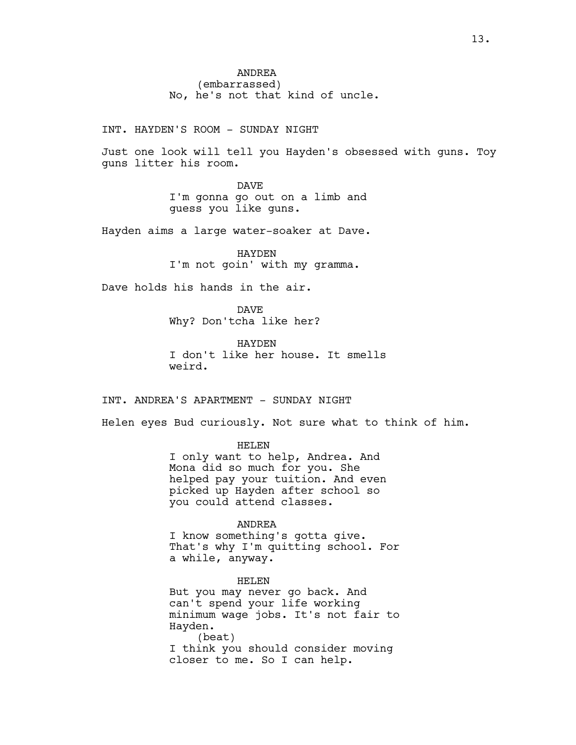ANDREA
(embarrassed)
No, he's not that kind of uncle.

INT. HAYDEN'S ROOM - SUNDAY NIGHT

Just one look will tell you Hayden's obsessed with guns. Toy guns litter his room.

DAVE
I'm gonna go out on a limb and guess you like guns.

Hayden aims a large water-soaker at Dave.

HAYDEN
I'm not goin' with my gramma.

Dave holds his hands in the air.

DAVE
Why? Don'tcha like her?

HAYDEN
I don't like her house. It smells weird.

INT. ANDREA'S APARTMENT - SUNDAY NIGHT

Helen eyes Bud curiously. Not sure what to think of him.

HELEN
I only want to help, Andrea. And Mona did so much for you. She helped pay your tuition. And even picked up Hayden after school so you could attend classes.

ANDREA
I know something's gotta give. That's why I'm quitting school. For a while, anyway.

HELEN
But you may never go back. And can't spend your life working minimum wage jobs. It's not fair to Hayden.
(beat)
I think you should consider moving closer to me. So I can help.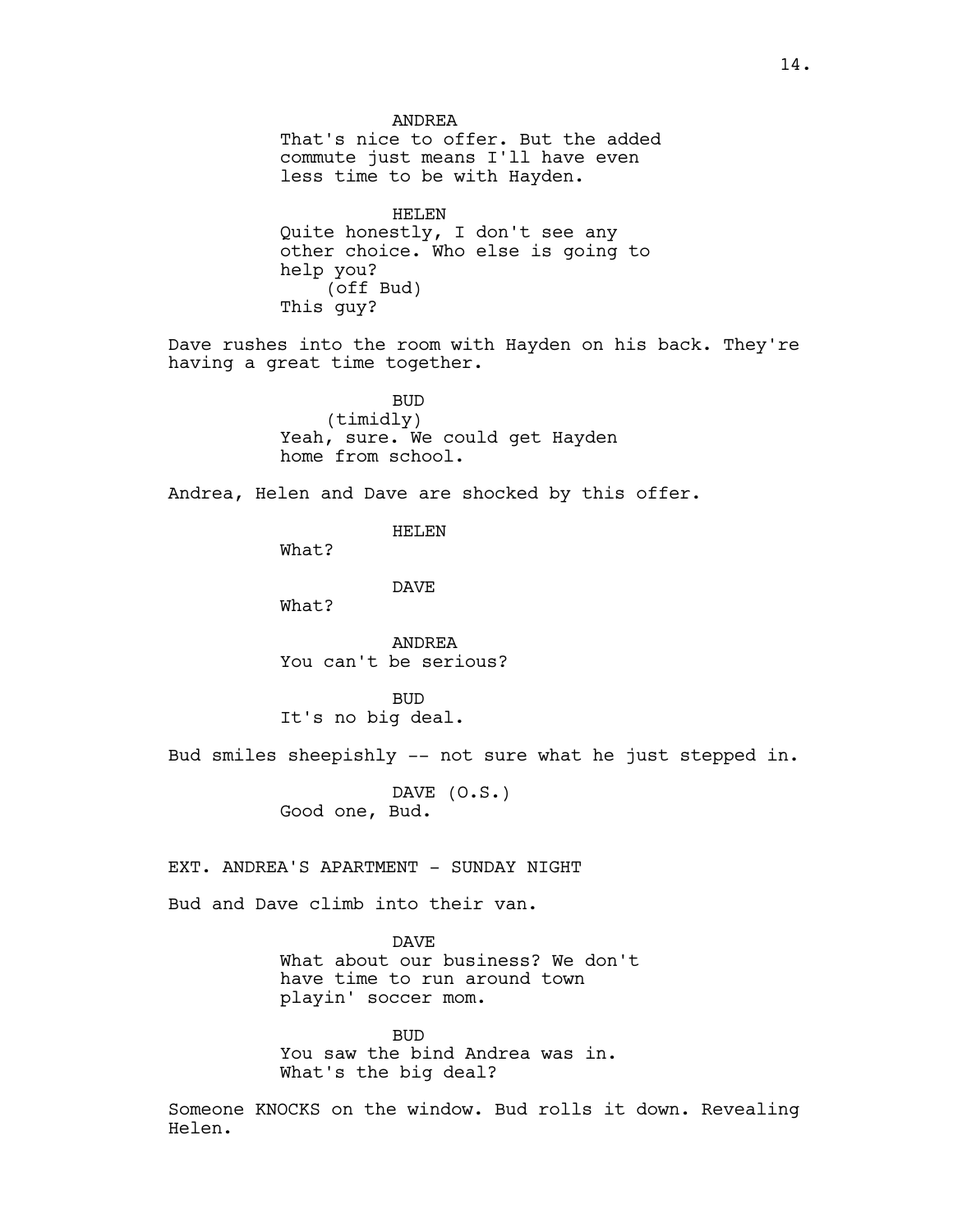ANDREA
That's nice to offer. But the added commute just means I'll have even less time to be with Hayden.

HELEN
Quite honestly, I don't see any other choice. Who else is going to help you?
(off Bud)
This guy?

Dave rushes into the room with Hayden on his back. They're having a great time together.

BUD
(timidly)
Yeah, sure. We could get Hayden home from school.

Andrea, Helen and Dave are shocked by this offer.

HELEN
What?

DAVE
What?

ANDREA
You can't be serious?

BUD
It's no big deal.

Bud smiles sheepishly -- not sure what he just stepped in.

DAVE (O.S.)
Good one, Bud.

EXT. ANDREA'S APARTMENT - SUNDAY NIGHT

Bud and Dave climb into their van.

DAVE
What about our business? We don't have time to run around town playin' soccer mom.

BUD
You saw the bind Andrea was in. What's the big deal?

Someone KNOCKS on the window. Bud rolls it down. Revealing Helen.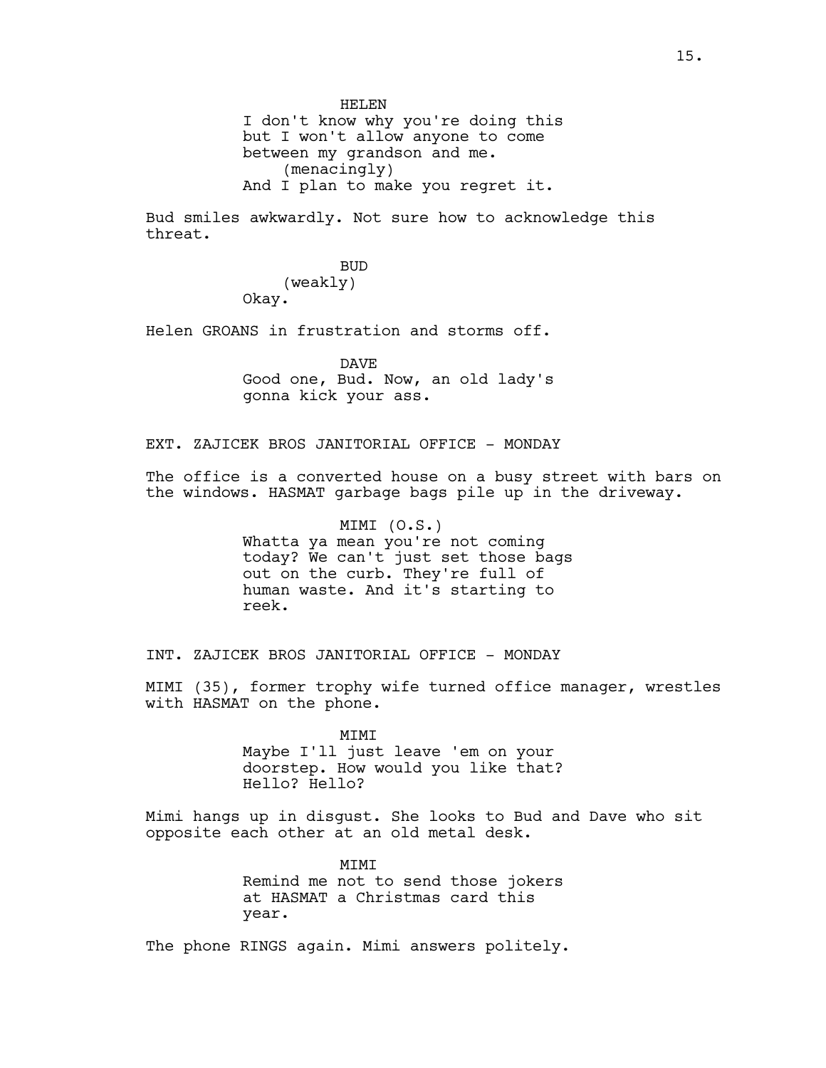HELEN
I don't know why you're doing this but I won't allow anyone to come between my grandson and me.
(menacingly)
And I plan to make you regret it.

Bud smiles awkwardly. Not sure how to acknowledge this threat.

BUD
(weakly)
Okay.

Helen GROANS in frustration and storms off.

DAVE
Good one, Bud. Now, an old lady's gonna kick your ass.

EXT. ZAJICEK BROS JANITORIAL OFFICE - MONDAY

The office is a converted house on a busy street with bars on the windows. HASMAT garbage bags pile up in the driveway.

MIMI (O.S.)
Whatta ya mean you're not coming today? We can't just set those bags out on the curb. They're full of human waste. And it's starting to reek.

INT. ZAJICEK BROS JANITORIAL OFFICE - MONDAY

MIMI (35), former trophy wife turned office manager, wrestles with HASMAT on the phone.

MIMI
Maybe I'll just leave 'em on your doorstep. How would you like that? Hello? Hello?

Mimi hangs up in disgust. She looks to Bud and Dave who sit opposite each other at an old metal desk.

MIMI
Remind me not to send those jokers at HASMAT a Christmas card this year.

The phone RINGS again. Mimi answers politely.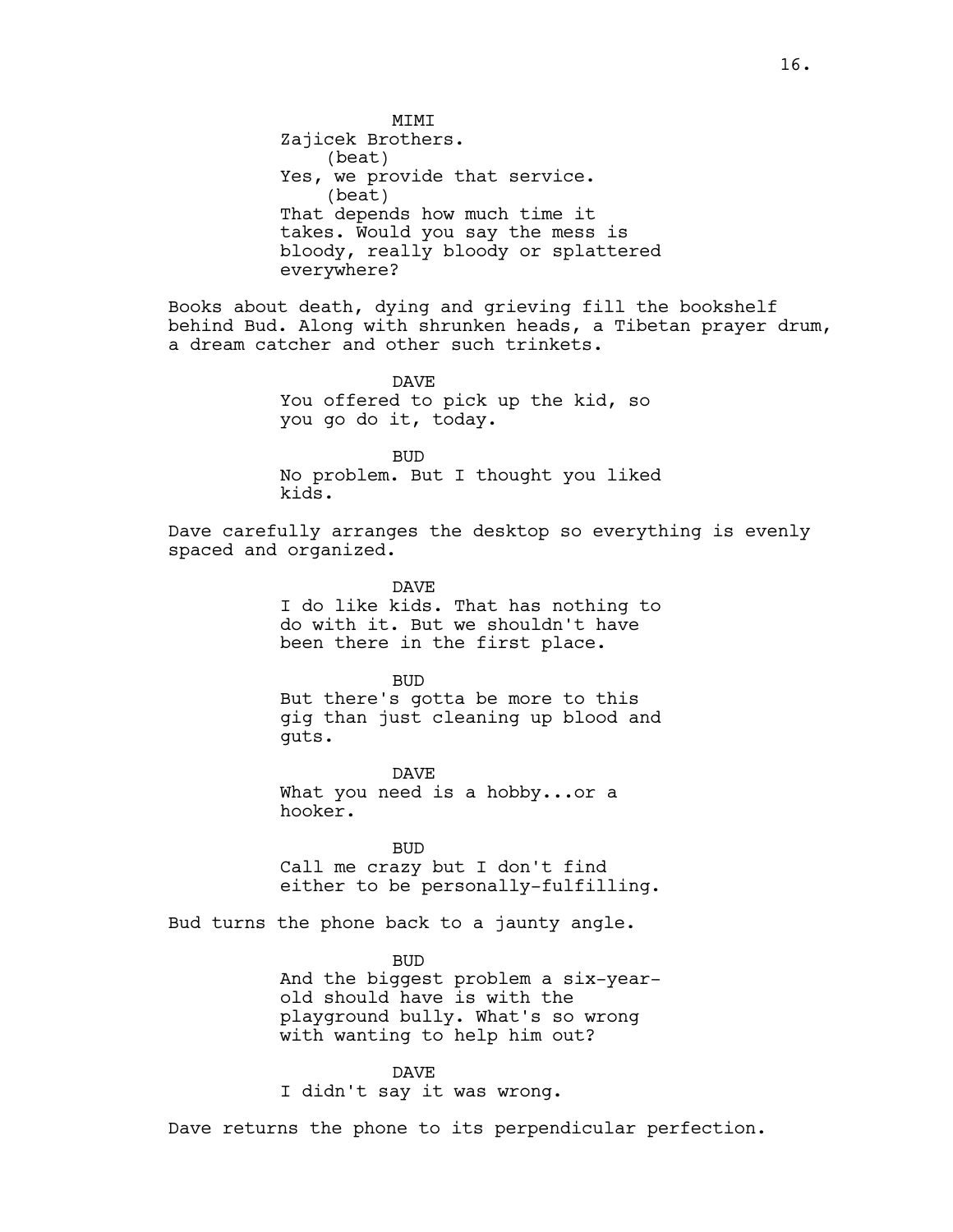MIMI
Zajicek Brothers.
(beat)
Yes, we provide that service.
(beat)
That depends how much time it takes. Would you say the mess is bloody, really bloody or splattered everywhere?

Books about death, dying and grieving fill the bookshelf behind Bud. Along with shrunken heads, a Tibetan prayer drum, a dream catcher and other such trinkets.

DAVE
You offered to pick up the kid, so you go do it, today.

BUD
No problem. But I thought you liked kids.

Dave carefully arranges the desktop so everything is evenly spaced and organized.

DAVE
I do like kids. That has nothing to do with it. But we shouldn't have been there in the first place.

BUD
But there's gotta be more to this gig than just cleaning up blood and guts.

DAVE
What you need is a hobby...or a hooker.

BUD
Call me crazy but I don't find either to be personally-fulfilling.

Bud turns the phone back to a jaunty angle.

BUD
And the biggest problem a six-year-old should have is with the playground bully. What's so wrong with wanting to help him out?

DAVE
I didn't say it was wrong.

Dave returns the phone to its perpendicular perfection.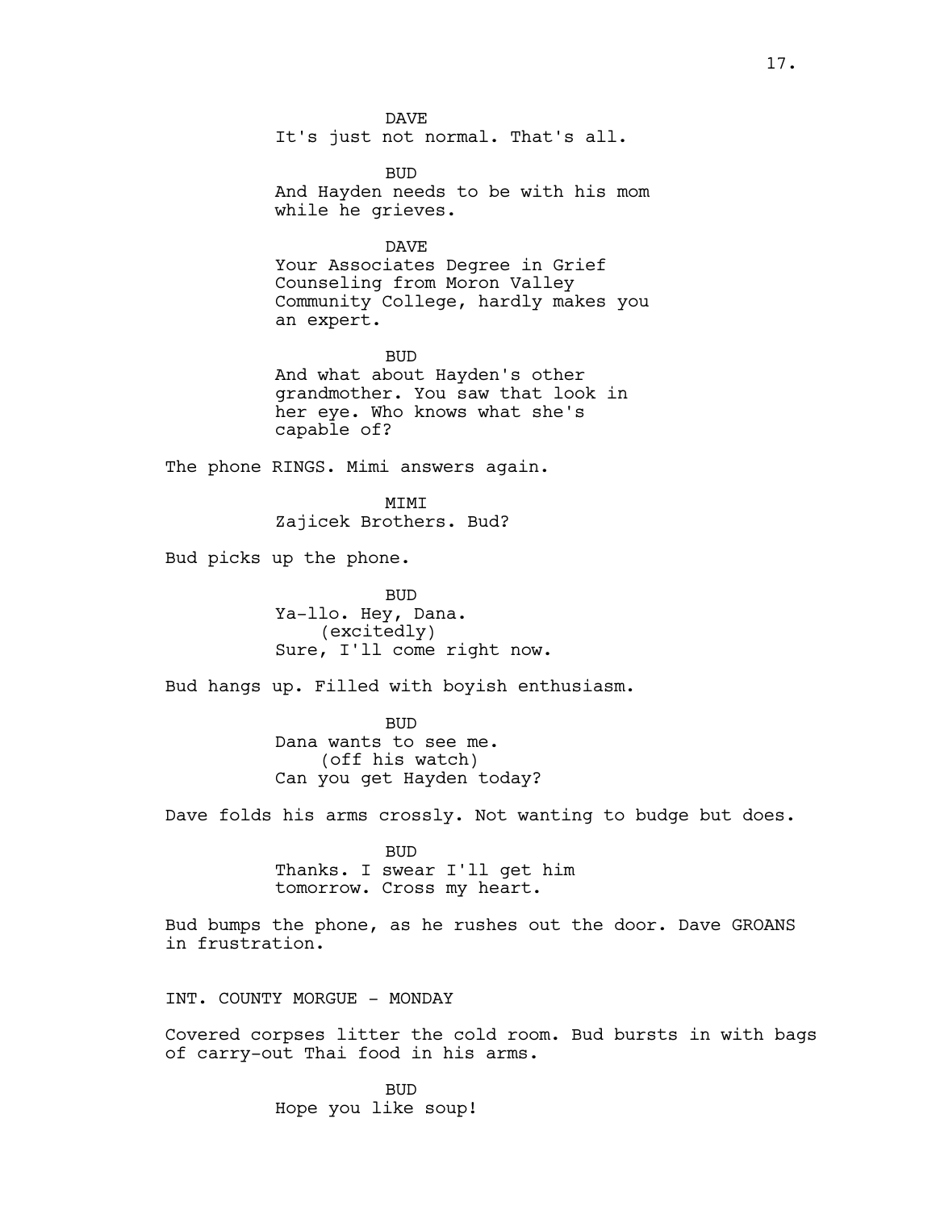DAVE
It's just not normal. That's all.

BUD
And Hayden needs to be with his mom while he grieves.

DAVE
Your Associates Degree in Grief Counseling from Moron Valley Community College, hardly makes you an expert.

BUD
And what about Hayden's other grandmother. You saw that look in her eye. Who knows what she's capable of?

The phone RINGS. Mimi answers again.

MIMI
Zajicek Brothers. Bud?

Bud picks up the phone.

BUD
Ya-llo. Hey, Dana.
(excitedly)
Sure, I'll come right now.

Bud hangs up. Filled with boyish enthusiasm.

BUD
Dana wants to see me.
(off his watch)
Can you get Hayden today?

Dave folds his arms crossly. Not wanting to budge but does.

BUD
Thanks. I swear I'll get him tomorrow. Cross my heart.

Bud bumps the phone, as he rushes out the door. Dave GROANS in frustration.

INT. COUNTY MORGUE - MONDAY

Covered corpses litter the cold room. Bud bursts in with bags of carry-out Thai food in his arms.

BUD
Hope you like soup!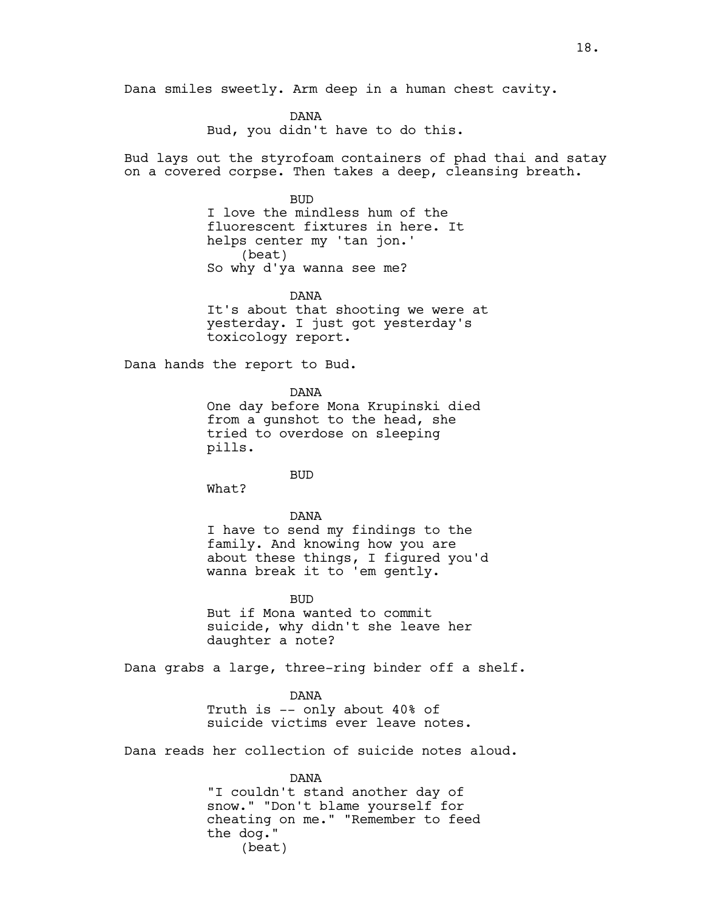Dana smiles sweetly. Arm deep in a human chest cavity.

DANA
Bud, you didn't have to do this.

Bud lays out the styrofoam containers of phad thai and satay on a covered corpse. Then takes a deep, cleansing breath.

BUD
I love the mindless hum of the fluorescent fixtures in here. It helps center my 'tan jon.'
(beat)
So why d'ya wanna see me?

DANA
It's about that shooting we were at yesterday. I just got yesterday's toxicology report.

Dana hands the report to Bud.

DANA
One day before Mona Krupinski died from a gunshot to the head, she tried to overdose on sleeping pills.

BUD
What?

DANA
I have to send my findings to the family. And knowing how you are about these things, I figured you'd wanna break it to 'em gently.

BUD
But if Mona wanted to commit suicide, why didn't she leave her daughter a note?

Dana grabs a large, three-ring binder off a shelf.

DANA
Truth is -- only about 40% of suicide victims ever leave notes.

Dana reads her collection of suicide notes aloud.

DANA
"I couldn't stand another day of snow." "Don't blame yourself for cheating on me." "Remember to feed the dog."
(beat)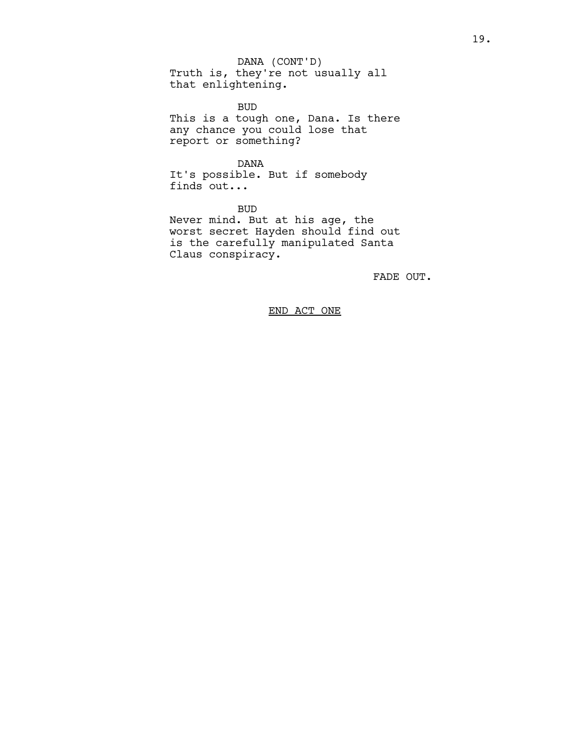DANA (CONT'D)
Truth is, they're not usually all that enlightening.

BUD
This is a tough one, Dana. Is there any chance you could lose that report or something?

DANA
It's possible. But if somebody finds out...

BUD
Never mind. But at his age, the worst secret Hayden should find out is the carefully manipulated Santa Claus conspiracy.

FADE OUT.

<u>END ACT ONE</u>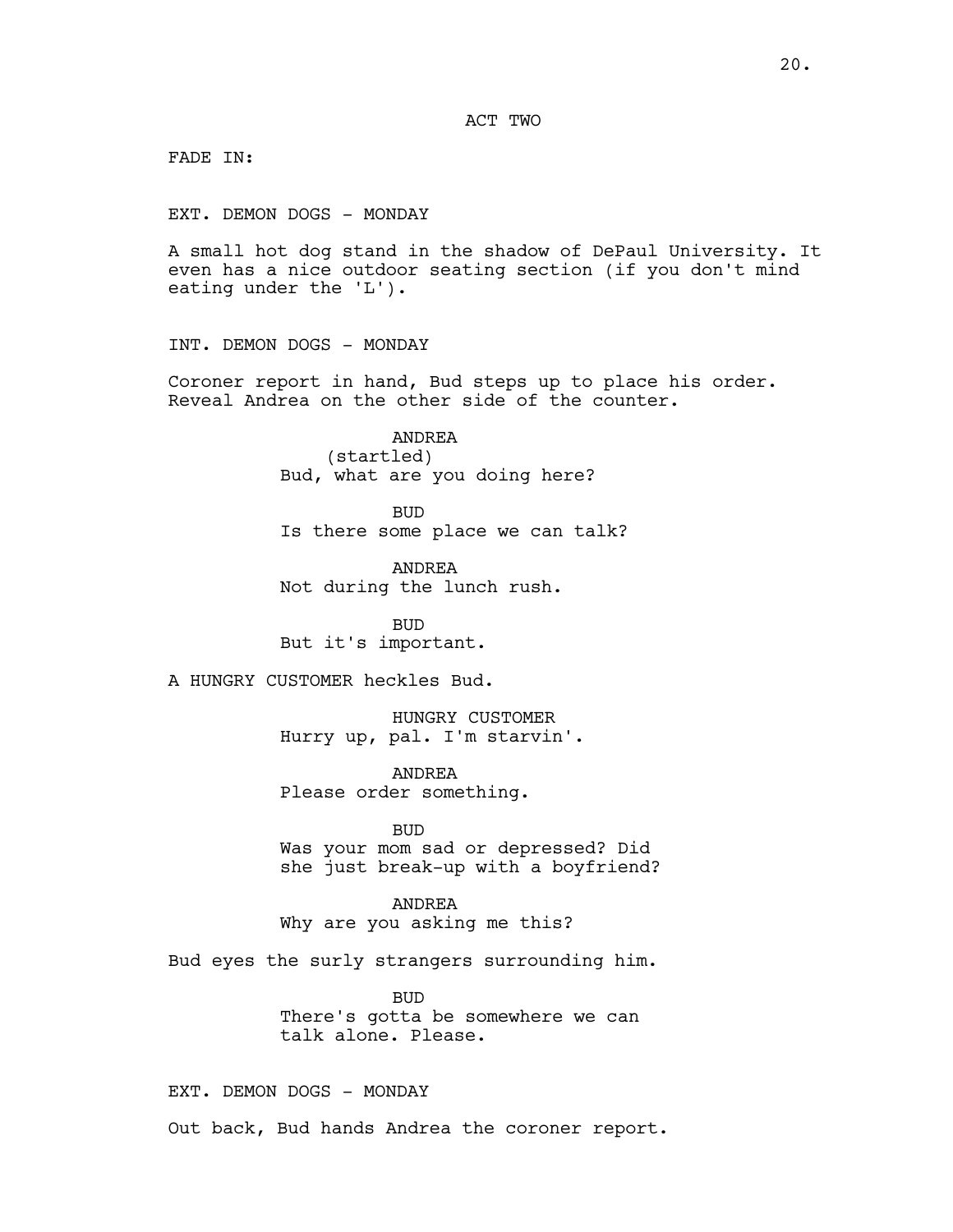ACT TWO

FADE IN:

EXT. DEMON DOGS - MONDAY

A small hot dog stand in the shadow of DePaul University. It even has a nice outdoor seating section (if you don't mind eating under the 'L').

INT. DEMON DOGS - MONDAY

Coroner report in hand, Bud steps up to place his order. Reveal Andrea on the other side of the counter.

ANDREA
(startled)
Bud, what are you doing here?

BUD
Is there some place we can talk?

ANDREA
Not during the lunch rush.

BUD
But it's important.

A HUNGRY CUSTOMER heckles Bud.

HUNGRY CUSTOMER
Hurry up, pal. I'm starvin'.

ANDREA
Please order something.

BUD
Was your mom sad or depressed? Did she just break-up with a boyfriend?

ANDREA
Why are you asking me this?

Bud eyes the surly strangers surrounding him.

BUD
There's gotta be somewhere we can talk alone. Please.

EXT. DEMON DOGS - MONDAY

Out back, Bud hands Andrea the coroner report.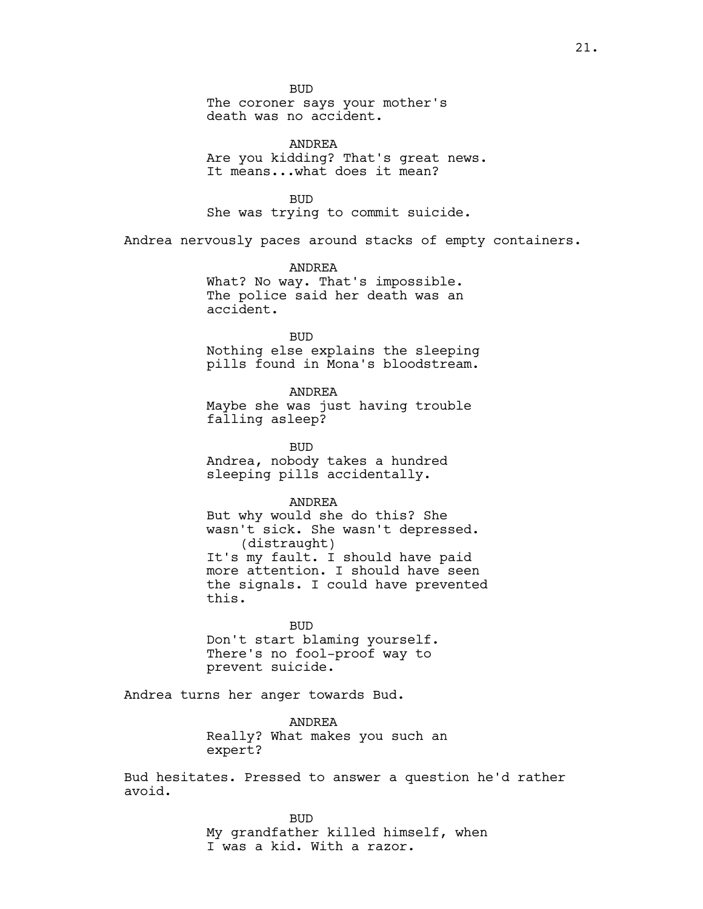BUD
The coroner says your mother's death was no accident.

ANDREA
Are you kidding? That's great news. It means...what does it mean?

BUD
She was trying to commit suicide.

Andrea nervously paces around stacks of empty containers.

ANDREA
What? No way. That's impossible. The police said her death was an accident.

BUD
Nothing else explains the sleeping pills found in Mona's bloodstream.

ANDREA
Maybe she was just having trouble falling asleep?

BUD
Andrea, nobody takes a hundred sleeping pills accidentally.

ANDREA
But why would she do this? She wasn't sick. She wasn't depressed.
(distraught)
It's my fault. I should have paid more attention. I should have seen the signals. I could have prevented this.

BUD
Don't start blaming yourself. There's no fool-proof way to prevent suicide.

Andrea turns her anger towards Bud.

ANDREA
Really? What makes you such an expert?

Bud hesitates. Pressed to answer a question he'd rather avoid.

BUD
My grandfather killed himself, when I was a kid. With a razor.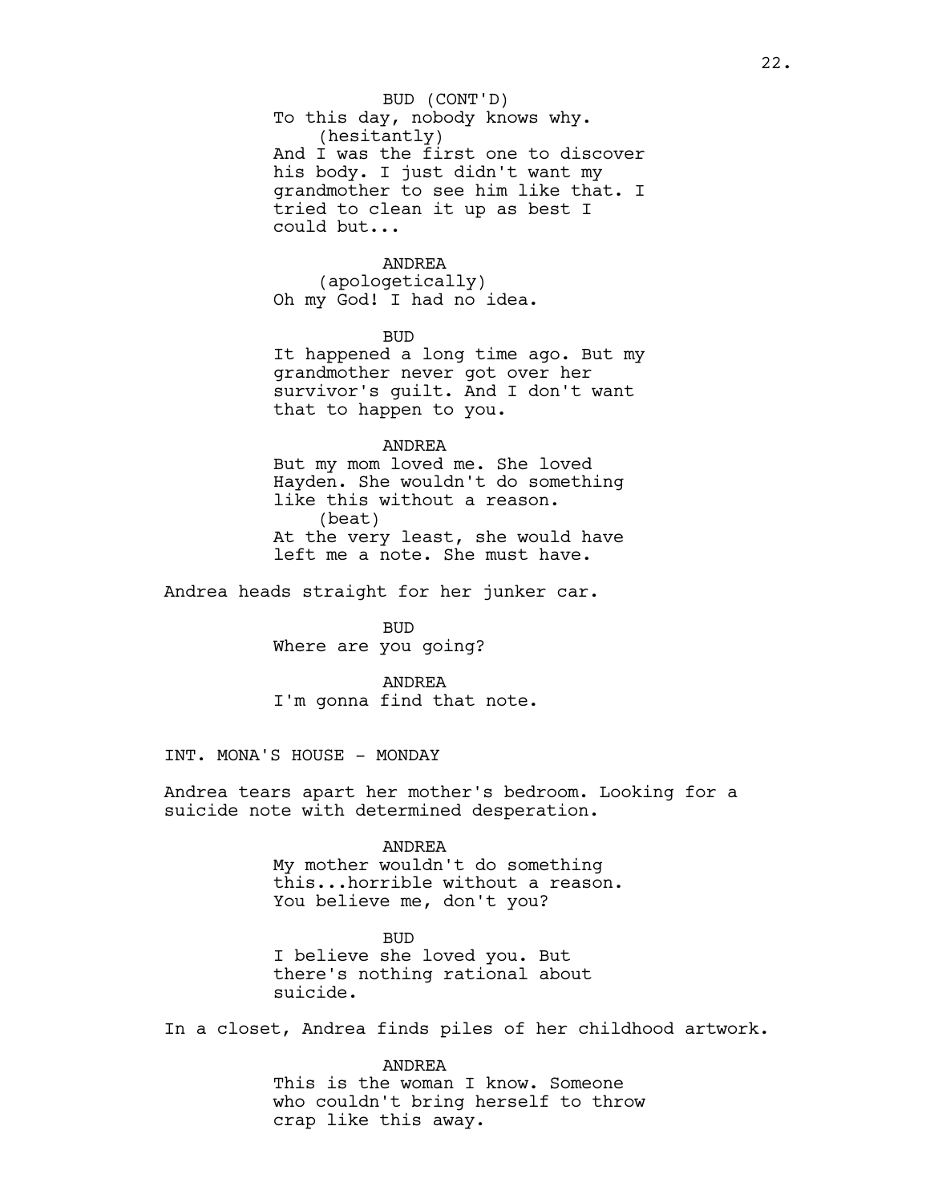BUD (CONT'D)
To this day, nobody knows why.
(hesitantly)
And I was the first one to discover his body. I just didn't want my grandmother to see him like that. I tried to clean it up as best I could but...

ANDREA
(apologetically)
Oh my God! I had no idea.

BUD
It happened a long time ago. But my grandmother never got over her survivor's guilt. And I don't want that to happen to you.

ANDREA
But my mom loved me. She loved Hayden. She wouldn't do something like this without a reason.
(beat)
At the very least, she would have left me a note. She must have.

Andrea heads straight for her junker car.

BUD
Where are you going?

ANDREA
I'm gonna find that note.

INT. MONA'S HOUSE - MONDAY

Andrea tears apart her mother's bedroom. Looking for a suicide note with determined desperation.

ANDREA
My mother wouldn't do something this...horrible without a reason. You believe me, don't you?

BUD
I believe she loved you. But there's nothing rational about suicide.

In a closet, Andrea finds piles of her childhood artwork.

ANDREA
This is the woman I know. Someone who couldn't bring herself to throw crap like this away.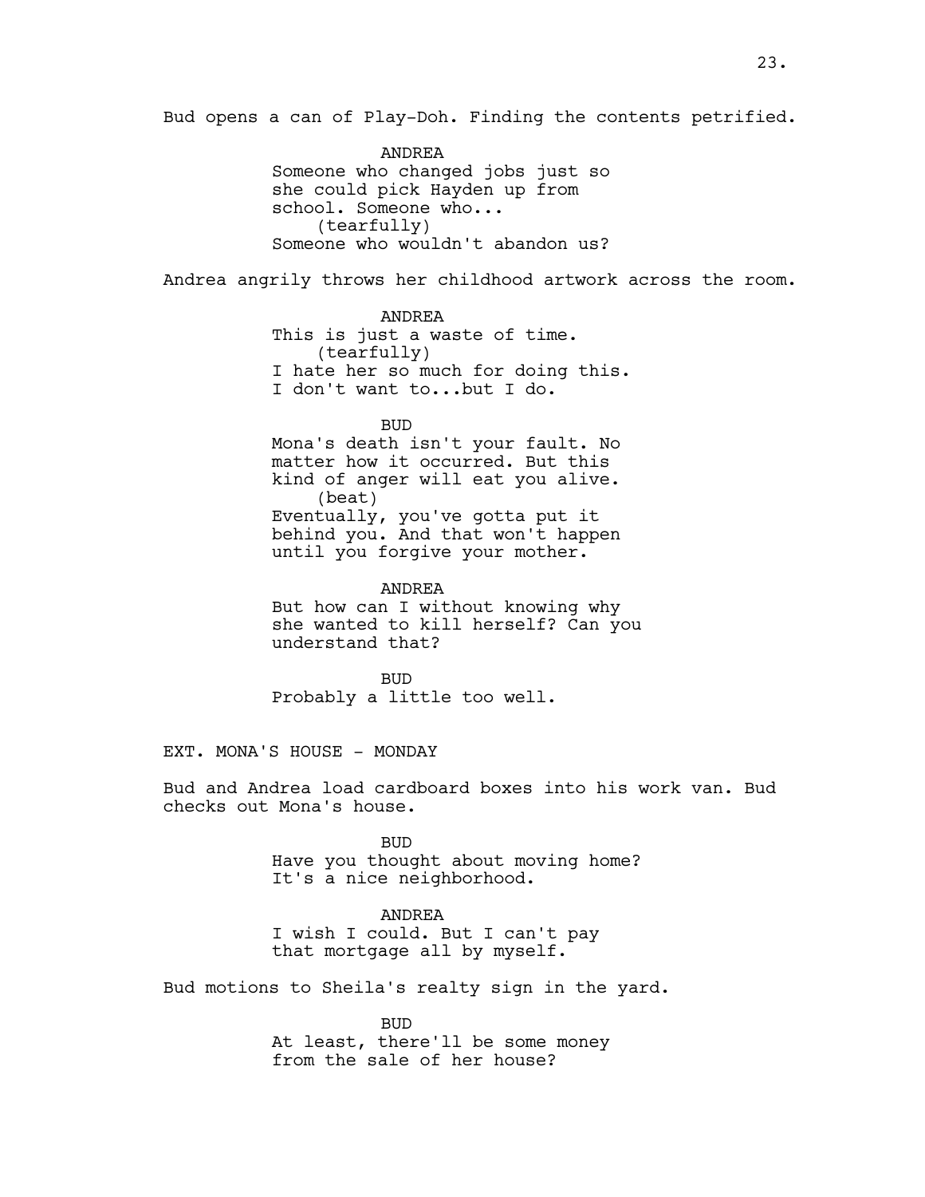Bud opens a can of Play-Doh. Finding the contents petrified.

ANDREA
Someone who changed jobs just so she could pick Hayden up from school. Someone who...
(tearfully)
Someone who wouldn't abandon us?

Andrea angrily throws her childhood artwork across the room.

ANDREA
This is just a waste of time.
(tearfully)
I hate her so much for doing this. I don't want to...but I do.

BUD
Mona's death isn't your fault. No matter how it occurred. But this kind of anger will eat you alive.
(beat)
Eventually, you've gotta put it behind you. And that won't happen until you forgive your mother.

ANDREA
But how can I without knowing why she wanted to kill herself? Can you understand that?

BUD
Probably a little too well.

EXT. MONA'S HOUSE - MONDAY

Bud and Andrea load cardboard boxes into his work van. Bud checks out Mona's house.

BUD
Have you thought about moving home? It's a nice neighborhood.

ANDREA
I wish I could. But I can't pay that mortgage all by myself.

Bud motions to Sheila's realty sign in the yard.

BUD
At least, there'll be some money from the sale of her house?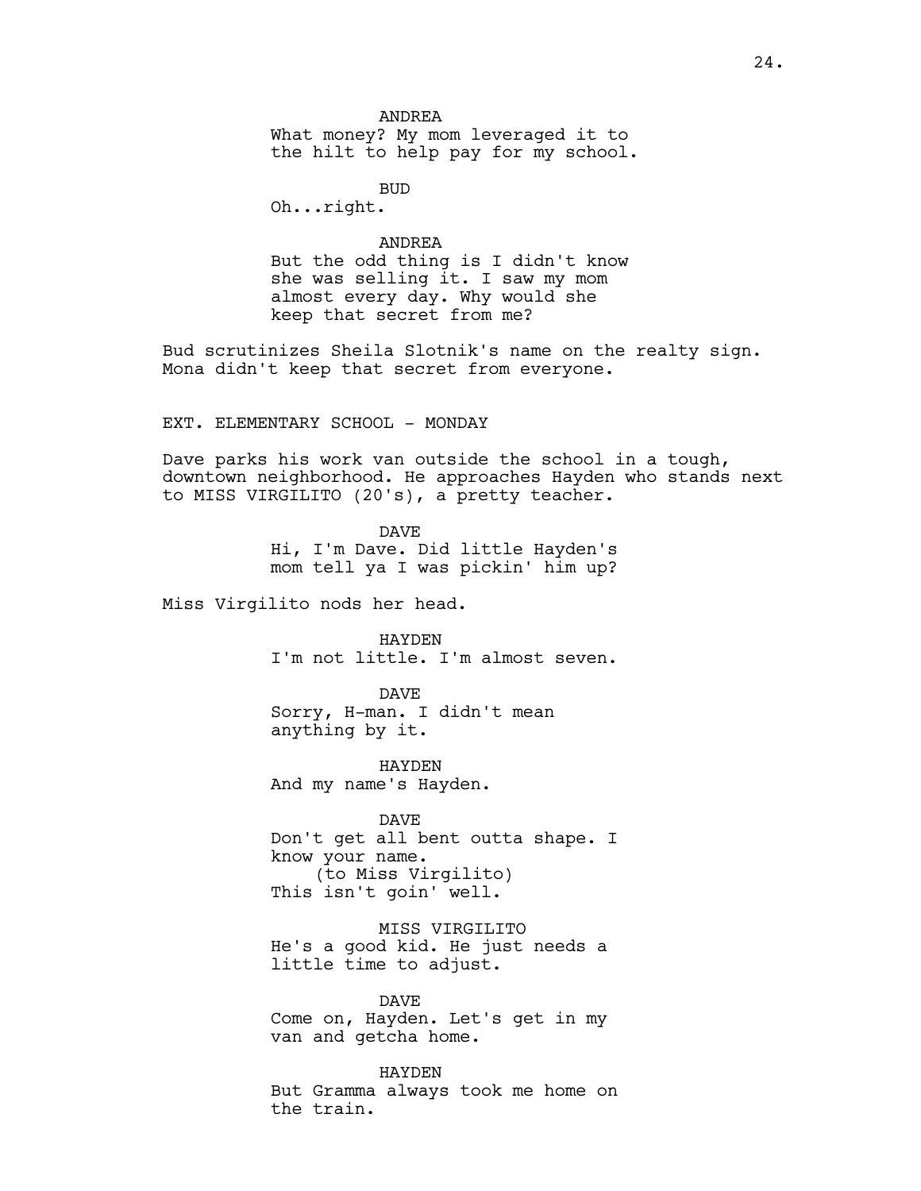ANDREA
What money? My mom leveraged it to the hilt to help pay for my school.

BUD
Oh...right.

ANDREA
But the odd thing is I didn't know she was selling it. I saw my mom almost every day. Why would she keep that secret from me?

Bud scrutinizes Sheila Slotnik's name on the realty sign. Mona didn't keep that secret from everyone.

EXT. ELEMENTARY SCHOOL - MONDAY

Dave parks his work van outside the school in a tough, downtown neighborhood. He approaches Hayden who stands next to MISS VIRGILITO (20's), a pretty teacher.

DAVE
Hi, I'm Dave. Did little Hayden's mom tell ya I was pickin' him up?

Miss Virgilito nods her head.

HAYDEN
I'm not little. I'm almost seven.

DAVE
Sorry, H-man. I didn't mean anything by it.

HAYDEN
And my name's Hayden.

DAVE
Don't get all bent outta shape. I know your name.
(to Miss Virgilito)
This isn't goin' well.

MISS VIRGILITO
He's a good kid. He just needs a little time to adjust.

DAVE
Come on, Hayden. Let's get in my van and getcha home.

HAYDEN
But Gramma always took me home on the train.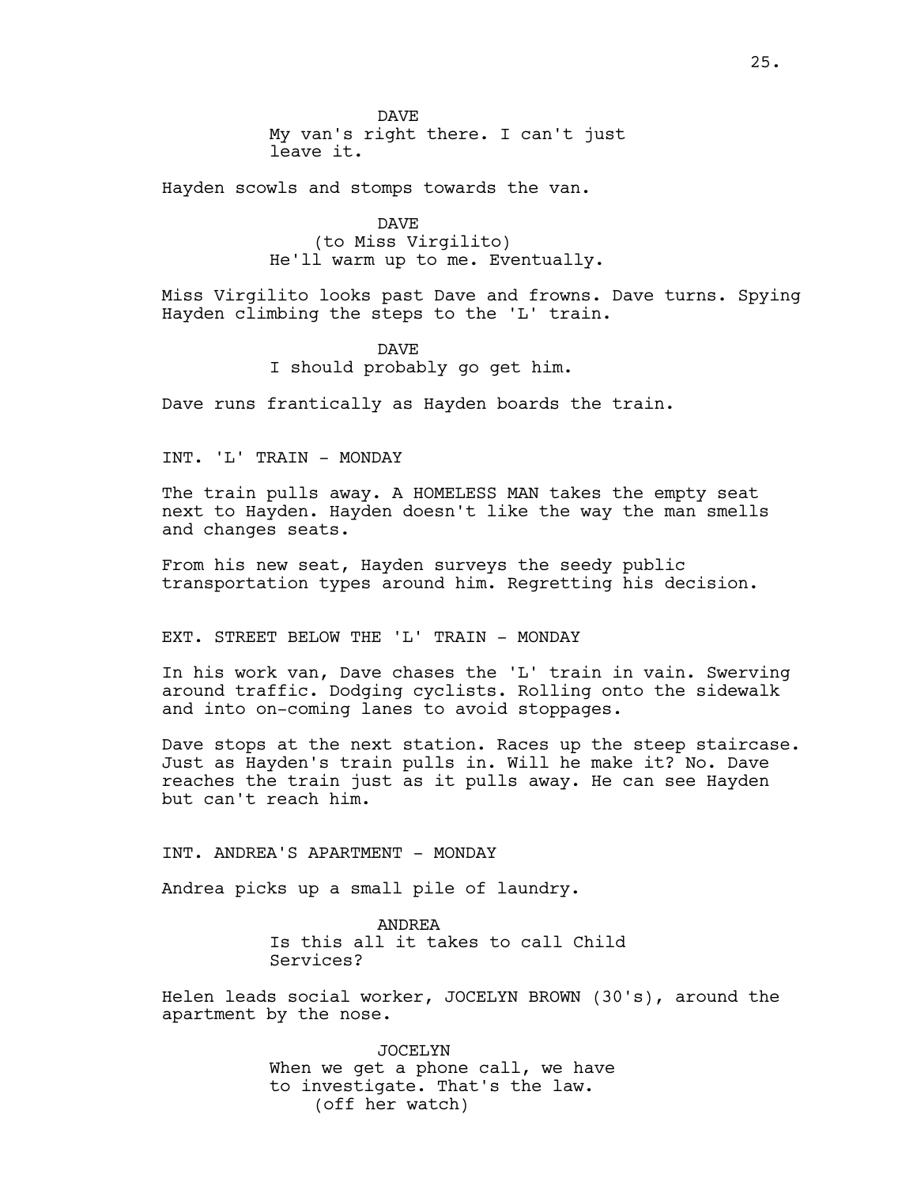DAVE
My van's right there. I can't just leave it.

Hayden scowls and stomps towards the van.

DAVE
(to Miss Virgilito)
He'll warm up to me. Eventually.

Miss Virgilito looks past Dave and frowns. Dave turns. Spying Hayden climbing the steps to the 'L' train.

DAVE
I should probably go get him.

Dave runs frantically as Hayden boards the train.

INT. 'L' TRAIN - MONDAY

The train pulls away. A HOMELESS MAN takes the empty seat next to Hayden. Hayden doesn't like the way the man smells and changes seats.

From his new seat, Hayden surveys the seedy public transportation types around him. Regretting his decision.

EXT. STREET BELOW THE 'L' TRAIN - MONDAY

In his work van, Dave chases the 'L' train in vain. Swerving around traffic. Dodging cyclists. Rolling onto the sidewalk and into on-coming lanes to avoid stoppages.

Dave stops at the next station. Races up the steep staircase. Just as Hayden's train pulls in. Will he make it? No. Dave reaches the train just as it pulls away. He can see Hayden but can't reach him.

INT. ANDREA'S APARTMENT - MONDAY

Andrea picks up a small pile of laundry.

ANDREA
Is this all it takes to call Child Services?

Helen leads social worker, JOCELYN BROWN (30's), around the apartment by the nose.

JOCELYN
When we get a phone call, we have to investigate. That's the law.
(off her watch)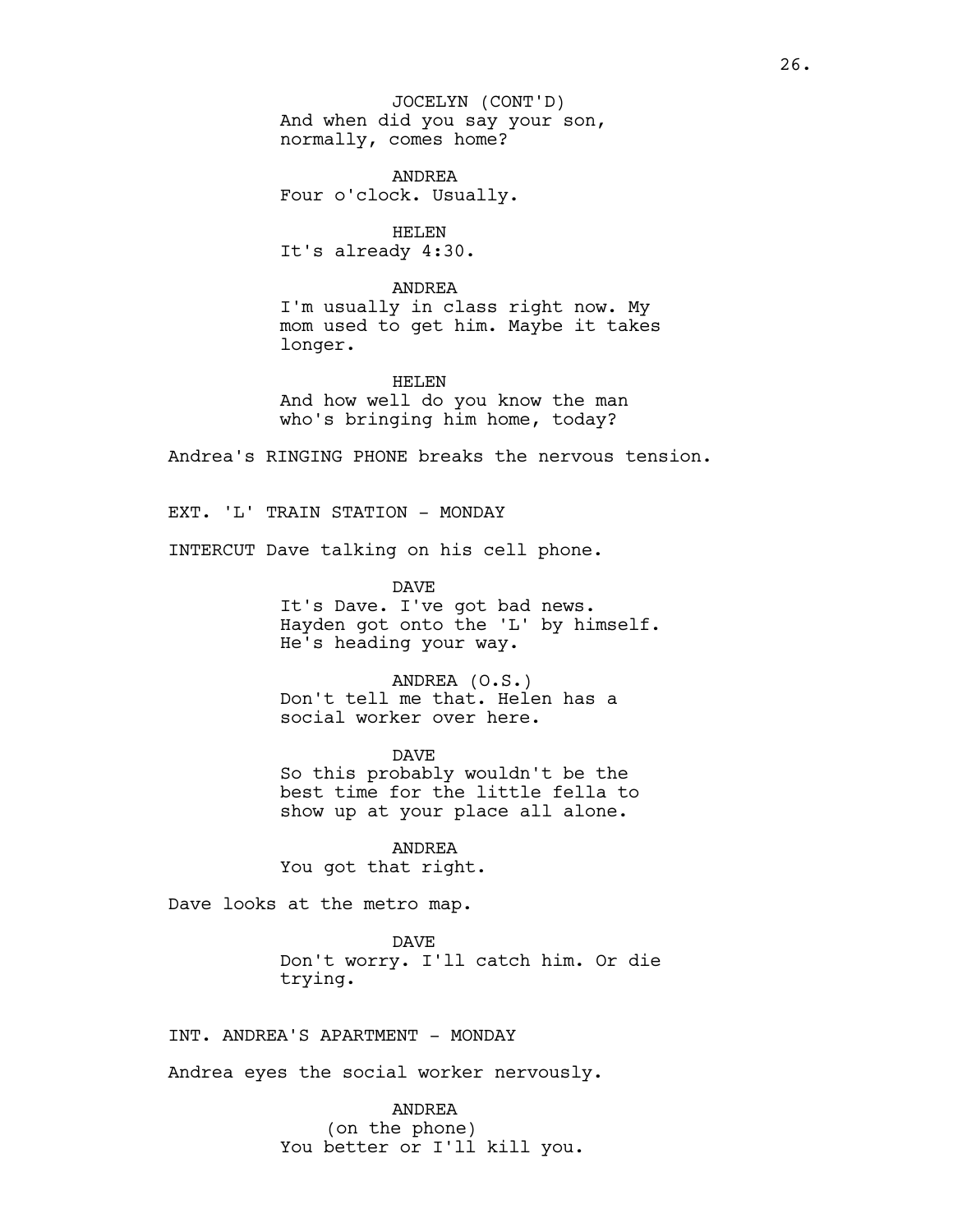JOCELYN (CONT'D)
And when did you say your son, normally, comes home?

ANDREA
Four o'clock. Usually.

HELEN
It's already 4:30.

ANDREA
I'm usually in class right now. My mom used to get him. Maybe it takes longer.

HELEN
And how well do you know the man who's bringing him home, today?

Andrea's RINGING PHONE breaks the nervous tension.

EXT. 'L' TRAIN STATION - MONDAY

INTERCUT Dave talking on his cell phone.

DAVE
It's Dave. I've got bad news. Hayden got onto the 'L' by himself. He's heading your way.

ANDREA (O.S.)
Don't tell me that. Helen has a social worker over here.

DAVE
So this probably wouldn't be the best time for the little fella to show up at your place all alone.

ANDREA
You got that right.

Dave looks at the metro map.

DAVE
Don't worry. I'll catch him. Or die trying.

INT. ANDREA'S APARTMENT - MONDAY

Andrea eyes the social worker nervously.

ANDREA
(on the phone)
You better or I'll kill you.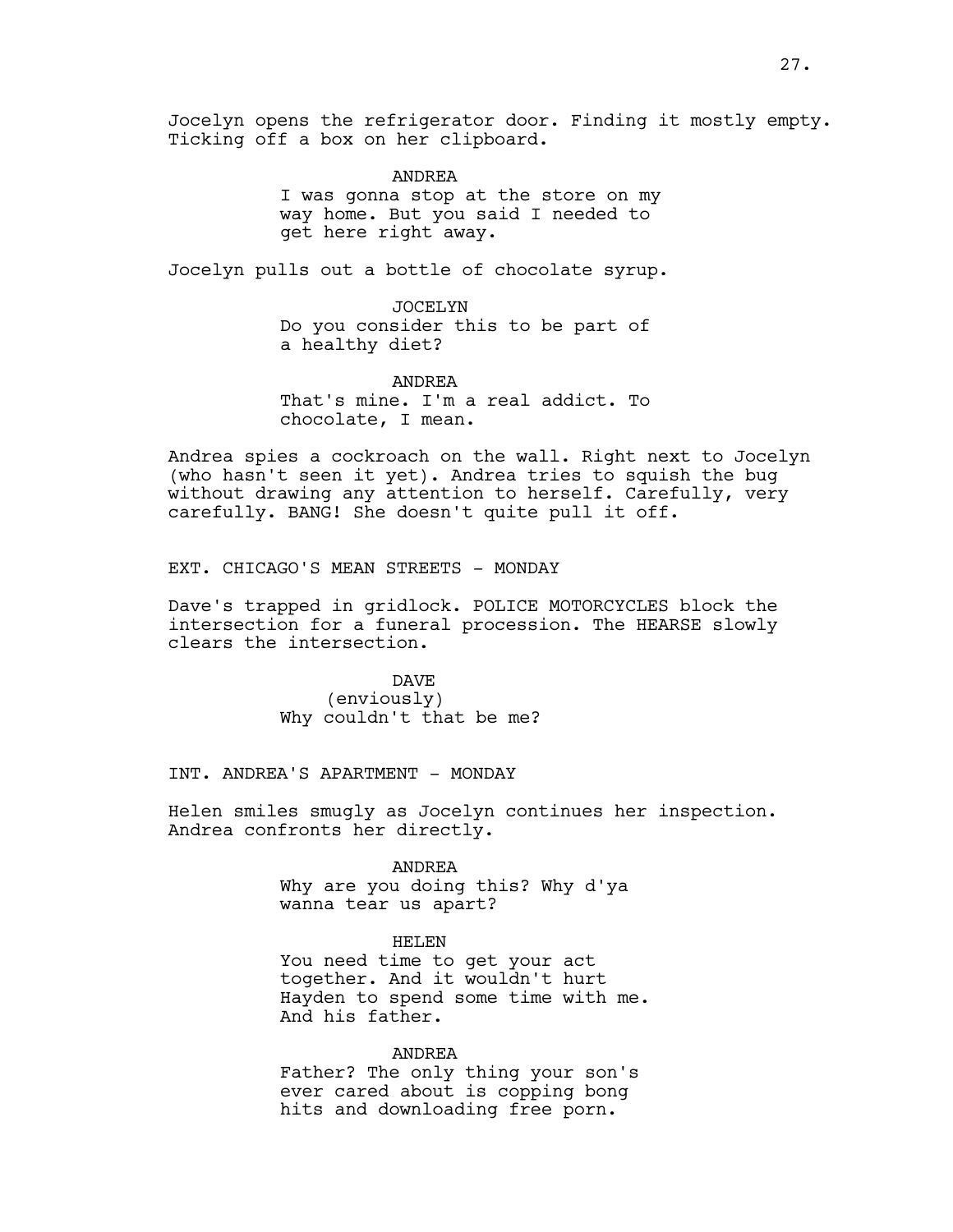Jocelyn opens the refrigerator door. Finding it mostly empty. Ticking off a box on her clipboard.

ANDREA
I was gonna stop at the store on my way home. But you said I needed to get here right away.

Jocelyn pulls out a bottle of chocolate syrup.

JOCELYN
Do you consider this to be part of a healthy diet?

ANDREA
That's mine. I'm a real addict. To chocolate, I mean.

Andrea spies a cockroach on the wall. Right next to Jocelyn (who hasn't seen it yet). Andrea tries to squish the bug without drawing any attention to herself. Carefully, very carefully. BANG! She doesn't quite pull it off.

EXT. CHICAGO'S MEAN STREETS - MONDAY

Dave's trapped in gridlock. POLICE MOTORCYCLES block the intersection for a funeral procession. The HEARSE slowly clears the intersection.

DAVE
(enviously)
Why couldn't that be me?

INT. ANDREA'S APARTMENT - MONDAY

Helen smiles smugly as Jocelyn continues her inspection. Andrea confronts her directly.

ANDREA
Why are you doing this? Why d'ya wanna tear us apart?

HELEN
You need time to get your act together. And it wouldn't hurt Hayden to spend some time with me. And his father.

ANDREA
Father? The only thing your son's ever cared about is copping bong hits and downloading free porn.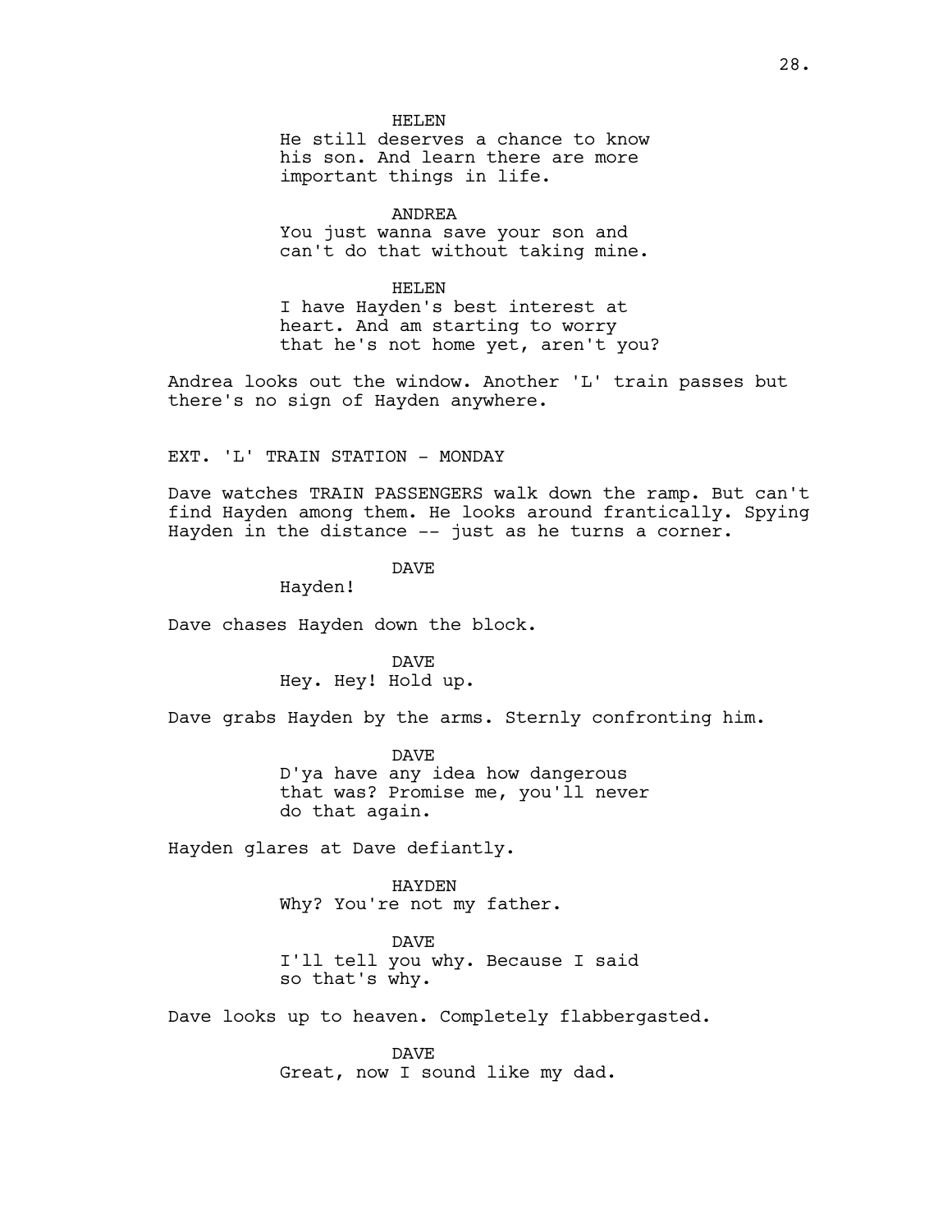HELEN
He still deserves a chance to know his son. And learn there are more important things in life.

ANDREA
You just wanna save your son and can't do that without taking mine.

HELEN
I have Hayden's best interest at heart. And am starting to worry that he's not home yet, aren't you?

Andrea looks out the window. Another 'L' train passes but there's no sign of Hayden anywhere.

EXT. 'L' TRAIN STATION - MONDAY

Dave watches TRAIN PASSENGERS walk down the ramp. But can't find Hayden among them. He looks around frantically. Spying Hayden in the distance -- just as he turns a corner.

DAVE
Hayden!

Dave chases Hayden down the block.

DAVE
Hey. Hey! Hold up.

Dave grabs Hayden by the arms. Sternly confronting him.

DAVE
D'ya have any idea how dangerous that was? Promise me, you'll never do that again.

Hayden glares at Dave defiantly.

HAYDEN
Why? You're not my father.

DAVE
I'll tell you why. Because I said so that's why.

Dave looks up to heaven. Completely flabbergasted.

DAVE
Great, now I sound like my dad.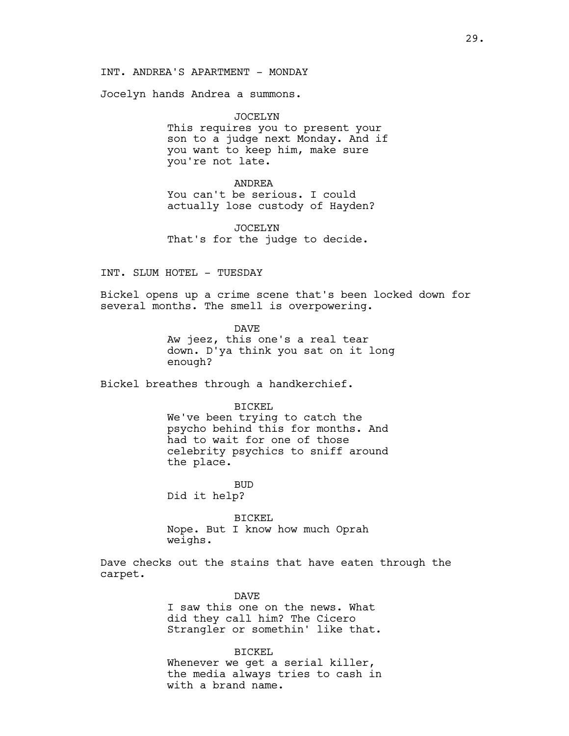INT. ANDREA'S APARTMENT - MONDAY

Jocelyn hands Andrea a summons.

JOCELYN
This requires you to present your son to a judge next Monday. And if you want to keep him, make sure you're not late.

ANDREA
You can't be serious. I could actually lose custody of Hayden?

JOCELYN
That's for the judge to decide.

INT. SLUM HOTEL - TUESDAY

Bickel opens up a crime scene that's been locked down for several months. The smell is overpowering.

DAVE
Aw jeez, this one's a real tear down. D'ya think you sat on it long enough?

Bickel breathes through a handkerchief.

BICKEL
We've been trying to catch the psycho behind this for months. And had to wait for one of those celebrity psychics to sniff around the place.

BUD
Did it help?

BICKEL
Nope. But I know how much Oprah weighs.

Dave checks out the stains that have eaten through the carpet.

DAVE
I saw this one on the news. What did they call him? The Cicero Strangler or somethin' like that.

BICKEL
Whenever we get a serial killer, the media always tries to cash in with a brand name.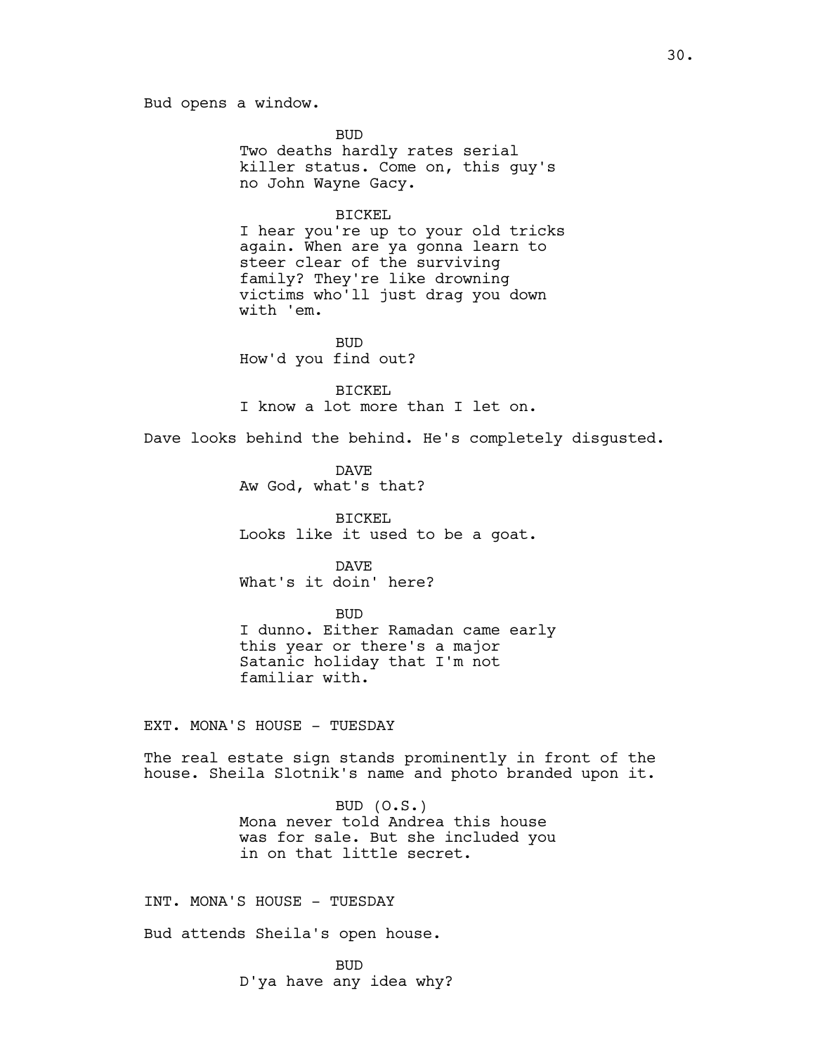Bud opens a window.

BUD
Two deaths hardly rates serial killer status. Come on, this guy's no John Wayne Gacy.

BICKEL
I hear you're up to your old tricks again. When are ya gonna learn to steer clear of the surviving family? They're like drowning victims who'll just drag you down with 'em.

BUD
How'd you find out?

BICKEL
I know a lot more than I let on.

Dave looks behind the behind. He's completely disgusted.

DAVE
Aw God, what's that?

BICKEL
Looks like it used to be a goat.

DAVE
What's it doin' here?

BUD
I dunno. Either Ramadan came early this year or there's a major Satanic holiday that I'm not familiar with.

EXT. MONA'S HOUSE - TUESDAY

The real estate sign stands prominently in front of the house. Sheila Slotnik's name and photo branded upon it.

BUD (O.S.)
Mona never told Andrea this house was for sale. But she included you in on that little secret.

INT. MONA'S HOUSE - TUESDAY

Bud attends Sheila's open house.

BUD
D'ya have any idea why?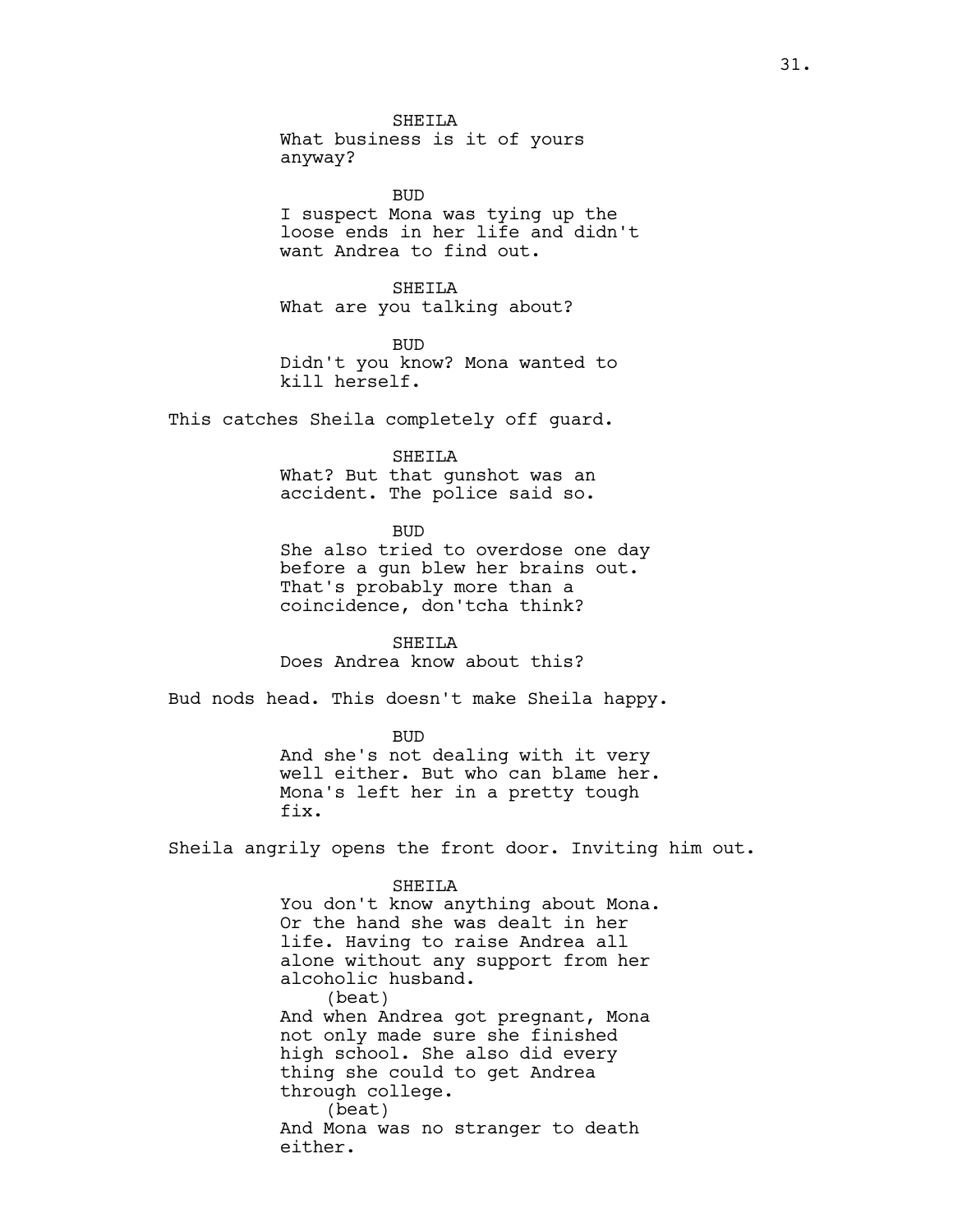SHEILA
What business is it of yours anyway?

BUD
I suspect Mona was tying up the loose ends in her life and didn't want Andrea to find out.

SHEILA
What are you talking about?

BUD
Didn't you know? Mona wanted to kill herself.

This catches Sheila completely off guard.

SHEILA
What? But that gunshot was an accident. The police said so.

BUD
She also tried to overdose one day before a gun blew her brains out. That's probably more than a coincidence, don'tcha think?

SHEILA
Does Andrea know about this?

Bud nods head. This doesn't make Sheila happy.

BUD
And she's not dealing with it very well either. But who can blame her. Mona's left her in a pretty tough fix.

Sheila angrily opens the front door. Inviting him out.

SHEILA
You don't know anything about Mona. Or the hand she was dealt in her life. Having to raise Andrea all alone without any support from her alcoholic husband.
(beat)
And when Andrea got pregnant, Mona not only made sure she finished high school. She also did every thing she could to get Andrea through college.
(beat)
And Mona was no stranger to death either.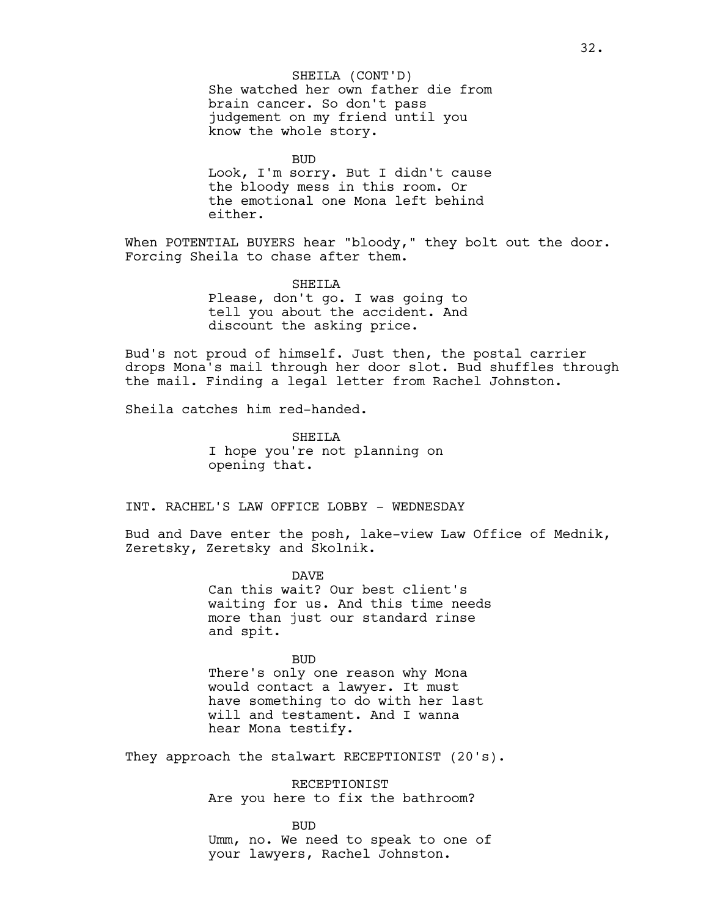SHEILA (CONT'D)
She watched her own father die from brain cancer. So don't pass judgement on my friend until you know the whole story.

BUD
Look, I'm sorry. But I didn't cause the bloody mess in this room. Or the emotional one Mona left behind either.

When POTENTIAL BUYERS hear "bloody," they bolt out the door. Forcing Sheila to chase after them.

SHEILA
Please, don't go. I was going to tell you about the accident. And discount the asking price.

Bud's not proud of himself. Just then, the postal carrier drops Mona's mail through her door slot. Bud shuffles through the mail. Finding a legal letter from Rachel Johnston.

Sheila catches him red-handed.

SHEILA
I hope you're not planning on opening that.

INT. RACHEL'S LAW OFFICE LOBBY - WEDNESDAY

Bud and Dave enter the posh, lake-view Law Office of Mednik, Zeretsky, Zeretsky and Skolnik.

DAVE
Can this wait? Our best client's waiting for us. And this time needs more than just our standard rinse and spit.

BUD
There's only one reason why Mona would contact a lawyer. It must have something to do with her last will and testament. And I wanna hear Mona testify.

They approach the stalwart RECEPTIONIST (20's).

RECEPTIONIST
Are you here to fix the bathroom?

BUD
Umm, no. We need to speak to one of your lawyers, Rachel Johnston.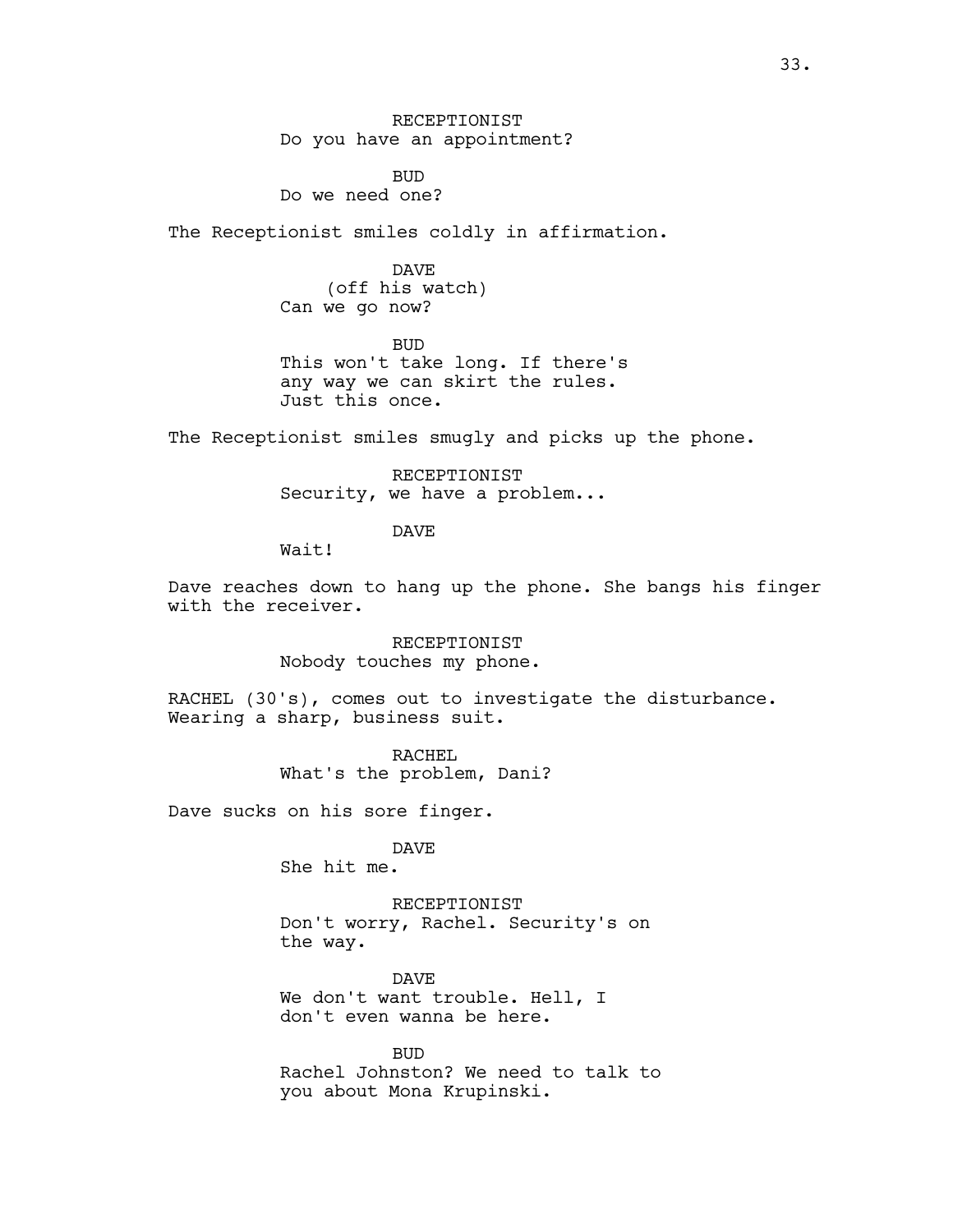RECEPTIONIST
Do you have an appointment?

BUD
Do we need one?

The Receptionist smiles coldly in affirmation.

DAVE
(off his watch)
Can we go now?

BUD
This won't take long. If there's any way we can skirt the rules. Just this once.

The Receptionist smiles smugly and picks up the phone.

RECEPTIONIST
Security, we have a problem...

DAVE
Wait!

Dave reaches down to hang up the phone. She bangs his finger with the receiver.

RECEPTIONIST
Nobody touches my phone.

RACHEL (30's), comes out to investigate the disturbance. Wearing a sharp, business suit.

RACHEL
What's the problem, Dani?

Dave sucks on his sore finger.

DAVE
She hit me.

RECEPTIONIST
Don't worry, Rachel. Security's on the way.

DAVE
We don't want trouble. Hell, I don't even wanna be here.

BUD
Rachel Johnston? We need to talk to you about Mona Krupinski.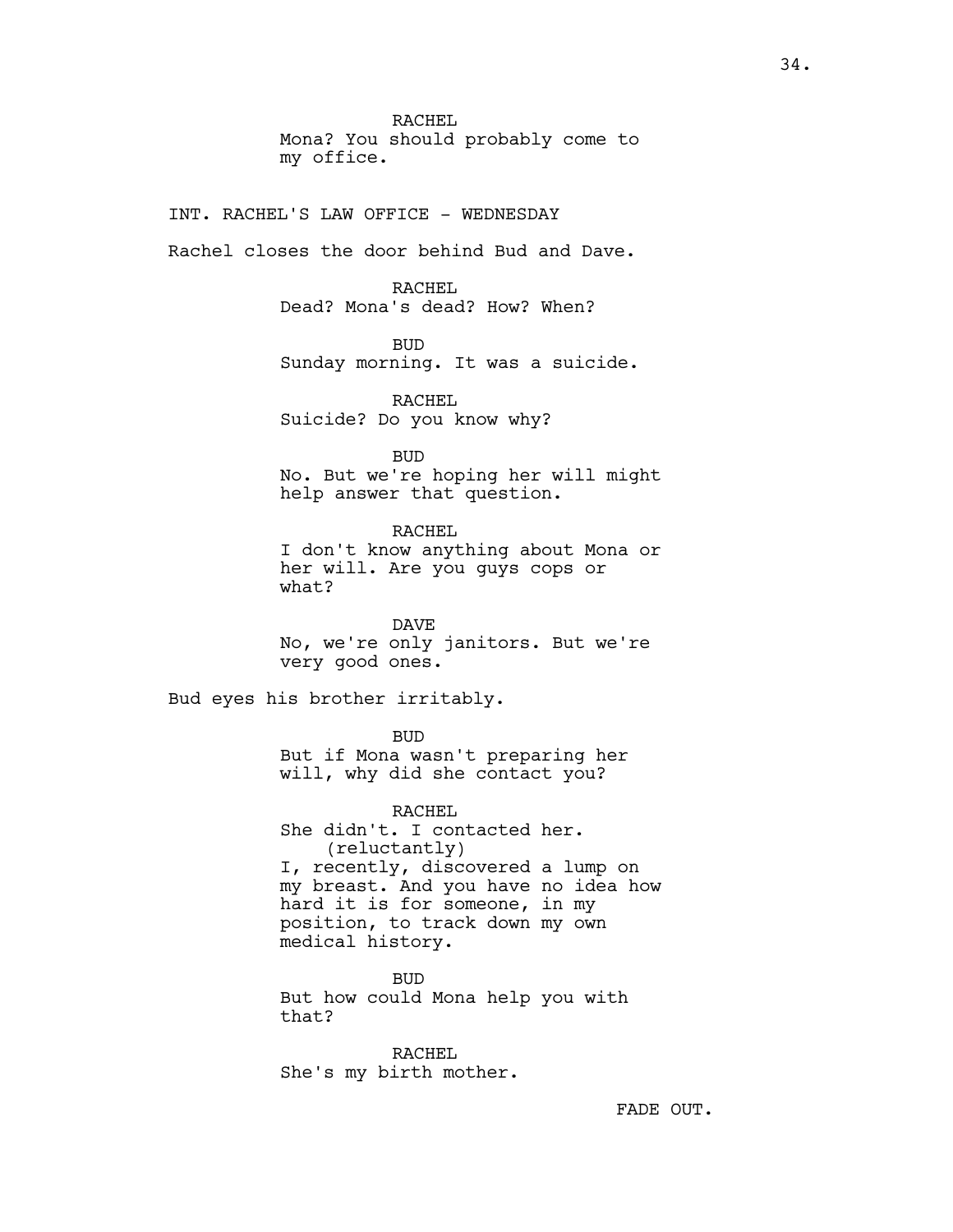RACHEL
Mona? You should probably come to my office.

INT. RACHEL'S LAW OFFICE - WEDNESDAY

Rachel closes the door behind Bud and Dave.

RACHEL
Dead? Mona's dead? How? When?

BUD
Sunday morning. It was a suicide.

RACHEL
Suicide? Do you know why?

BUD
No. But we're hoping her will might help answer that question.

RACHEL
I don't know anything about Mona or her will. Are you guys cops or what?

DAVE
No, we're only janitors. But we're very good ones.

Bud eyes his brother irritably.

BUD
But if Mona wasn't preparing her will, why did she contact you?

RACHEL
She didn't. I contacted her.
(reluctantly)
I, recently, discovered a lump on my breast. And you have no idea how hard it is for someone, in my position, to track down my own medical history.

BUD
But how could Mona help you with that?

RACHEL
She's my birth mother.

FADE OUT.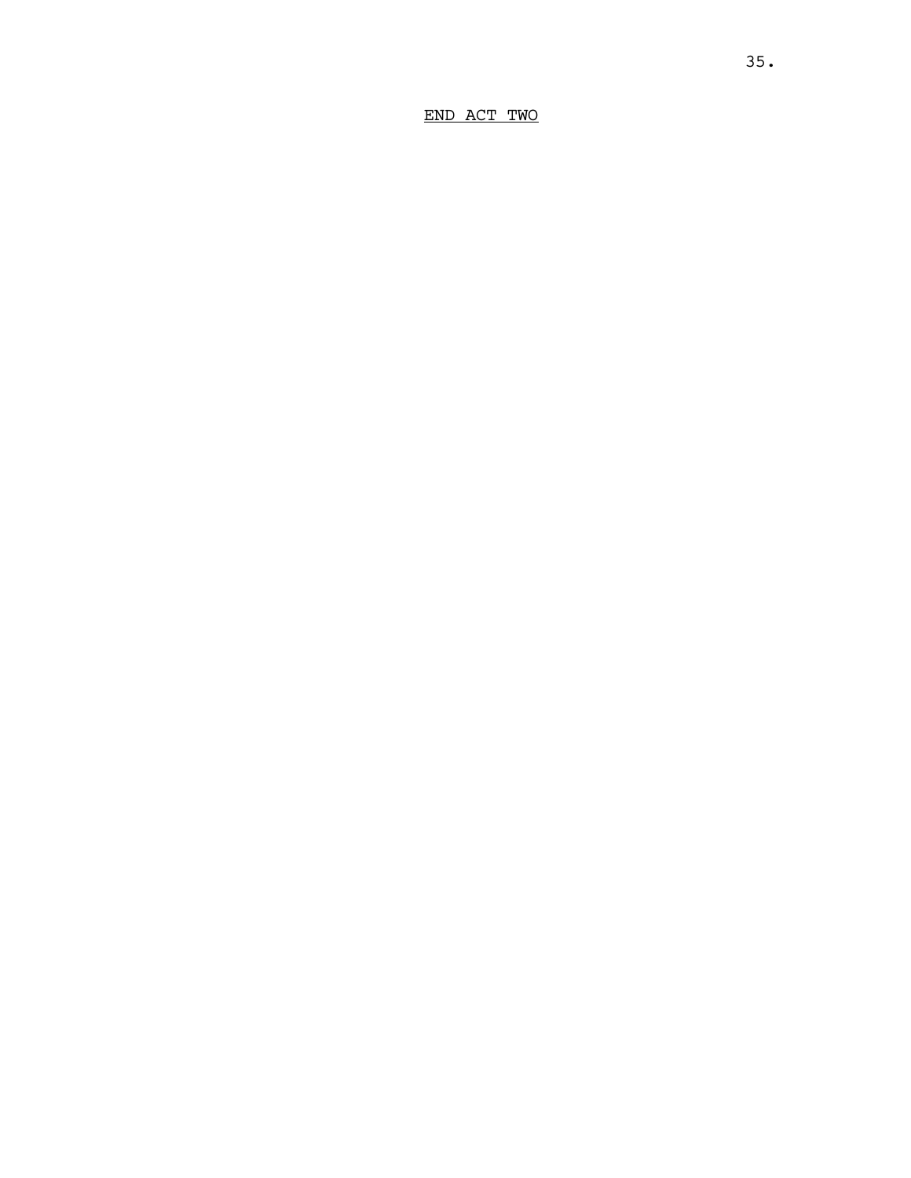<u>END ACT TWO</u>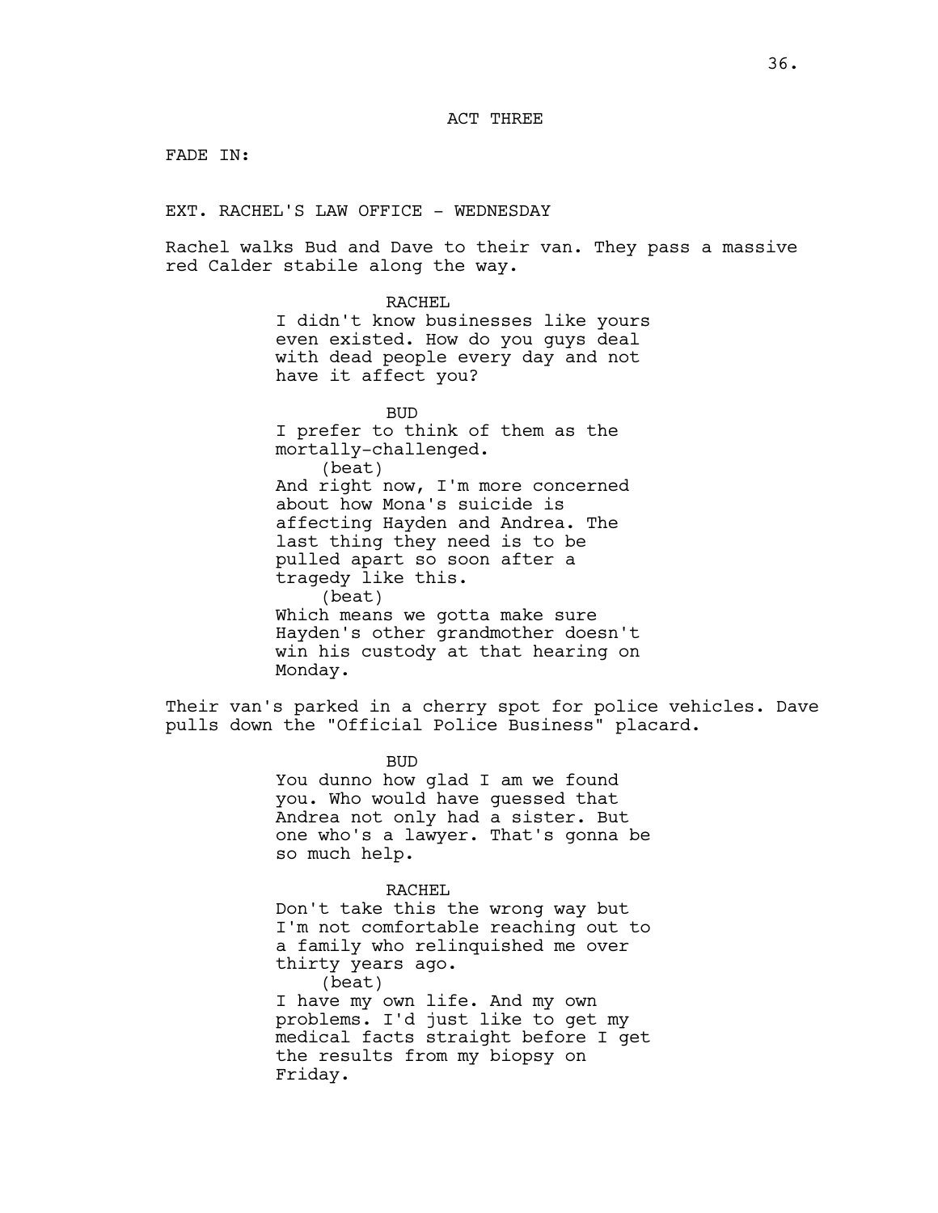ACT THREE

FADE IN:

EXT. RACHEL'S LAW OFFICE - WEDNESDAY

Rachel walks Bud and Dave to their van. They pass a massive red Calder stabile along the way.

RACHEL
I didn't know businesses like yours even existed. How do you guys deal with dead people every day and not have it affect you?

BUD
I prefer to think of them as the mortally-challenged.
(beat)
And right now, I'm more concerned about how Mona's suicide is affecting Hayden and Andrea. The last thing they need is to be pulled apart so soon after a tragedy like this.
(beat)
Which means we gotta make sure Hayden's other grandmother doesn't win his custody at that hearing on Monday.

Their van's parked in a cherry spot for police vehicles. Dave pulls down the "Official Police Business" placard.

BUD
You dunno how glad I am we found you. Who would have guessed that Andrea not only had a sister. But one who's a lawyer. That's gonna be so much help.

RACHEL
Don't take this the wrong way but I'm not comfortable reaching out to a family who relinquished me over thirty years ago.
(beat)
I have my own life. And my own problems. I'd just like to get my medical facts straight before I get the results from my biopsy on Friday.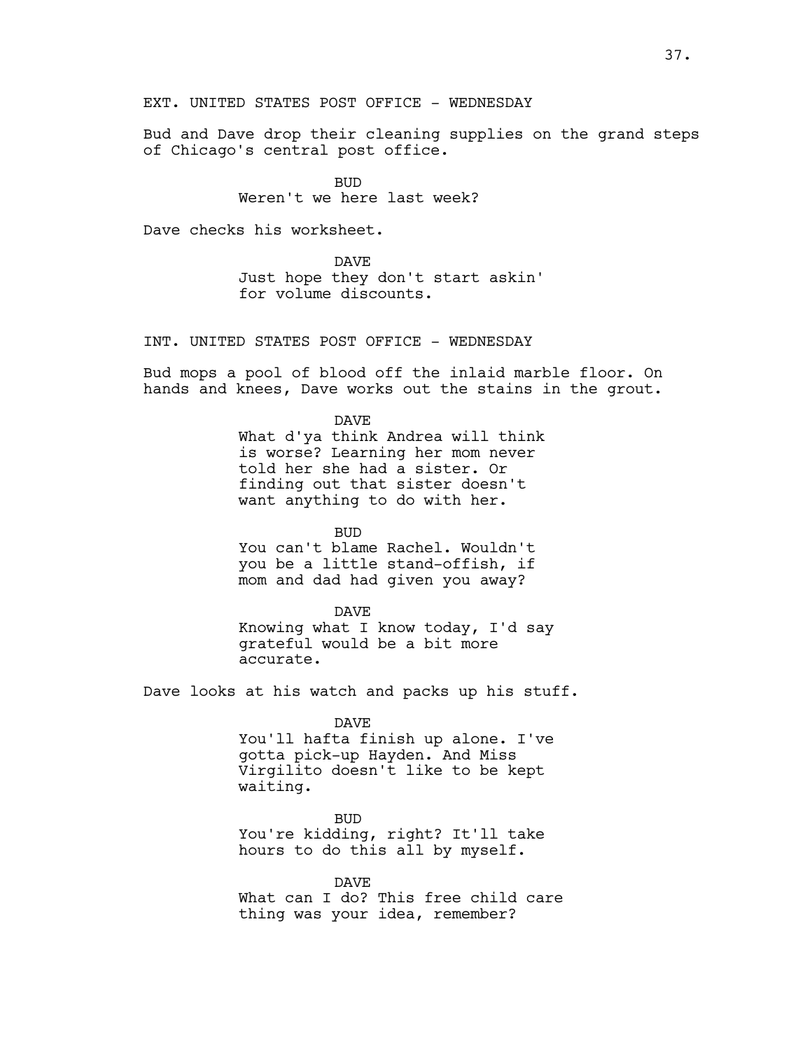EXT. UNITED STATES POST OFFICE - WEDNESDAY

Bud and Dave drop their cleaning supplies on the grand steps of Chicago's central post office.

BUD
Weren't we here last week?

Dave checks his worksheet.

DAVE
Just hope they don't start askin' for volume discounts.

INT. UNITED STATES POST OFFICE - WEDNESDAY

Bud mops a pool of blood off the inlaid marble floor. On hands and knees, Dave works out the stains in the grout.

DAVE
What d'ya think Andrea will think is worse? Learning her mom never told her she had a sister. Or finding out that sister doesn't want anything to do with her.

BUD
You can't blame Rachel. Wouldn't you be a little stand-offish, if mom and dad had given you away?

DAVE
Knowing what I know today, I'd say grateful would be a bit more accurate.

Dave looks at his watch and packs up his stuff.

DAVE
You'll hafta finish up alone. I've gotta pick-up Hayden. And Miss Virgilito doesn't like to be kept waiting.

BUD
You're kidding, right? It'll take hours to do this all by myself.

DAVE
What can I do? This free child care thing was your idea, remember?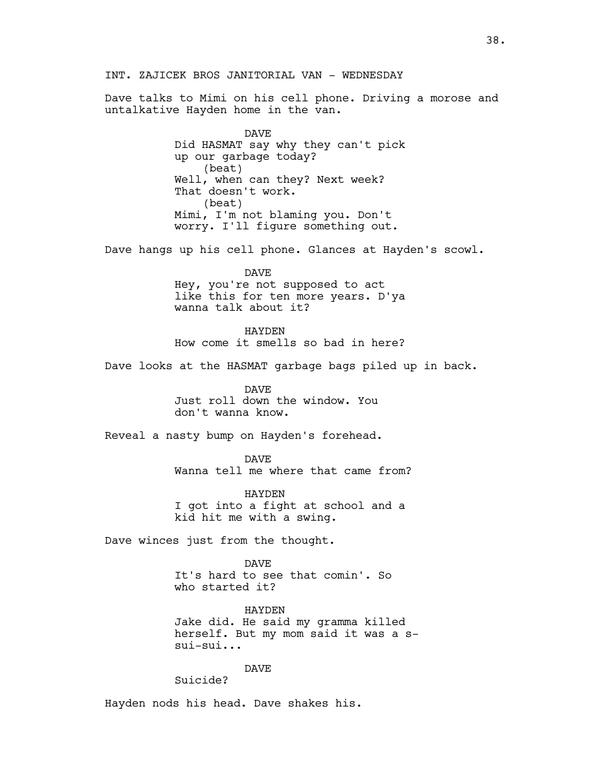INT. ZAJICEK BROS JANITORIAL VAN - WEDNESDAY

Dave talks to Mimi on his cell phone. Driving a morose and untalkative Hayden home in the van.

DAVE
Did HASMAT say why they can't pick up our garbage today?
(beat)
Well, when can they? Next week? That doesn't work.
(beat)
Mimi, I'm not blaming you. Don't worry. I'll figure something out.

Dave hangs up his cell phone. Glances at Hayden's scowl.

DAVE
Hey, you're not supposed to act like this for ten more years. D'ya wanna talk about it?

HAYDEN
How come it smells so bad in here?

Dave looks at the HASMAT garbage bags piled up in back.

DAVE
Just roll down the window. You don't wanna know.

Reveal a nasty bump on Hayden's forehead.

DAVE
Wanna tell me where that came from?

HAYDEN
I got into a fight at school and a kid hit me with a swing.

Dave winces just from the thought.

DAVE
It's hard to see that comin'. So who started it?

HAYDEN
Jake did. He said my gramma killed herself. But my mom said it was a s-sui-sui...

DAVE
Suicide?

Hayden nods his head. Dave shakes his.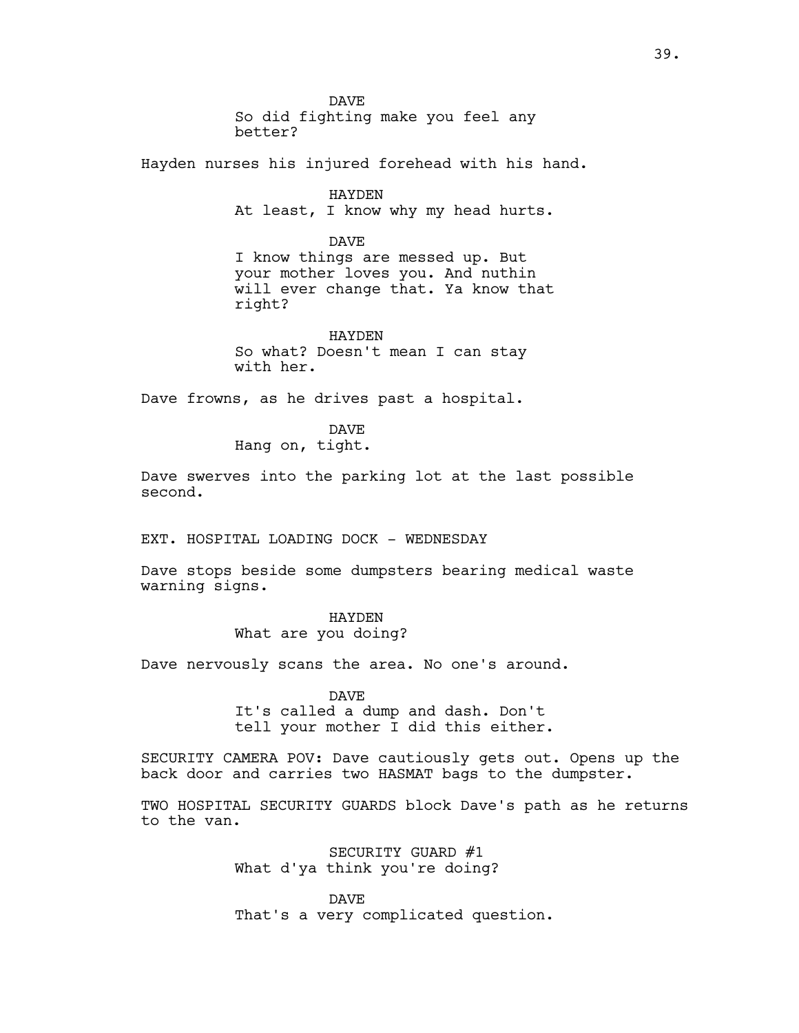DAVE
So did fighting make you feel any better?

Hayden nurses his injured forehead with his hand.

HAYDEN
At least, I know why my head hurts.

DAVE
I know things are messed up. But your mother loves you. And nuthin will ever change that. Ya know that right?

HAYDEN
So what? Doesn't mean I can stay with her.

Dave frowns, as he drives past a hospital.

DAVE
Hang on, tight.

Dave swerves into the parking lot at the last possible second.

EXT. HOSPITAL LOADING DOCK - WEDNESDAY

Dave stops beside some dumpsters bearing medical waste warning signs.

HAYDEN
What are you doing?

Dave nervously scans the area. No one's around.

DAVE
It's called a dump and dash. Don't tell your mother I did this either.

SECURITY CAMERA POV: Dave cautiously gets out. Opens up the back door and carries two HASMAT bags to the dumpster.

TWO HOSPITAL SECURITY GUARDS block Dave's path as he returns to the van.

SECURITY GUARD #1
What d'ya think you're doing?

DAVE
That's a very complicated question.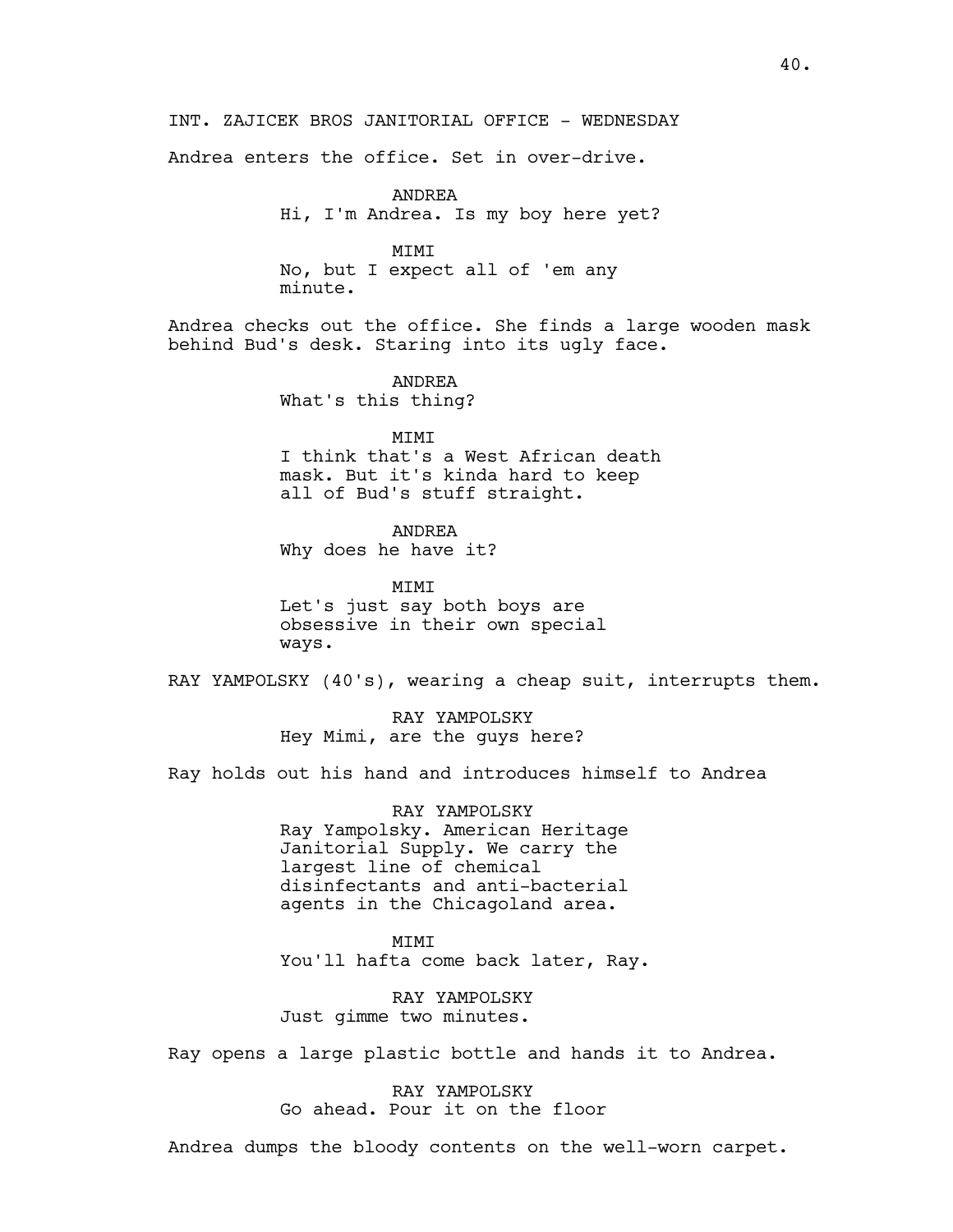INT. ZAJICEK BROS JANITORIAL OFFICE - WEDNESDAY

Andrea enters the office. Set in over-drive.

ANDREA
Hi, I'm Andrea. Is my boy here yet?

MIMI
No, but I expect all of 'em any minute.

Andrea checks out the office. She finds a large wooden mask behind Bud's desk. Staring into its ugly face.

ANDREA
What's this thing?

MIMI
I think that's a West African death mask. But it's kinda hard to keep all of Bud's stuff straight.

ANDREA
Why does he have it?

MIMI
Let's just say both boys are obsessive in their own special ways.

RAY YAMPOLSKY (40's), wearing a cheap suit, interrupts them.

RAY YAMPOLSKY
Hey Mimi, are the guys here?

Ray holds out his hand and introduces himself to Andrea

RAY YAMPOLSKY
Ray Yampolsky. American Heritage Janitorial Supply. We carry the largest line of chemical disinfectants and anti-bacterial agents in the Chicagoland area.

MIMI
You'll hafta come back later, Ray.

RAY YAMPOLSKY
Just gimme two minutes.

Ray opens a large plastic bottle and hands it to Andrea.

RAY YAMPOLSKY
Go ahead. Pour it on the floor

Andrea dumps the bloody contents on the well-worn carpet.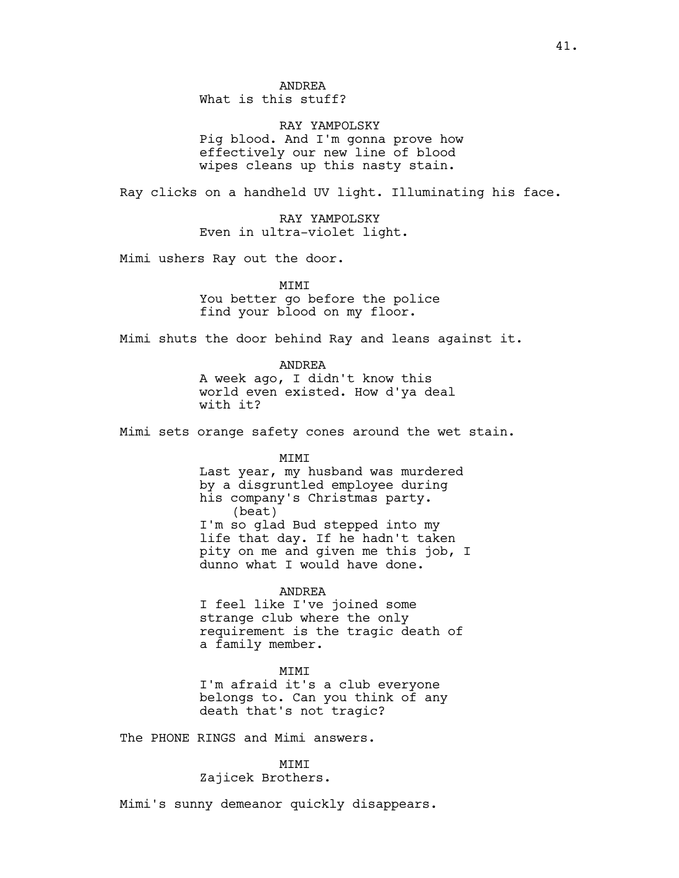ANDREA
What is this stuff?

RAY YAMPOLSKY
Pig blood. And I'm gonna prove how effectively our new line of blood wipes cleans up this nasty stain.

Ray clicks on a handheld UV light. Illuminating his face.

RAY YAMPOLSKY
Even in ultra-violet light.

Mimi ushers Ray out the door.

MIMI
You better go before the police find your blood on my floor.

Mimi shuts the door behind Ray and leans against it.

ANDREA
A week ago, I didn't know this world even existed. How d'ya deal with it?

Mimi sets orange safety cones around the wet stain.

MIMI
Last year, my husband was murdered by a disgruntled employee during his company's Christmas party.
(beat)
I'm so glad Bud stepped into my life that day. If he hadn't taken pity on me and given me this job, I dunno what I would have done.

ANDREA
I feel like I've joined some strange club where the only requirement is the tragic death of a family member.

MIMI
I'm afraid it's a club everyone belongs to. Can you think of any death that's not tragic?

The PHONE RINGS and Mimi answers.

MIMI
Zajicek Brothers.

Mimi's sunny demeanor quickly disappears.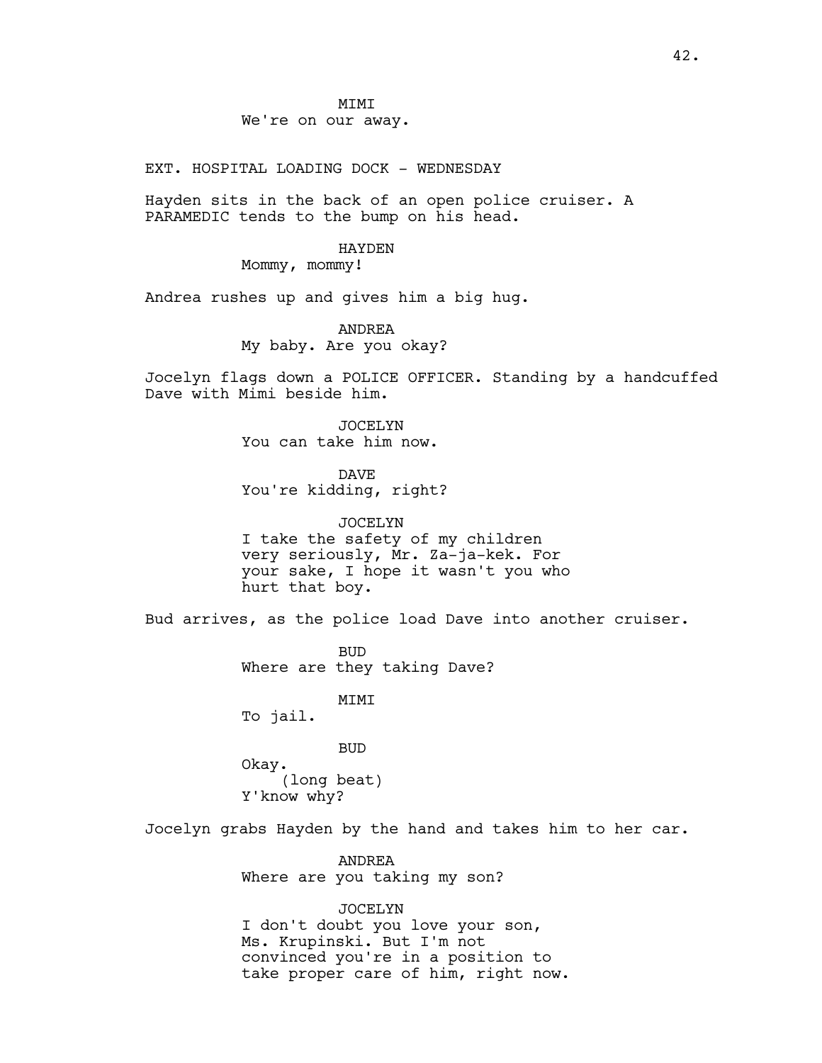MIMI
We're on our away.

EXT. HOSPITAL LOADING DOCK - WEDNESDAY

Hayden sits in the back of an open police cruiser. A PARAMEDIC tends to the bump on his head.

HAYDEN
Mommy, mommy!

Andrea rushes up and gives him a big hug.

ANDREA
My baby. Are you okay?

Jocelyn flags down a POLICE OFFICER. Standing by a handcuffed Dave with Mimi beside him.

JOCELYN
You can take him now.

DAVE
You're kidding, right?

JOCELYN
I take the safety of my children very seriously, Mr. Za-ja-kek. For your sake, I hope it wasn't you who hurt that boy.

Bud arrives, as the police load Dave into another cruiser.

BUD
Where are they taking Dave?

MIMI
To jail.

BUD
Okay.
(long beat)
Y'know why?

Jocelyn grabs Hayden by the hand and takes him to her car.

ANDREA
Where are you taking my son?

JOCELYN
I don't doubt you love your son, Ms. Krupinski. But I'm not convinced you're in a position to take proper care of him, right now.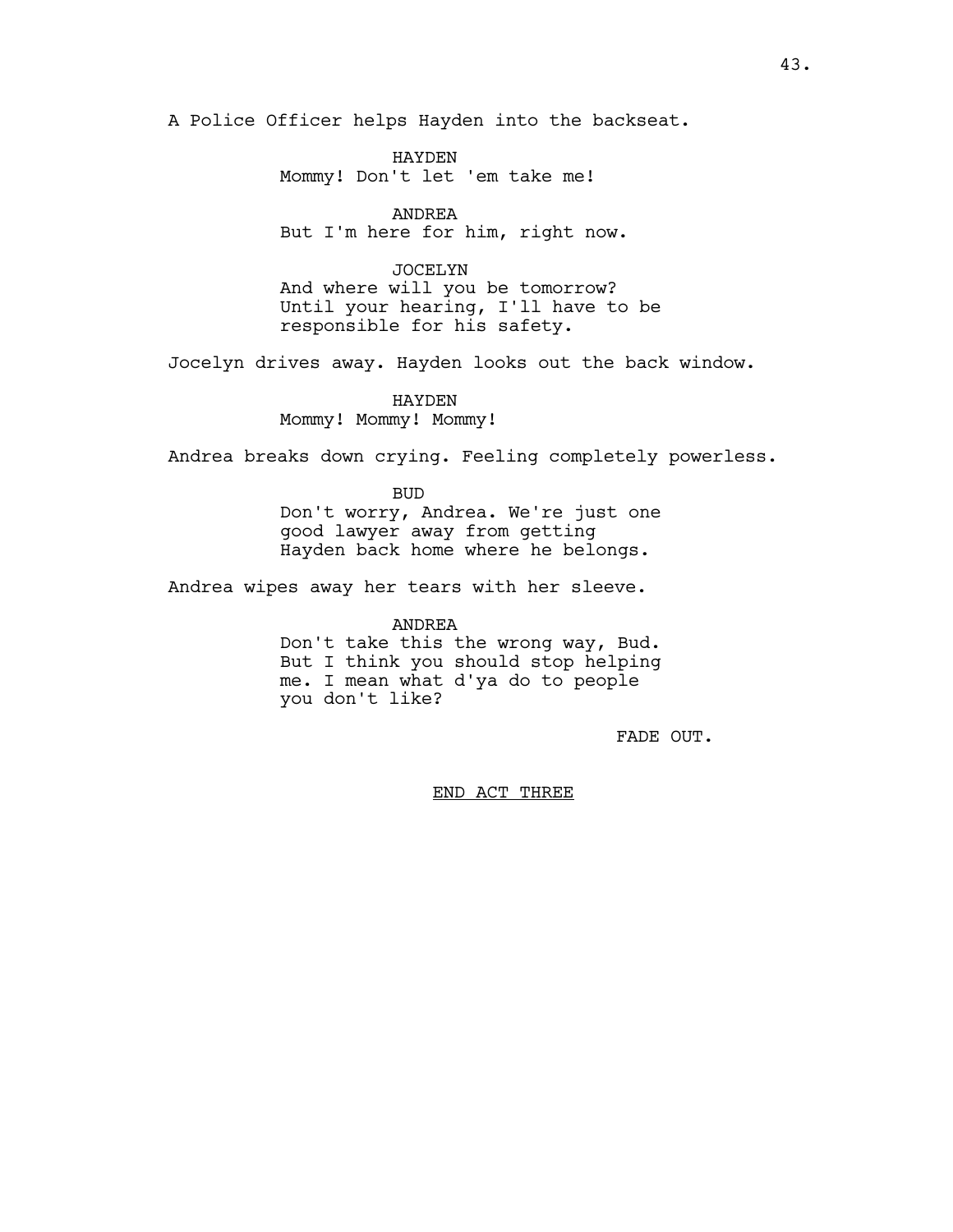A Police Officer helps Hayden into the backseat.

HAYDEN
Mommy! Don't let 'em take me!

ANDREA
But I'm here for him, right now.

JOCELYN
And where will you be tomorrow?
Until your hearing, I'll have to be
responsible for his safety.

Jocelyn drives away. Hayden looks out the back window.

HAYDEN
Mommy! Mommy! Mommy!

Andrea breaks down crying. Feeling completely powerless.

BUD
Don't worry, Andrea. We're just one
good lawyer away from getting
Hayden back home where he belongs.

Andrea wipes away her tears with her sleeve.

ANDREA
Don't take this the wrong way, Bud.
But I think you should stop helping
me. I mean what d'ya do to people
you don't like?

FADE OUT.

END ACT THREE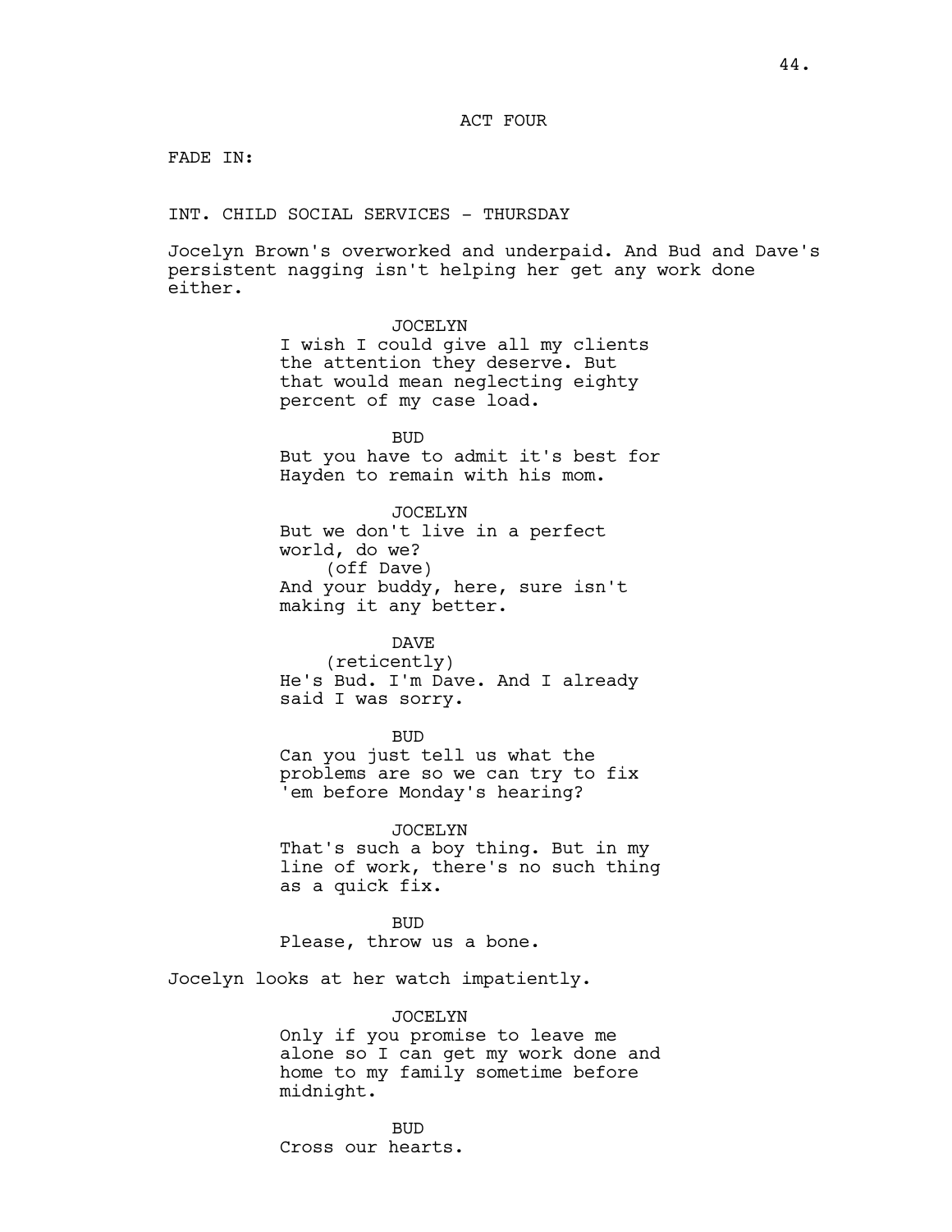ACT FOUR

FADE IN:

INT. CHILD SOCIAL SERVICES - THURSDAY

Jocelyn Brown's overworked and underpaid. And Bud and Dave's persistent nagging isn't helping her get any work done either.

JOCELYN
I wish I could give all my clients the attention they deserve. But that would mean neglecting eighty percent of my case load.

BUD
But you have to admit it's best for Hayden to remain with his mom.

JOCELYN
But we don't live in a perfect world, do we?
(off Dave)
And your buddy, here, sure isn't making it any better.

DAVE
(reticently)
He's Bud. I'm Dave. And I already said I was sorry.

BUD
Can you just tell us what the problems are so we can try to fix 'em before Monday's hearing?

JOCELYN
That's such a boy thing. But in my line of work, there's no such thing as a quick fix.

BUD
Please, throw us a bone.

Jocelyn looks at her watch impatiently.

JOCELYN
Only if you promise to leave me alone so I can get my work done and home to my family sometime before midnight.

BUD
Cross our hearts.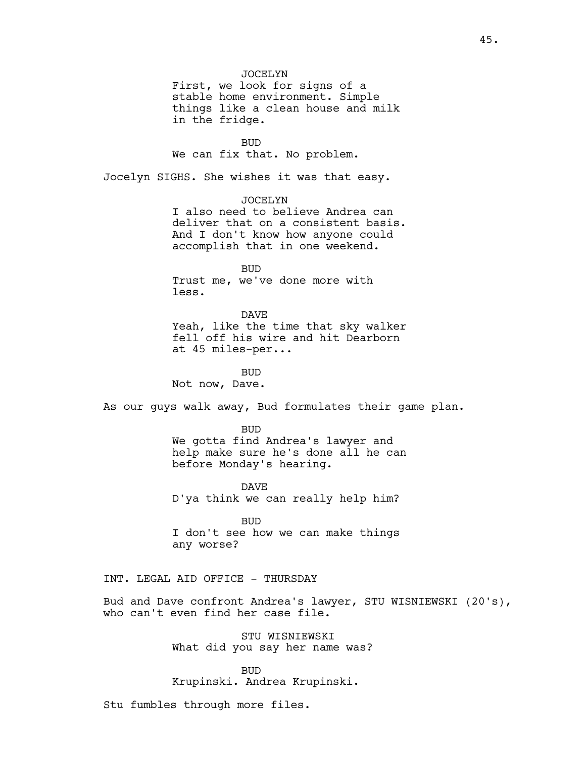JOCELYN
First, we look for signs of a stable home environment. Simple things like a clean house and milk in the fridge.

BUD
We can fix that. No problem.

Jocelyn SIGHS. She wishes it was that easy.

JOCELYN
I also need to believe Andrea can deliver that on a consistent basis. And I don't know how anyone could accomplish that in one weekend.

BUD
Trust me, we've done more with less.

DAVE
Yeah, like the time that sky walker fell off his wire and hit Dearborn at 45 miles-per...

BUD
Not now, Dave.

As our guys walk away, Bud formulates their game plan.

BUD
We gotta find Andrea's lawyer and help make sure he's done all he can before Monday's hearing.

DAVE
D'ya think we can really help him?

BUD
I don't see how we can make things any worse?

INT. LEGAL AID OFFICE - THURSDAY

Bud and Dave confront Andrea's lawyer, STU WISNIEWSKI (20's), who can't even find her case file.

STU WISNIEWSKI
What did you say her name was?

BUD
Krupinski. Andrea Krupinski.

Stu fumbles through more files.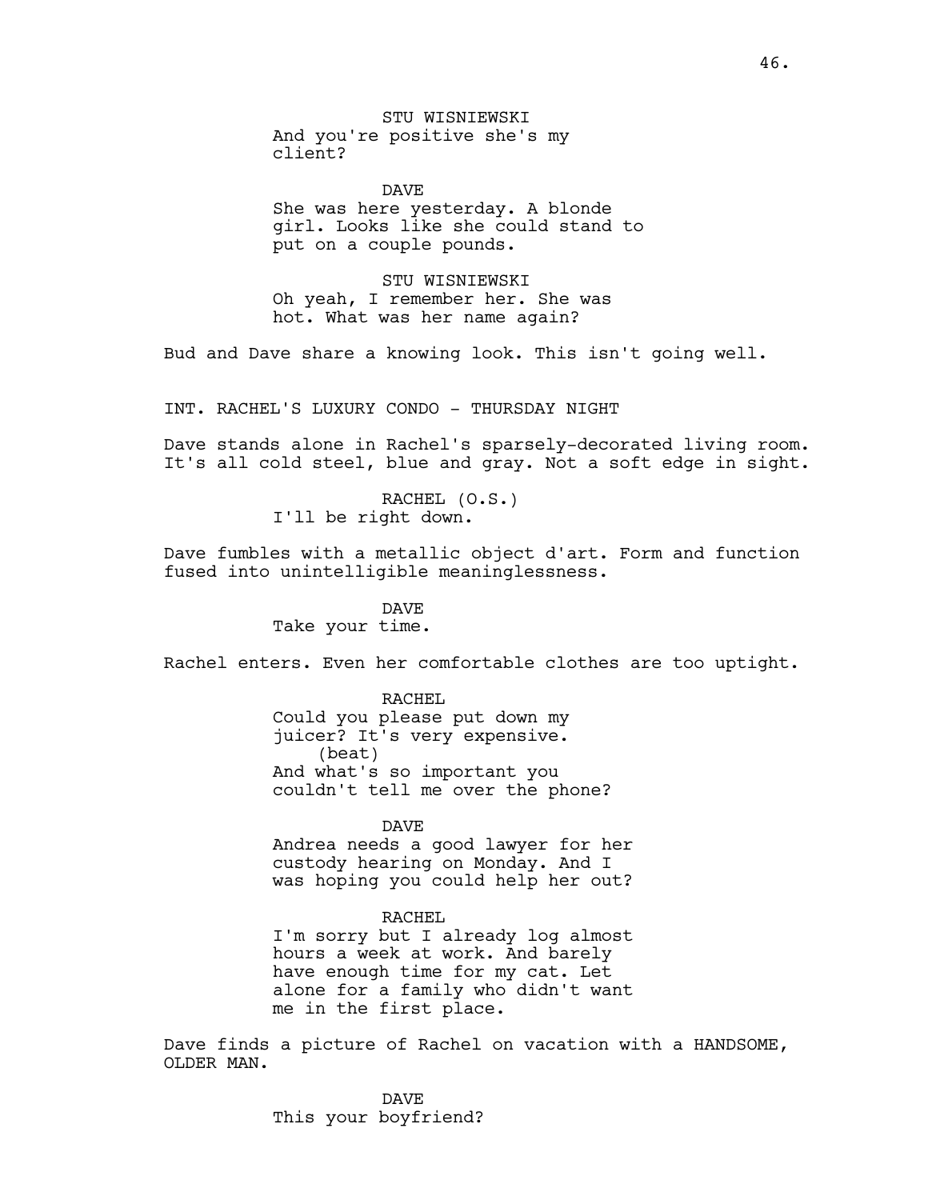STU WISNIEWSKI
And you're positive she's my client?

DAVE
She was here yesterday. A blonde girl. Looks like she could stand to put on a couple pounds.

STU WISNIEWSKI
Oh yeah, I remember her. She was hot. What was her name again?

Bud and Dave share a knowing look. This isn't going well.

INT. RACHEL'S LUXURY CONDO - THURSDAY NIGHT

Dave stands alone in Rachel's sparsely-decorated living room. It's all cold steel, blue and gray. Not a soft edge in sight.

RACHEL (O.S.)
I'll be right down.

Dave fumbles with a metallic object d'art. Form and function fused into unintelligible meaninglessness.

DAVE
Take your time.

Rachel enters. Even her comfortable clothes are too uptight.

RACHEL
Could you please put down my juicer? It's very expensive.
(beat)
And what's so important you couldn't tell me over the phone?

DAVE
Andrea needs a good lawyer for her custody hearing on Monday. And I was hoping you could help her out?

RACHEL
I'm sorry but I already log almost hours a week at work. And barely have enough time for my cat. Let alone for a family who didn't want me in the first place.

Dave finds a picture of Rachel on vacation with a HANDSOME, OLDER MAN.

DAVE
This your boyfriend?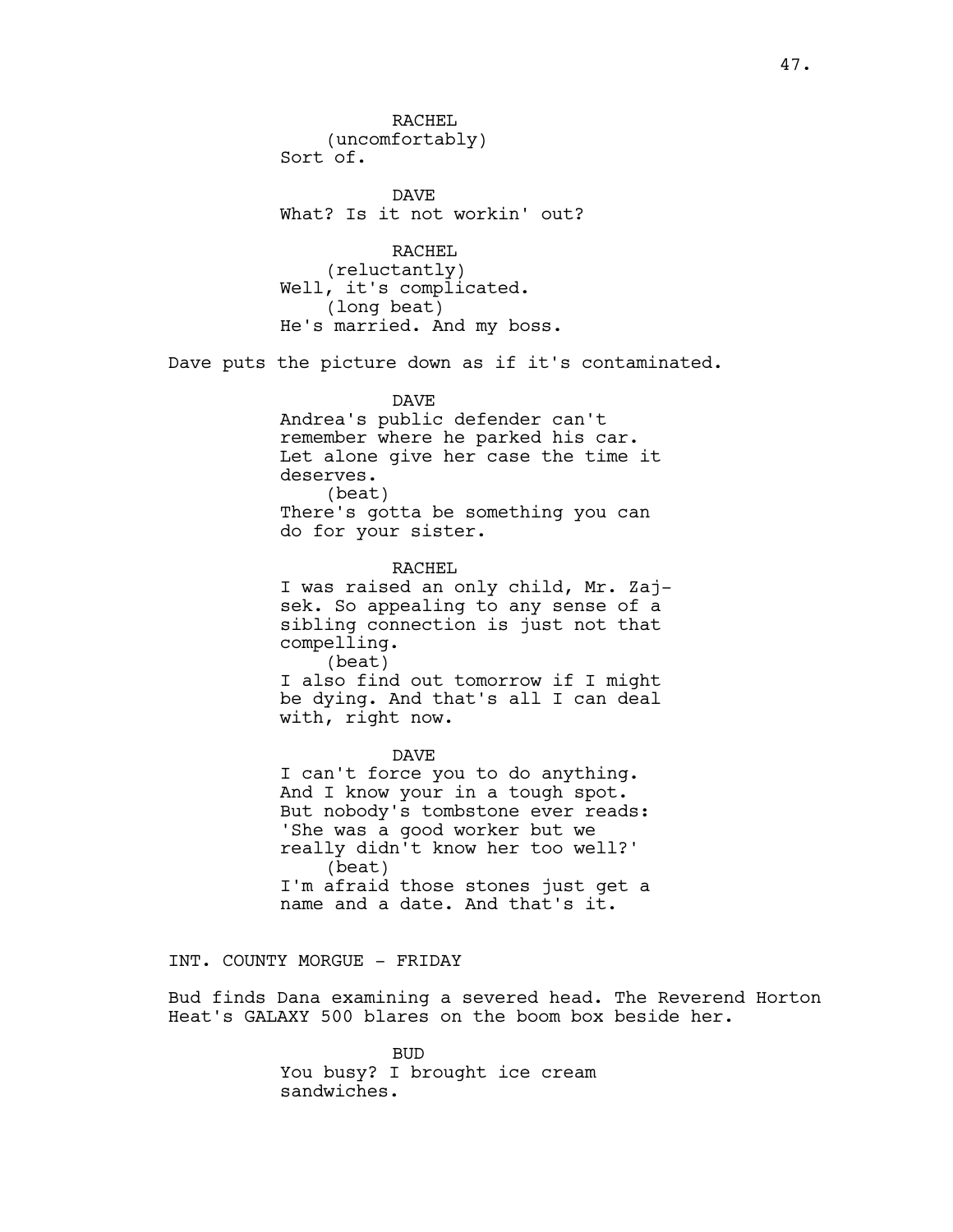RACHEL
(uncomfortably)
Sort of.

DAVE
What? Is it not workin' out?

RACHEL
(reluctantly)
Well, it's complicated.
(long beat)
He's married. And my boss.

Dave puts the picture down as if it's contaminated.

DAVE
Andrea's public defender can't remember where he parked his car. Let alone give her case the time it deserves.
(beat)
There's gotta be something you can do for your sister.

RACHEL
I was raised an only child, Mr. Zaj-sek. So appealing to any sense of a sibling connection is just not that compelling.
(beat)
I also find out tomorrow if I might be dying. And that's all I can deal with, right now.

DAVE
I can't force you to do anything. And I know your in a tough spot. But nobody's tombstone ever reads: 'She was a good worker but we really didn't know her too well?'
(beat)
I'm afraid those stones just get a name and a date. And that's it.

INT. COUNTY MORGUE - FRIDAY

Bud finds Dana examining a severed head. The Reverend Horton Heat's GALAXY 500 blares on the boom box beside her.

BUD
You busy? I brought ice cream sandwiches.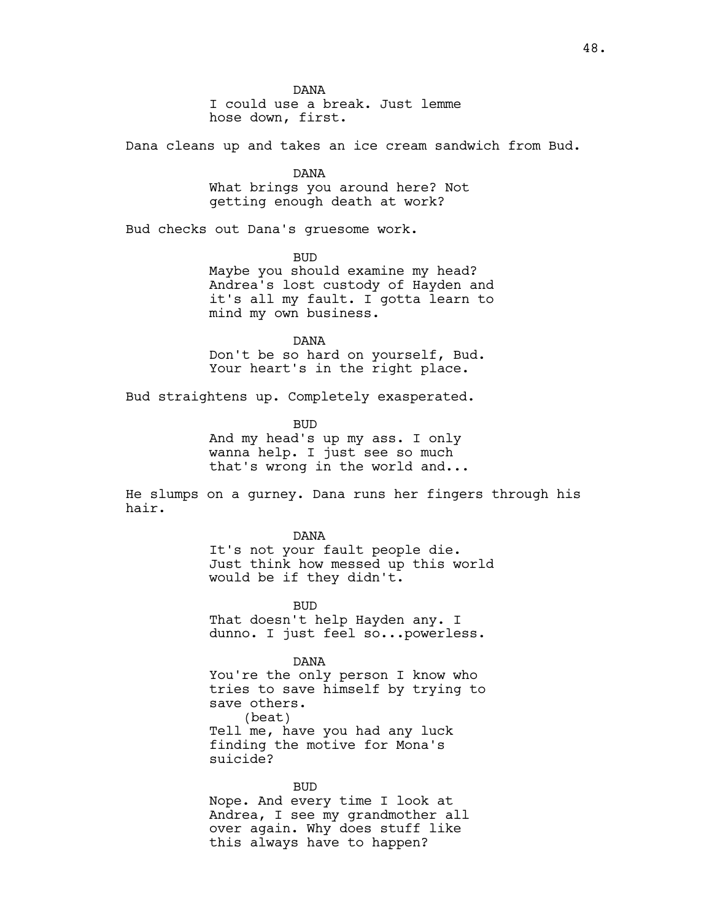DANA
I could use a break. Just lemme hose down, first.

Dana cleans up and takes an ice cream sandwich from Bud.

DANA
What brings you around here? Not getting enough death at work?

Bud checks out Dana's gruesome work.

BUD
Maybe you should examine my head? Andrea's lost custody of Hayden and it's all my fault. I gotta learn to mind my own business.

DANA
Don't be so hard on yourself, Bud. Your heart's in the right place.

Bud straightens up. Completely exasperated.

BUD
And my head's up my ass. I only wanna help. I just see so much that's wrong in the world and...

He slumps on a gurney. Dana runs her fingers through his hair.

DANA
It's not your fault people die. Just think how messed up this world would be if they didn't.

BUD
That doesn't help Hayden any. I dunno. I just feel so...powerless.

DANA
You're the only person I know who tries to save himself by trying to save others.
(beat)
Tell me, have you had any luck finding the motive for Mona's suicide?

BUD
Nope. And every time I look at Andrea, I see my grandmother all over again. Why does stuff like this always have to happen?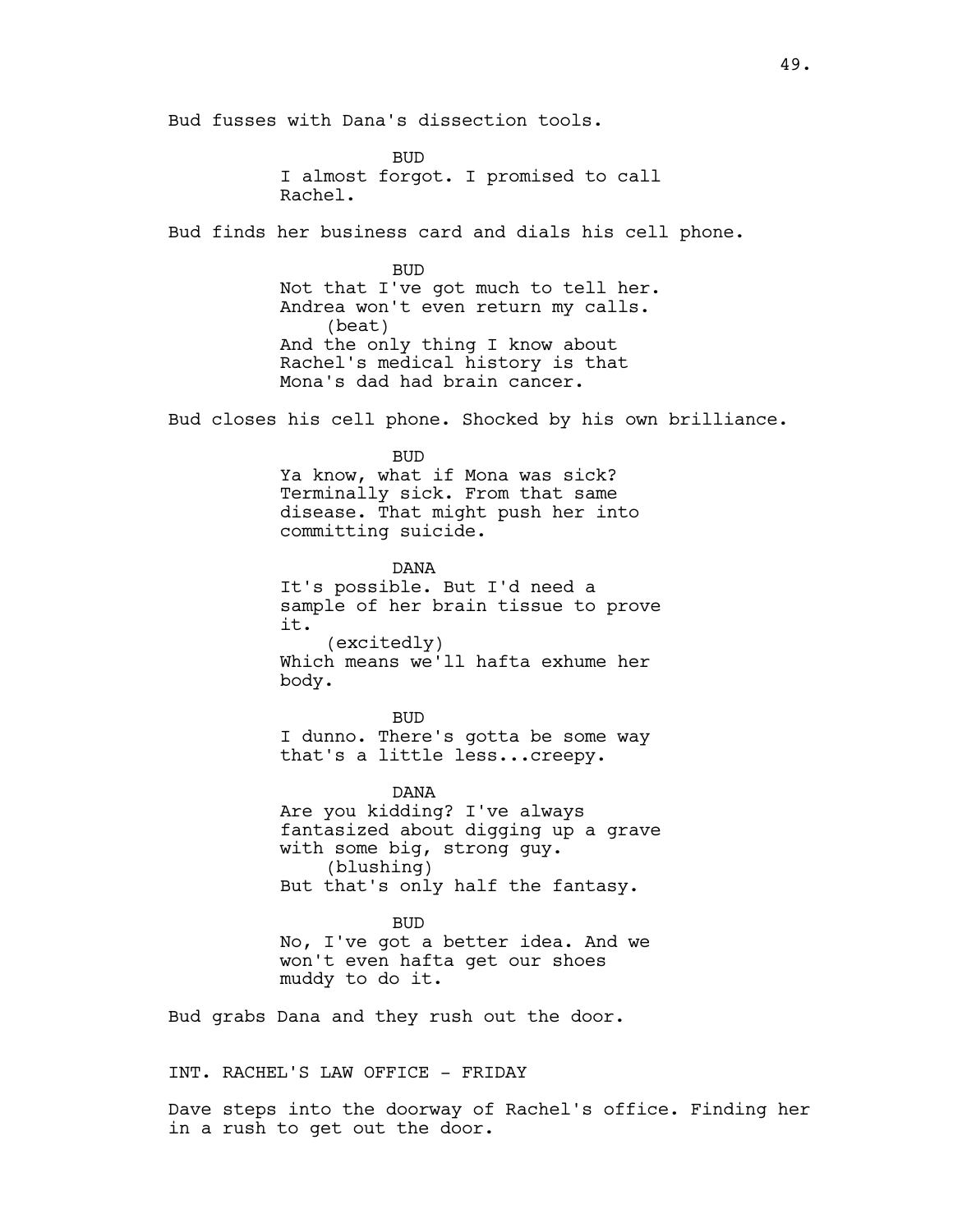Bud fusses with Dana's dissection tools.

BUD
I almost forgot. I promised to call Rachel.

Bud finds her business card and dials his cell phone.

BUD
Not that I've got much to tell her. Andrea won't even return my calls.
(beat)
And the only thing I know about Rachel's medical history is that Mona's dad had brain cancer.

Bud closes his cell phone. Shocked by his own brilliance.

BUD
Ya know, what if Mona was sick? Terminally sick. From that same disease. That might push her into committing suicide.

DANA
It's possible. But I'd need a sample of her brain tissue to prove it.
(excitedly)
Which means we'll hafta exhume her body.

BUD
I dunno. There's gotta be some way that's a little less...creepy.

DANA
Are you kidding? I've always fantasized about digging up a grave with some big, strong guy.
(blushing)
But that's only half the fantasy.

BUD
No, I've got a better idea. And we won't even hafta get our shoes muddy to do it.

Bud grabs Dana and they rush out the door.

INT. RACHEL'S LAW OFFICE - FRIDAY

Dave steps into the doorway of Rachel's office. Finding her in a rush to get out the door.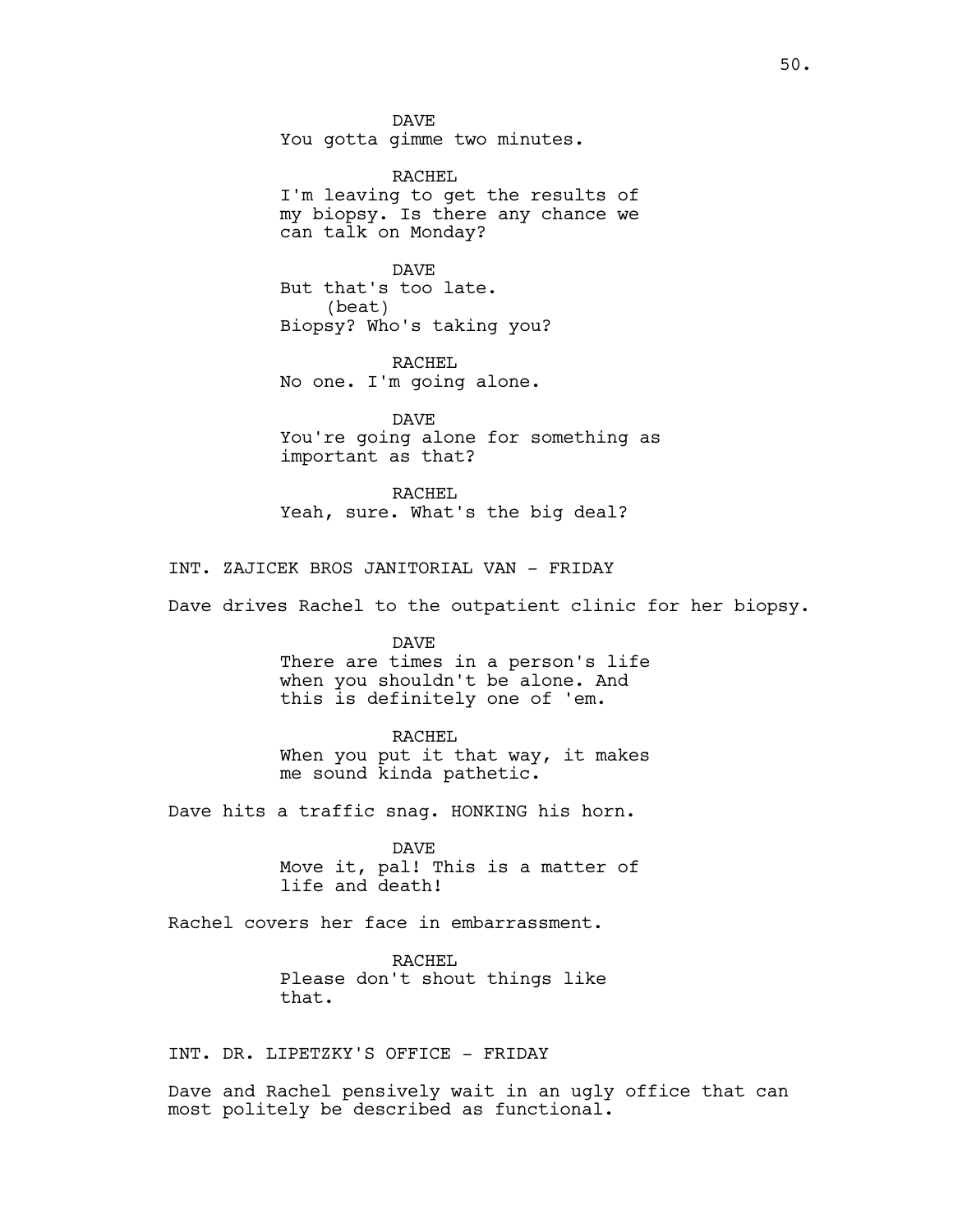DAVE
You gotta gimme two minutes.

RACHEL
I'm leaving to get the results of my biopsy. Is there any chance we can talk on Monday?

DAVE
But that's too late.
(beat)
Biopsy? Who's taking you?

RACHEL
No one. I'm going alone.

DAVE
You're going alone for something as important as that?

RACHEL
Yeah, sure. What's the big deal?

INT. ZAJICEK BROS JANITORIAL VAN - FRIDAY

Dave drives Rachel to the outpatient clinic for her biopsy.

DAVE
There are times in a person's life when you shouldn't be alone. And this is definitely one of 'em.

RACHEL
When you put it that way, it makes me sound kinda pathetic.

Dave hits a traffic snag. HONKING his horn.

DAVE
Move it, pal! This is a matter of life and death!

Rachel covers her face in embarrassment.

RACHEL
Please don't shout things like that.

INT. DR. LIPETZKY'S OFFICE - FRIDAY

Dave and Rachel pensively wait in an ugly office that can most politely be described as functional.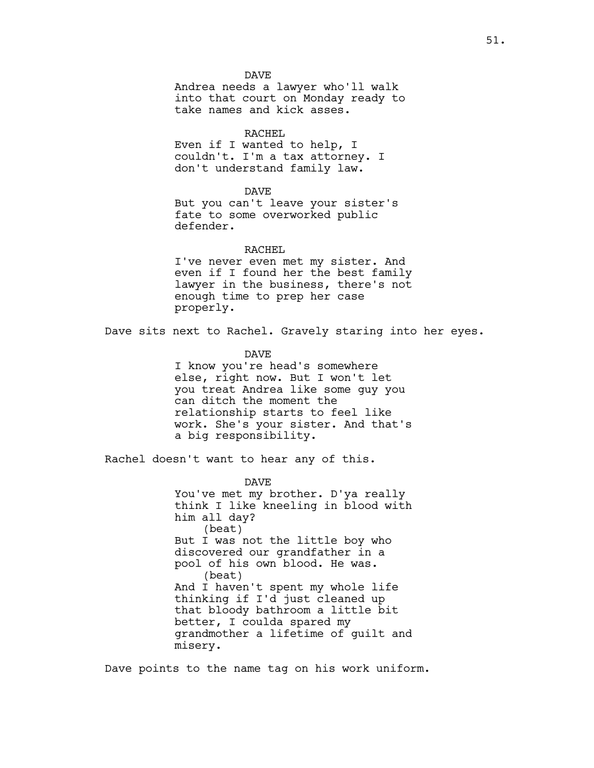DAVE
Andrea needs a lawyer who'll walk into that court on Monday ready to take names and kick asses.

RACHEL
Even if I wanted to help, I couldn't. I'm a tax attorney. I don't understand family law.

DAVE
But you can't leave your sister's fate to some overworked public defender.

RACHEL
I've never even met my sister. And even if I found her the best family lawyer in the business, there's not enough time to prep her case properly.

Dave sits next to Rachel. Gravely staring into her eyes.

DAVE
I know you're head's somewhere else, right now. But I won't let you treat Andrea like some guy you can ditch the moment the relationship starts to feel like work. She's your sister. And that's a big responsibility.

Rachel doesn't want to hear any of this.

DAVE
You've met my brother. D'ya really think I like kneeling in blood with him all day?
(beat)
But I was not the little boy who discovered our grandfather in a pool of his own blood. He was.
(beat)
And I haven't spent my whole life thinking if I'd just cleaned up that bloody bathroom a little bit better, I coulda spared my grandmother a lifetime of guilt and misery.

Dave points to the name tag on his work uniform.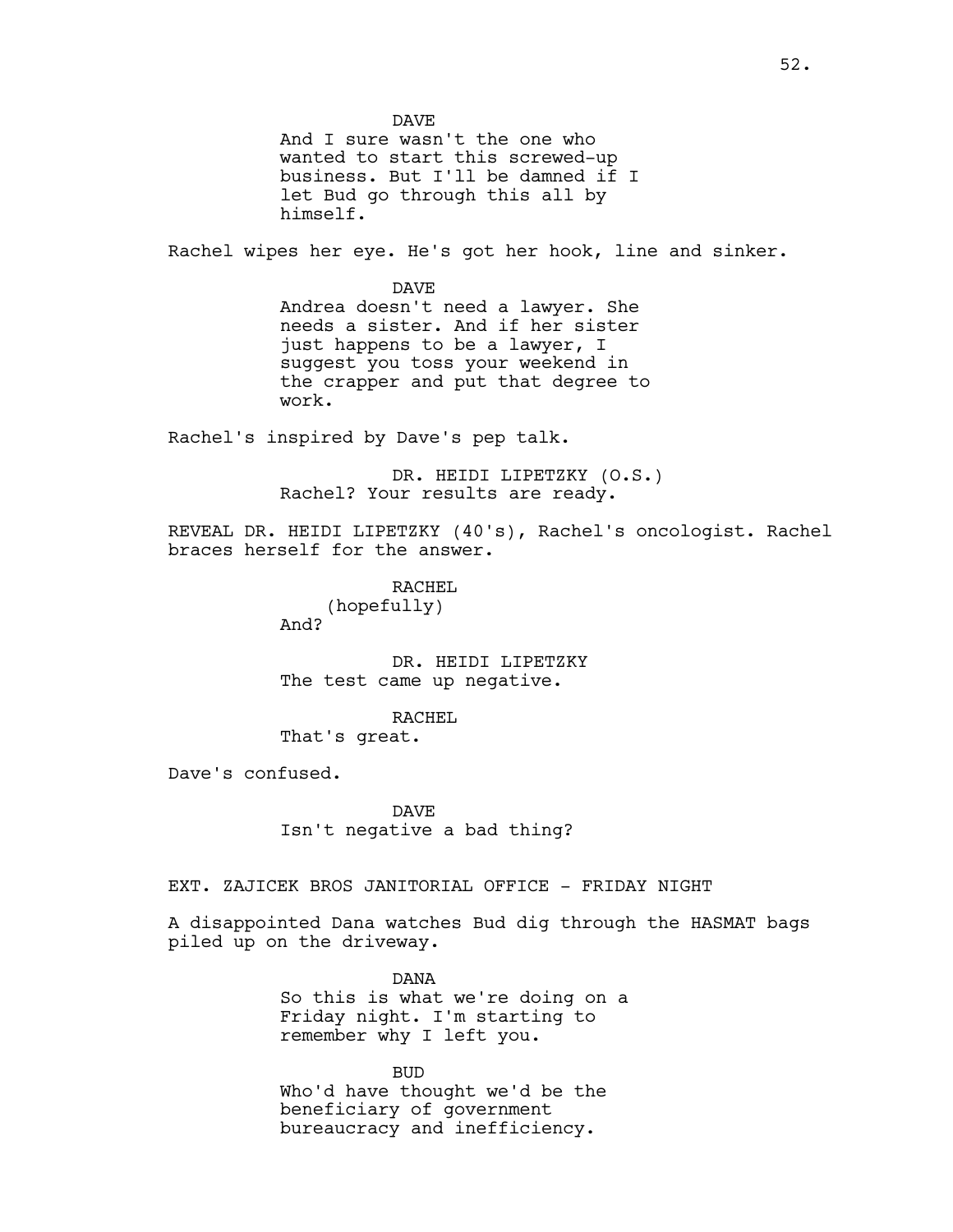DAVE

And I sure wasn't the one who wanted to start this screwed-up business. But I'll be damned if I let Bud go through this all by himself.

Rachel wipes her eye. He's got her hook, line and sinker.

DAVE

Andrea doesn't need a lawyer. She needs a sister. And if her sister just happens to be a lawyer, I suggest you toss your weekend in the crapper and put that degree to work.

Rachel's inspired by Dave's pep talk.

DR. HEIDI LIPETZKY (O.S.)

Rachel? Your results are ready.

REVEAL DR. HEIDI LIPETZKY (40's), Rachel's oncologist. Rachel braces herself for the answer.

RACHEL

(hopefully)

And?

DR. HEIDI LIPETZKY

The test came up negative.

RACHEL

That's great.

Dave's confused.

DAVE

Isn't negative a bad thing?

EXT. ZAJICEK BROS JANITORIAL OFFICE - FRIDAY NIGHT

A disappointed Dana watches Bud dig through the HASMAT bags piled up on the driveway.

DANA

So this is what we're doing on a Friday night. I'm starting to remember why I left you.

BUD

Who'd have thought we'd be the beneficiary of government bureaucracy and inefficiency.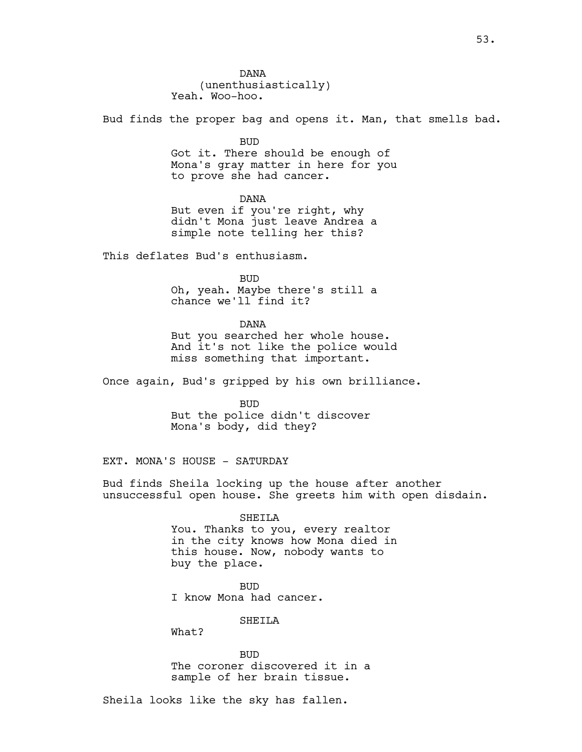DANA
(unenthusiastically)
Yeah. Woo-hoo.

Bud finds the proper bag and opens it. Man, that smells bad.

BUD
Got it. There should be enough of Mona's gray matter in here for you to prove she had cancer.

DANA
But even if you're right, why didn't Mona just leave Andrea a simple note telling her this?

This deflates Bud's enthusiasm.

BUD
Oh, yeah. Maybe there's still a chance we'll find it?

DANA
But you searched her whole house. And it's not like the police would miss something that important.

Once again, Bud's gripped by his own brilliance.

BUD
But the police didn't discover Mona's body, did they?

EXT. MONA'S HOUSE - SATURDAY

Bud finds Sheila locking up the house after another unsuccessful open house. She greets him with open disdain.

SHEILA
You. Thanks to you, every realtor in the city knows how Mona died in this house. Now, nobody wants to buy the place.

BUD
I know Mona had cancer.

SHEILA
What?

BUD
The coroner discovered it in a sample of her brain tissue.

Sheila looks like the sky has fallen.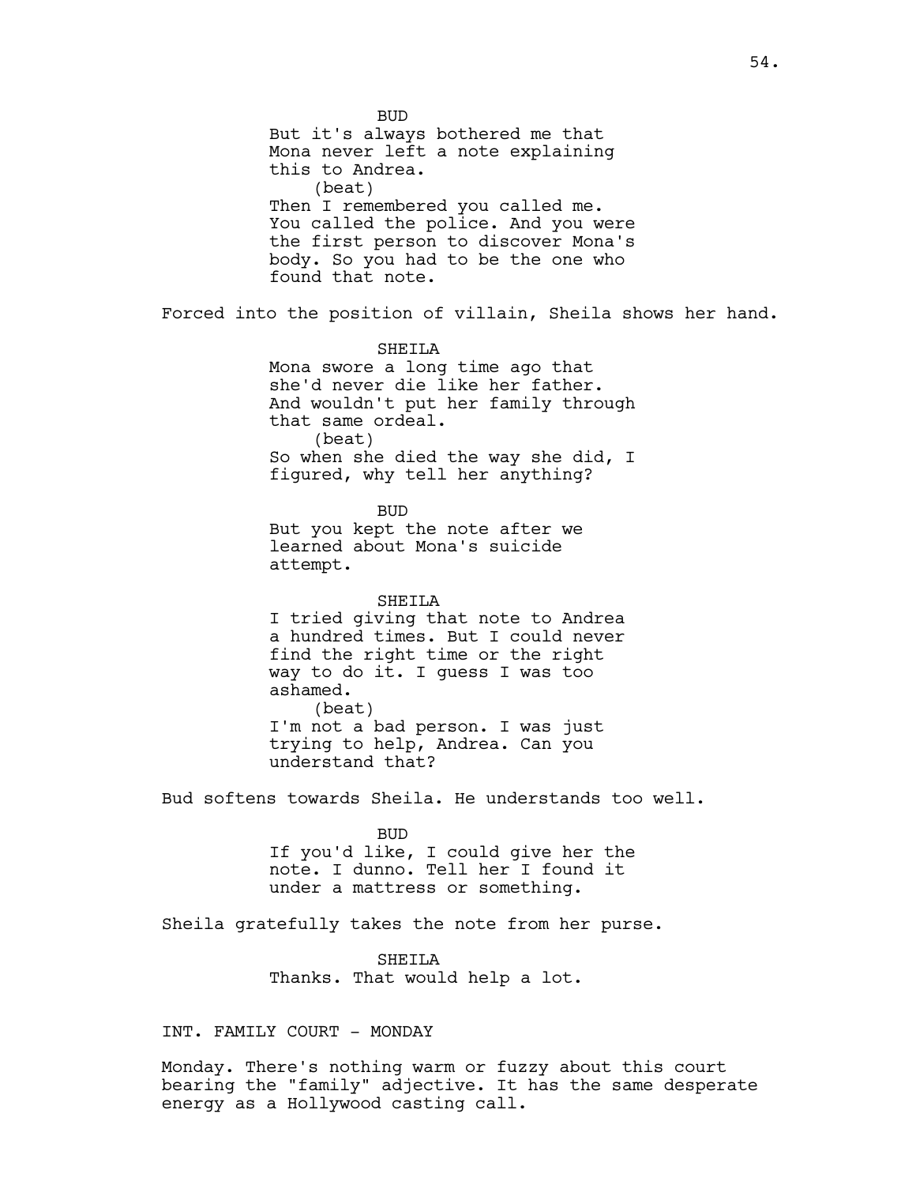BUD

But it's always bothered me that Mona never left a note explaining this to Andrea.

(beat)

Then I remembered you called me. You called the police. And you were the first person to discover Mona's body. So you had to be the one who found that note.

Forced into the position of villain, Sheila shows her hand.

SHEILA

Mona swore a long time ago that she'd never die like her father. And wouldn't put her family through that same ordeal.

(beat)

So when she died the way she did, I figured, why tell her anything?

BUD

But you kept the note after we learned about Mona's suicide attempt.

SHEILA

I tried giving that note to Andrea a hundred times. But I could never find the right time or the right way to do it. I guess I was too ashamed.

(beat)

I'm not a bad person. I was just trying to help, Andrea. Can you understand that?

Bud softens towards Sheila. He understands too well.

BUD

If you'd like, I could give her the note. I dunno. Tell her I found it under a mattress or something.

Sheila gratefully takes the note from her purse.

SHEILA

Thanks. That would help a lot.

INT. FAMILY COURT - MONDAY

Monday. There's nothing warm or fuzzy about this court bearing the "family" adjective. It has the same desperate energy as a Hollywood casting call.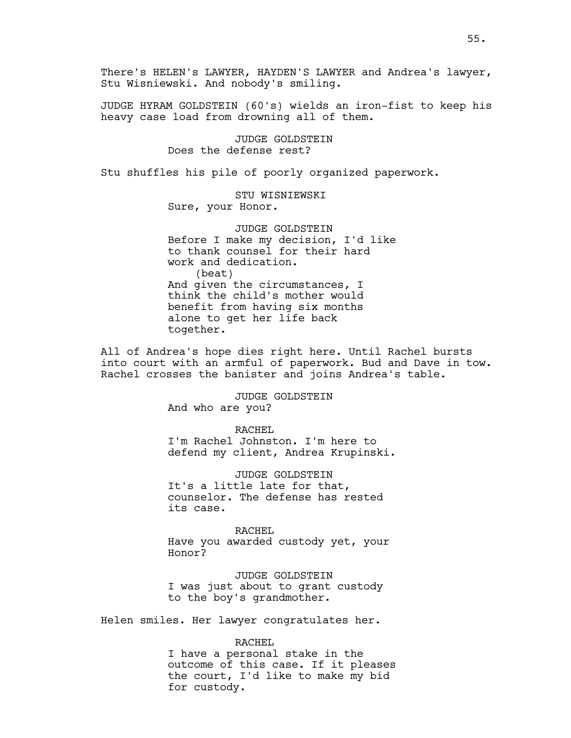There's HELEN's LAWYER, HAYDEN'S LAWYER and Andrea's lawyer, Stu Wisniewski. And nobody's smiling.

JUDGE HYRAM GOLDSTEIN (60's) wields an iron-fist to keep his heavy case load from drowning all of them.

JUDGE GOLDSTEIN
Does the defense rest?

Stu shuffles his pile of poorly organized paperwork.

STU WISNIEWSKI
Sure, your Honor.

JUDGE GOLDSTEIN
Before I make my decision, I'd like to thank counsel for their hard work and dedication.
(beat)
And given the circumstances, I think the child's mother would benefit from having six months alone to get her life back together.

All of Andrea's hope dies right here. Until Rachel bursts into court with an armful of paperwork. Bud and Dave in tow. Rachel crosses the banister and joins Andrea's table.

JUDGE GOLDSTEIN
And who are you?

RACHEL
I'm Rachel Johnston. I'm here to defend my client, Andrea Krupinski.

JUDGE GOLDSTEIN
It's a little late for that, counselor. The defense has rested its case.

RACHEL
Have you awarded custody yet, your Honor?

JUDGE GOLDSTEIN
I was just about to grant custody to the boy's grandmother.

Helen smiles. Her lawyer congratulates her.

RACHEL
I have a personal stake in the outcome of this case. If it pleases the court, I'd like to make my bid for custody.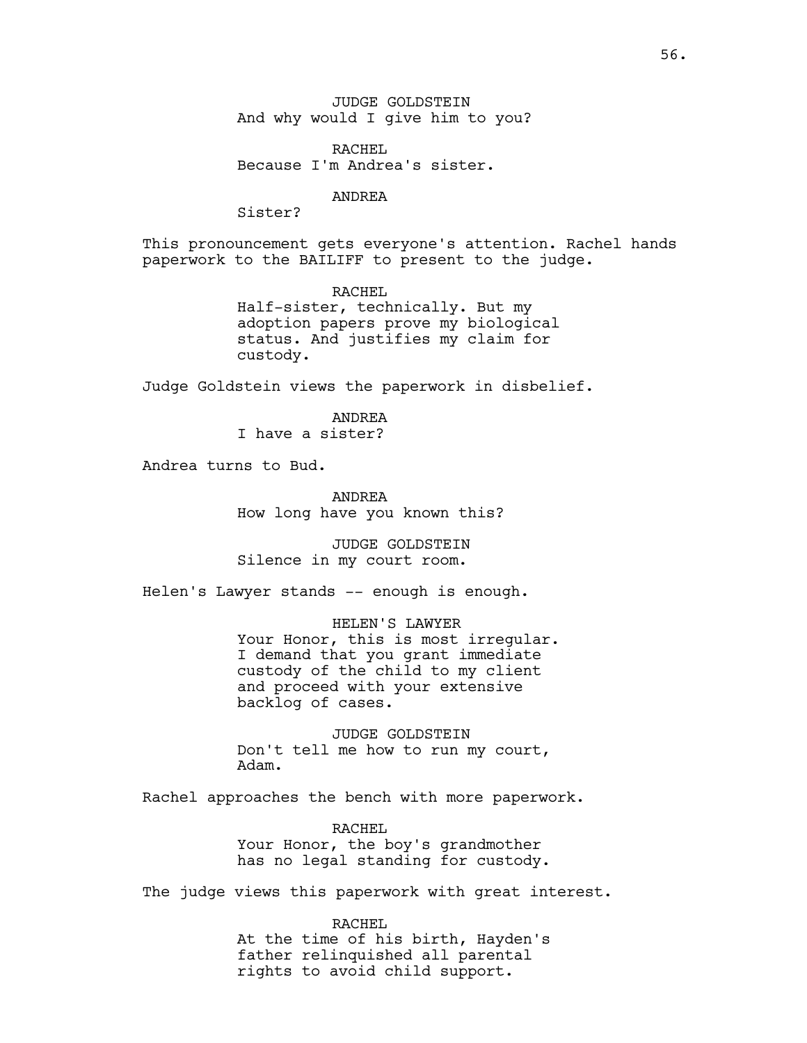JUDGE GOLDSTEIN
And why would I give him to you?

RACHEL
Because I'm Andrea's sister.

ANDREA
Sister?

This pronouncement gets everyone's attention. Rachel hands paperwork to the BAILIFF to present to the judge.

RACHEL
Half-sister, technically. But my adoption papers prove my biological status. And justifies my claim for custody.

Judge Goldstein views the paperwork in disbelief.

ANDREA
I have a sister?

Andrea turns to Bud.

ANDREA
How long have you known this?

JUDGE GOLDSTEIN
Silence in my court room.

Helen's Lawyer stands -- enough is enough.

HELEN'S LAWYER
Your Honor, this is most irregular. I demand that you grant immediate custody of the child to my client and proceed with your extensive backlog of cases.

JUDGE GOLDSTEIN
Don't tell me how to run my court, Adam.

Rachel approaches the bench with more paperwork.

RACHEL
Your Honor, the boy's grandmother has no legal standing for custody.

The judge views this paperwork with great interest.

RACHEL
At the time of his birth, Hayden's father relinquished all parental rights to avoid child support.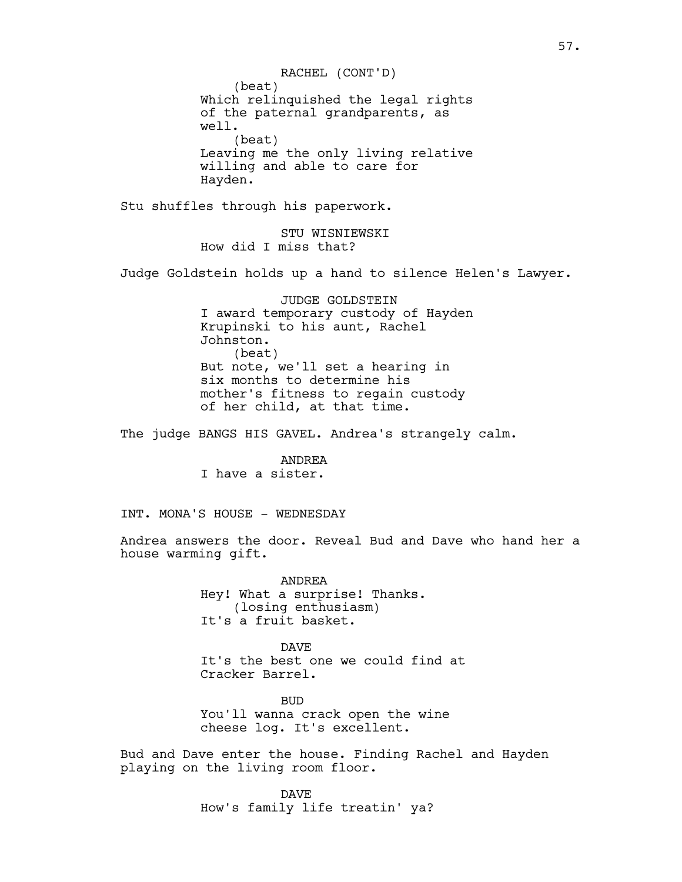RACHEL (CONT'D)
(beat)
Which relinquished the legal rights of the paternal grandparents, as well.
(beat)
Leaving me the only living relative willing and able to care for Hayden.

Stu shuffles through his paperwork.

STU WISNIEWSKI
How did I miss that?

Judge Goldstein holds up a hand to silence Helen's Lawyer.

JUDGE GOLDSTEIN
I award temporary custody of Hayden Krupinski to his aunt, Rachel Johnston.
(beat)
But note, we'll set a hearing in six months to determine his mother's fitness to regain custody of her child, at that time.

The judge BANGS HIS GAVEL. Andrea's strangely calm.

ANDREA
I have a sister.

INT. MONA'S HOUSE - WEDNESDAY

Andrea answers the door. Reveal Bud and Dave who hand her a house warming gift.

ANDREA
Hey! What a surprise! Thanks.
(losing enthusiasm)
It's a fruit basket.

DAVE
It's the best one we could find at Cracker Barrel.

BUD
You'll wanna crack open the wine cheese log. It's excellent.

Bud and Dave enter the house. Finding Rachel and Hayden playing on the living room floor.

DAVE
How's family life treatin' ya?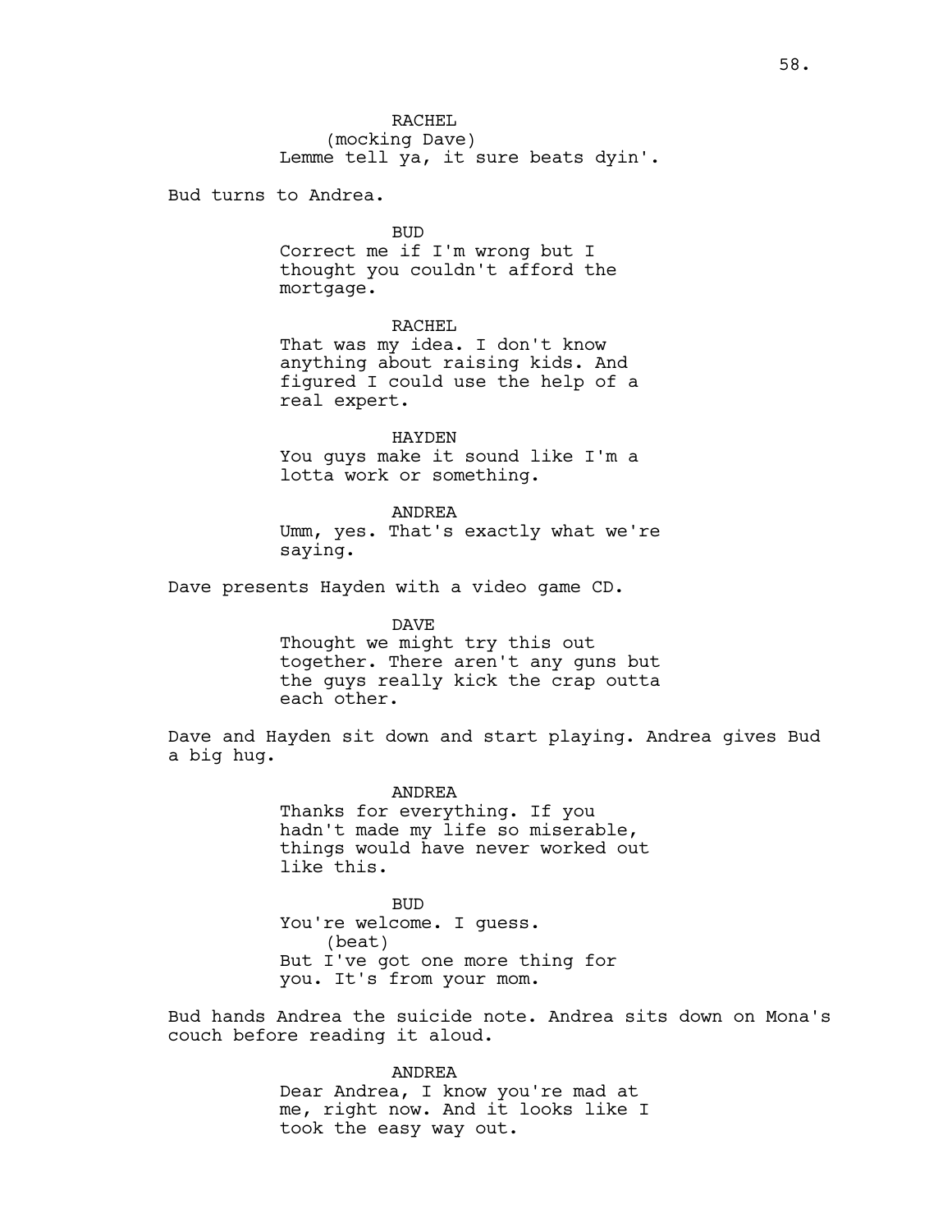RACHEL
(mocking Dave)
Lemme tell ya, it sure beats dyin'.

Bud turns to Andrea.

BUD
Correct me if I'm wrong but I thought you couldn't afford the mortgage.

RACHEL
That was my idea. I don't know anything about raising kids. And figured I could use the help of a real expert.

HAYDEN
You guys make it sound like I'm a lotta work or something.

ANDREA
Umm, yes. That's exactly what we're saying.

Dave presents Hayden with a video game CD.

DAVE
Thought we might try this out together. There aren't any guns but the guys really kick the crap outta each other.

Dave and Hayden sit down and start playing. Andrea gives Bud a big hug.

ANDREA
Thanks for everything. If you hadn't made my life so miserable, things would have never worked out like this.

BUD
You're welcome. I guess.
(beat)
But I've got one more thing for you. It's from your mom.

Bud hands Andrea the suicide note. Andrea sits down on Mona's couch before reading it aloud.

ANDREA
Dear Andrea, I know you're mad at me, right now. And it looks like I took the easy way out.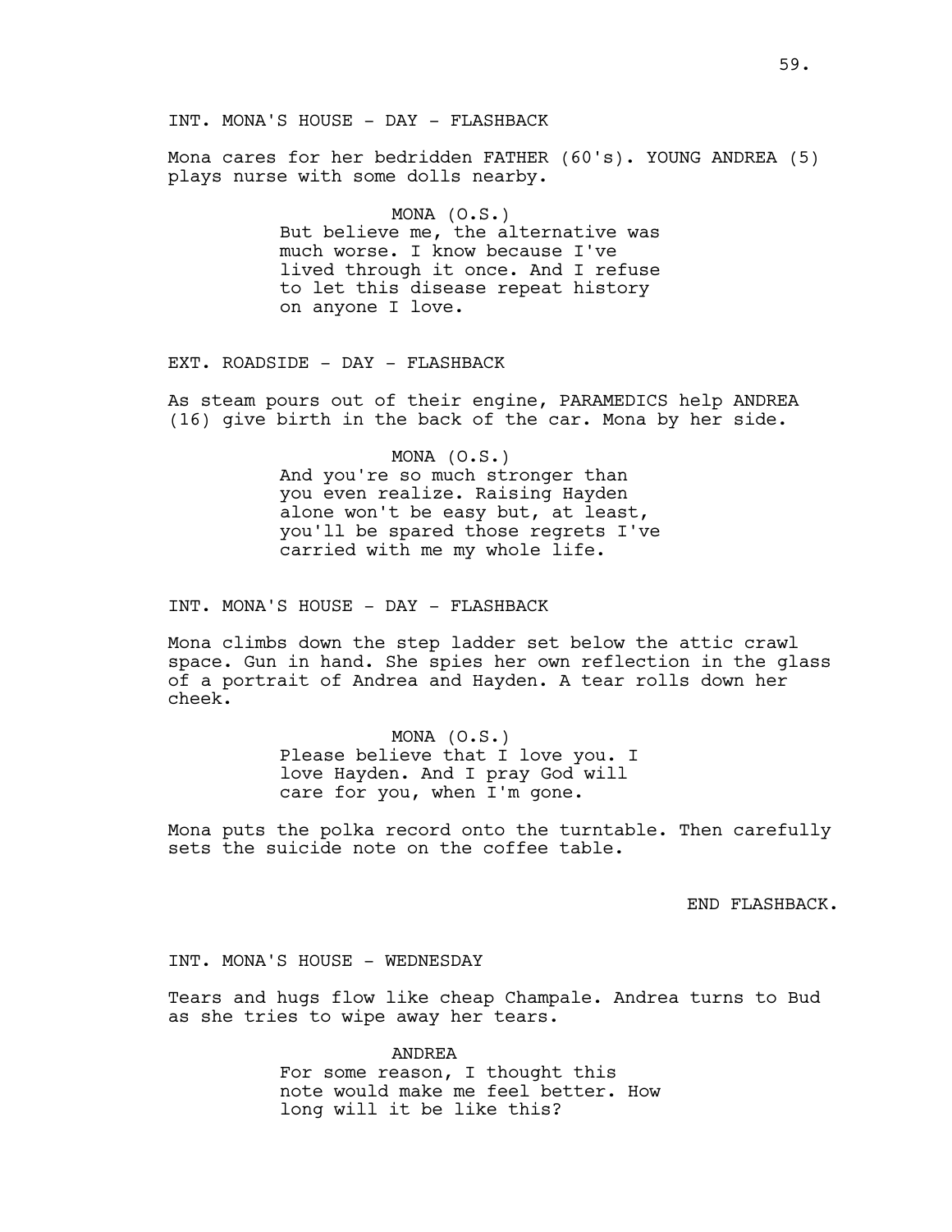INT. MONA'S HOUSE - DAY - FLASHBACK

Mona cares for her bedridden FATHER (60's). YOUNG ANDREA (5) plays nurse with some dolls nearby.

MONA (O.S.)
But believe me, the alternative was much worse. I know because I've lived through it once. And I refuse to let this disease repeat history on anyone I love.

EXT. ROADSIDE - DAY - FLASHBACK

As steam pours out of their engine, PARAMEDICS help ANDREA (16) give birth in the back of the car. Mona by her side.

MONA (O.S.)
And you're so much stronger than you even realize. Raising Hayden alone won't be easy but, at least, you'll be spared those regrets I've carried with me my whole life.

INT. MONA'S HOUSE - DAY - FLASHBACK

Mona climbs down the step ladder set below the attic crawl space. Gun in hand. She spies her own reflection in the glass of a portrait of Andrea and Hayden. A tear rolls down her cheek.

MONA (O.S.)
Please believe that I love you. I love Hayden. And I pray God will care for you, when I'm gone.

Mona puts the polka record onto the turntable. Then carefully sets the suicide note on the coffee table.

END FLASHBACK.

INT. MONA'S HOUSE - WEDNESDAY

Tears and hugs flow like cheap Champale. Andrea turns to Bud as she tries to wipe away her tears.

ANDREA
For some reason, I thought this note would make me feel better. How long will it be like this?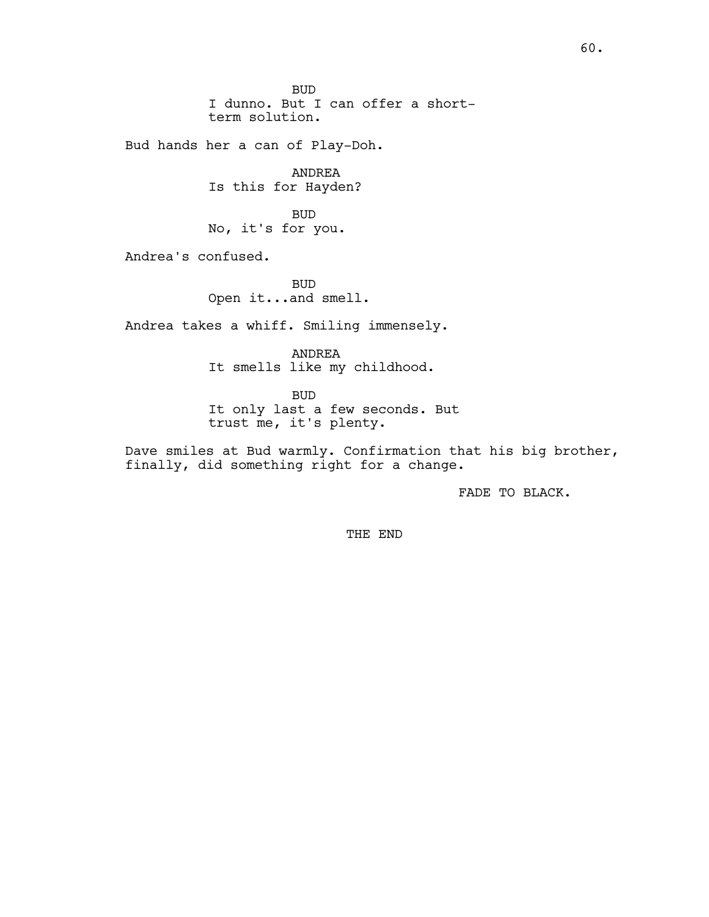BUD

I dunno. But I can offer a short-term solution.

Bud hands her a can of Play-Doh.

ANDREA

Is this for Hayden?

BUD

No, it's for you.

Andrea's confused.

BUD

Open it...and smell.

Andrea takes a whiff. Smiling immensely.

ANDREA

It smells like my childhood.

BUD

It only last a few seconds. But trust me, it's plenty.

Dave smiles at Bud warmly. Confirmation that his big brother, finally, did something right for a change.

FADE TO BLACK.

THE END